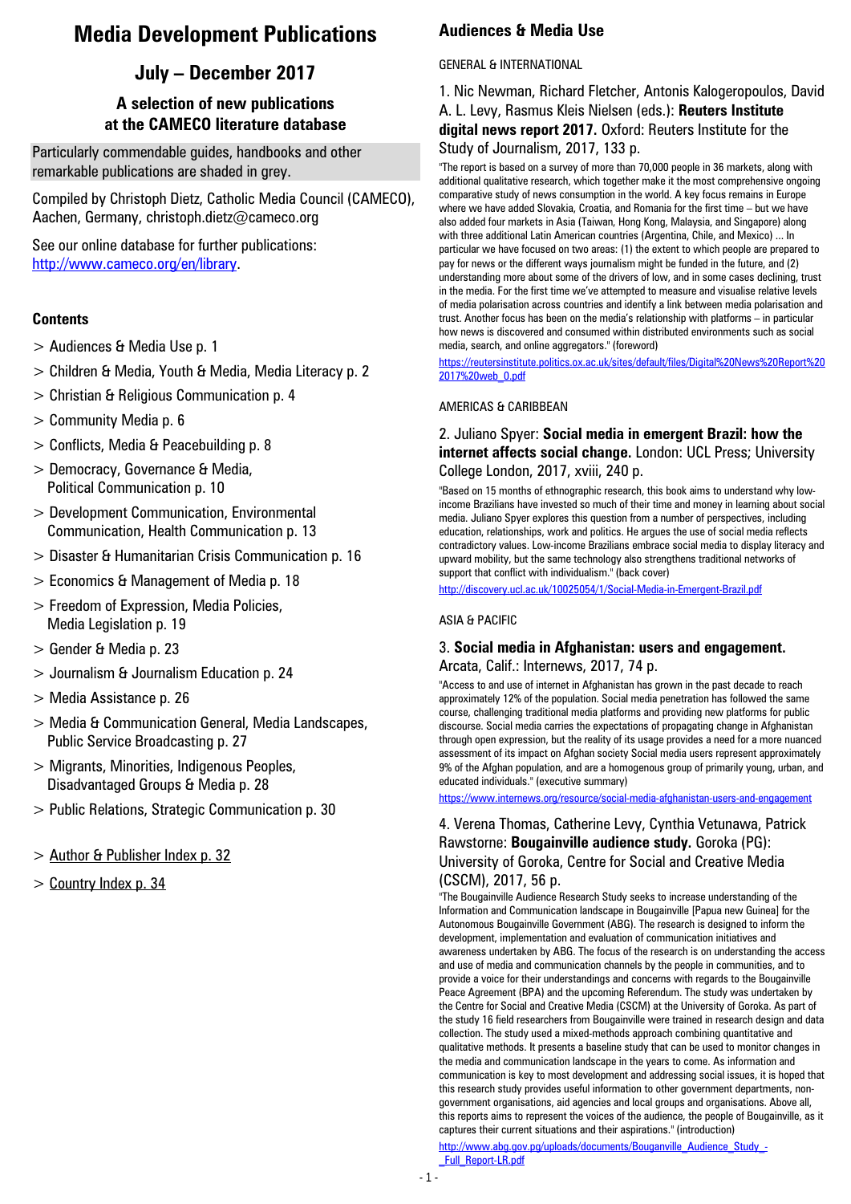# Media Development Publications

## July – December 2017

### A selection of new publications at the CAMECO literature database

Particularly commendable guides, handbooks and other remarkable publications are shaded in grey.

Compiled by Christoph Dietz, Catholic Media Council (CAMECO), Aachen, Germany, christoph.dietz@cameco.org

See our online database for further publications: http://www.cameco.org/en/library.

### Contents

- > Audiences & Media Use p. 1
- > Children & Media, Youth & Media, Media Literacy p. 2
- > Christian & Religious Communication p. 4
- > Community Media p. 6
- > Conflicts, Media & Peacebuilding p. 8
- > Democracy, Governance & Media, Political Communication p. 10
- > Development Communication, Environmental Communication, Health Communication p. 13
- > Disaster & Humanitarian Crisis Communication p. 16
- > Economics & Management of Media p. 18
- > Freedom of Expression, Media Policies, Media Legislation p. 19
- > Gender & Media p. 23
- > Journalism & Journalism Education p. 24
- > Media Assistance p. 26
- > Media & Communication General, Media Landscapes, Public Service Broadcasting p. 27
- > Migrants, Minorities, Indigenous Peoples, Disadvantaged Groups & Media p. 28
- > Public Relations, Strategic Communication p. 30
- > Author & Publisher Index p. 32
- > Country Index p. 34

## Audiences & Media Use

GENERAL & INTERNATIONAL

1. Nic Newman, Richard Fletcher, Antonis Kalogeropoulos, David A. L. Levy, Rasmus Kleis Nielsen (eds.): **Reuters Institute digital news report 2017.** Oxford: Reuters Institute for the Study of Journalism, 2017, 133 p.

"The report is based on a survey of more than 70,000 people in 36 markets, along with additional qualitative research, which together make it the most comprehensive ongoing comparative study of news consumption in the world. A key focus remains in Europe where we have added Slovakia, Croatia, and Romania for the first time – but we have also added four markets in Asia (Taiwan, Hong Kong, Malaysia, and Singapore) along with three additional Latin American countries (Argentina, Chile, and Mexico) ... In particular we have focused on two areas: (1) the extent to which people are prepared to pay for news or the different ways journalism might be funded in the future, and (2) understanding more about some of the drivers of low, and in some cases declining, trust in the media. For the first time we've attempted to measure and visualise relative levels of media polarisation across countries and identify a link between media polarisation and trust. Another focus has been on the media's relationship with platforms – in particular how news is discovered and consumed within distributed environments such as social media, search, and online aggregators." (foreword)

https://reutersinstitute.politics.ox.ac.uk/sites/default/files/Digital%20News%20Report%202017%20web_0.pdf

AMERICAS & CARIBBEAN

2. Juliano Spyer: **Social media in emergent Brazil: how the internet affects social change.** London: UCL Press; University College London, 2017, xviii, 240 p.

"Based on 15 months of ethnographic research, this book aims to understand why low-income Brazilians have invested so much of their time and money in learning about social media. Juliano Spyer explores this question from a number of perspectives, including education, relationships, work and politics. He argues the use of social media reflects contradictory values. Low-income Brazilians embrace social media to display literacy and upward mobility, but the same technology also strengthens traditional networks of support that conflict with individualism." (back cover)

http://discovery.ucl.ac.uk/10025054/1/Social-Media-in-Emergent-Brazil.pdf

ASIA & PACIFIC

3. **Social media in Afghanistan: users and engagement.** Arcata, Calif.: Internews, 2017, 74 p.

"Access to and use of internet in Afghanistan has grown in the past decade to reach approximately 12% of the population. Social media penetration has followed the same course, challenging traditional media platforms and providing new platforms for public discourse. Social media carries the expectations of propagating change in Afghanistan through open expression, but the reality of its usage provides a need for a more nuanced assessment of its impact on Afghan society Social media users represent approximately 9% of the Afghan population, and are a homogenous group of primarily young, urban, and educated individuals." (executive summary)

https://www.internews.org/resource/social-media-afghanistan-users-and-engagement

4. Verena Thomas, Catherine Levy, Cynthia Vetunawa, Patrick Rawstorne: **Bougainville audience study.** Goroka (PG): University of Goroka, Centre for Social and Creative Media (CSCM), 2017, 56 p.

"The Bougainville Audience Research Study seeks to increase understanding of the Information and Communication landscape in Bougainville [Papua new Guinea] for the Autonomous Bougainville Government (ABG). The research is designed to inform the development, implementation and evaluation of communication initiatives and awareness undertaken by ABG. The focus of the research is on understanding the access and use of media and communication channels by the people in communities, and to provide a voice for their understandings and concerns with regards to the Bougainville Peace Agreement (BPA) and the upcoming Referendum. The study was undertaken by the Centre for Social and Creative Media (CSCM) at the University of Goroka. As part of the study 16 field researchers from Bougainville were trained in research design and data collection. The study used a mixed-methods approach combining quantitative and qualitative methods. It presents a baseline study that can be used to monitor changes in the media and communication landscape in the years to come. As information and communication is key to most development and addressing social issues, it is hoped that this research study provides useful information to other government departments, non-government organisations, aid agencies and local groups and their organisations. Above all, this reports aims to represent the voices of the audience, the people of Bougainville, as it captures their current situations and their aspirations." (introduction)

http://www.abg.gov.pg/uploads/documents/Bouganville_Audience_Study_-_Full_Report-LR.pdf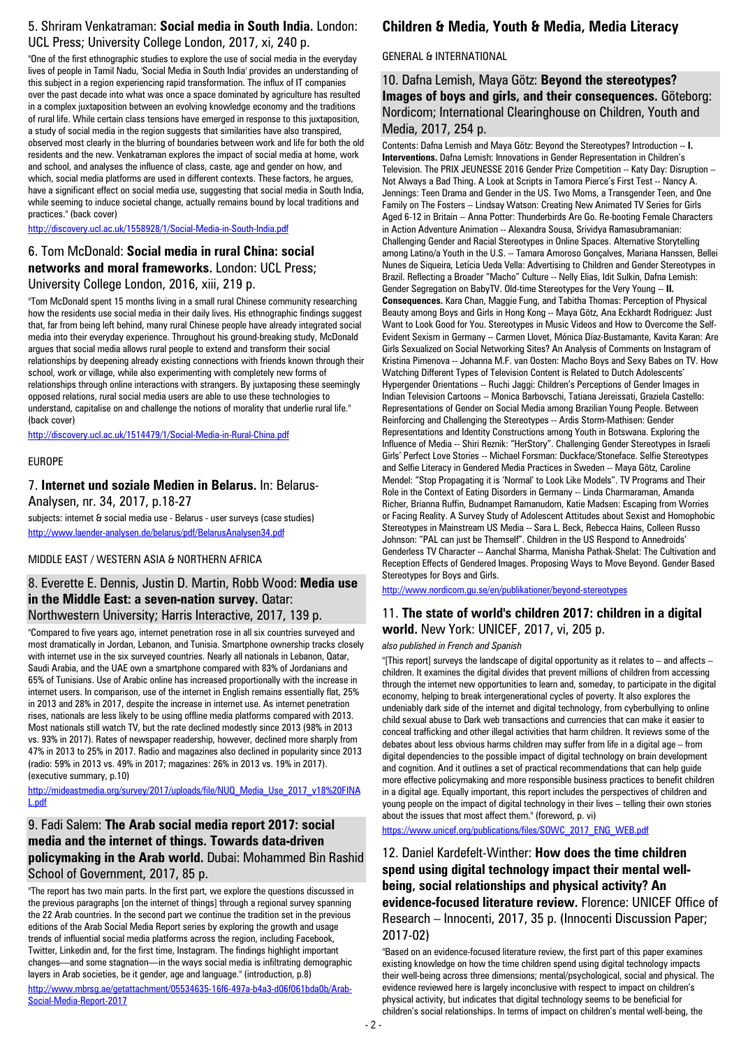5. Shriram Venkatraman: **Social media in South India.** London: UCL Press; University College London, 2017, xi, 240 p.

"One of the first ethnographic studies to explore the use of social media in the everyday lives of people in Tamil Nadu, 'Social Media in South India' provides an understanding of this subject in a region experiencing rapid transformation. The influx of IT companies over the past decade into what was once a space dominated by agriculture has resulted in a complex juxtaposition between an evolving knowledge economy and the traditions of rural life. While certain class tensions have emerged in response to this juxtaposition, a study of social media in the region suggests that similarities have also transpired, observed most clearly in the blurring of boundaries between work and life for both the old residents and the new. Venkatraman explores the impact of social media at home, work and school, and analyses the influence of class, caste, age and gender on how, and which, social media platforms are used in different contexts. These factors, he argues, have a significant effect on social media use, suggesting that social media in South India, while seeming to induce societal change, actually remains bound by local traditions and practices." (back cover)

http://discovery.ucl.ac.uk/1558928/1/Social-Media-in-South-India.pdf

6. Tom McDonald: **Social media in rural China: social networks and moral frameworks.** London: UCL Press; University College London, 2016, xiii, 219 p.

"Tom McDonald spent 15 months living in a small rural Chinese community researching how the residents use social media in their daily lives. His ethnographic findings suggest that, far from being left behind, many rural Chinese people have already integrated social media into their everyday experience. Throughout his ground-breaking study, McDonald argues that social media allows rural people to extend and transform their social relationships by deepening already existing connections with friends known through their school, work or village, while also experimenting with completely new forms of relationships through online interactions with strangers. By juxtaposing these seemingly opposed relations, rural social media users are able to use these technologies to understand, capitalise on and challenge the notions of morality that underlie rural life." (back cover)

http://discovery.ucl.ac.uk/1514479/1/Social-Media-in-Rural-China.pdf

EUROPE

7. **Internet und soziale Medien in Belarus.** In: Belarus-Analysen, nr. 34, 2017, p.18-27

subjects: internet & social media use - Belarus - user surveys (case studies)

http://www.laender-analysen.de/belarus/pdf/BelarusAnalysen34.pdf

MIDDLE EAST / WESTERN ASIA & NORTHERN AFRICA

8. Everette E. Dennis, Justin D. Martin, Robb Wood: **Media use in the Middle East: a seven-nation survey.** Qatar: Northwestern University; Harris Interactive, 2017, 139 p.

"Compared to five years ago, internet penetration rose in all six countries surveyed and most dramatically in Jordan, Lebanon, and Tunisia. Smartphone ownership tracks closely with internet use in the six surveyed countries. Nearly all nationals in Lebanon, Qatar, Saudi Arabia, and the UAE own a smartphone compared with 83% of Jordanians and 65% of Tunisians. Use of Arabic online has increased proportionally with the increase in internet users. In comparison, use of the internet in English remains essentially flat, 25% in 2013 and 28% in 2017, despite the increase in internet use. As internet penetration rises, nationals are less likely to be using offline media platforms compared with 2013. Most nationals still watch TV, but the rate declined modestly since 2013 (98% in 2013 vs. 93% in 2017). Rates of newspaper readership, however, declined more sharply from 47% in 2013 to 25% in 2017. Radio and magazines also declined in popularity since 2013 (radio: 59% in 2013 vs. 49% in 2017; magazines: 26% in 2013 vs. 19% in 2017)." (executive summary, p.10)

http://mideastmedia.org/survey/2017/uploads/file/NUQ_Media_Use_2017_v18%20FINAL.pdf

9. Fadi Salem: **The Arab social media report 2017: social media and the internet of things. Towards data-driven policymaking in the Arab world.** Dubai: Mohammed Bin Rashid School of Government, 2017, 85 p.

"The report has two main parts. In the first part, we explore the questions discussed in the previous paragraphs [on the internet of things] through a regional survey spanning the 22 Arab countries. In the second part we continue the tradition set in the previous editions of the Arab Social Media Report series by exploring the growth and usage trends of influential social media platforms across the region, including Facebook, Twitter, Linkedin and, for the first time, Instagram. The findings highlight important changes—and some stagnation—in the ways social media is infiltrating demographic layers in Arab societies, be it gender, age and language." (introduction, p.8)

http://www.mbrsg.ae/getattachment/05534635-16f6-497a-b4a3-d06f061bda0b/Arab-Social-Media-Report-2017

## Children & Media, Youth & Media, Media Literacy

GENERAL & INTERNATIONAL

10. Dafna Lemish, Maya Götz: **Beyond the stereotypes? Images of boys and girls, and their consequences.** Göteborg: Nordicom; International Clearinghouse on Children, Youth and Media, 2017, 254 p.

Contents: Dafna Lemish and Maya Götz: Beyond the Stereotypes? Introduction -- **I. Interventions.** Dafna Lemish: Innovations in Gender Representation in Children's Television. The PRIX JEUNESSE 2016 Gender Prize Competition -- Katy Day: Disruption – Not Always a Bad Thing. A Look at Scripts in Tamora Pierce's First Test -- Nancy A. Jennings: Teen Drama and Gender in the US. Two Moms, a Transgender Teen, and One Family on The Fosters -- Lindsay Watson: Creating New Animated TV Series for Girls Aged 6-12 in Britain -- Anna Potter: Thunderbirds Are Go. Re-booting Female Characters in Action Adventure Animation -- Alexandra Sousa, Srividya Ramasubramanian: Challenging Gender and Racial Stereotypes in Online Spaces. Alternative Storytelling among Latino/a Youth in the U.S. -- Tamara Amoroso Gonçalves, Mariana Hanssen, Bellei Nunes de Siqueira, Letícia Ueda Vella: Advertising to Children and Gender Stereotypes in Brazil. Reflecting a Broader "Macho" Culture -- Nelly Elias, Idit Sulkin, Dafna Lemish: Gender Segregation on BabyTV. Old-time Stereotypes for the Very Young -- **II. Consequences.** Kara Chan, Maggie Fung, and Tabitha Thomas: Perception of Physical Beauty among Boys and Girls in Hong Kong -- Maya Götz, Ana Eckhardt Rodriguez: Just Want to Look Good for You. Stereotypes in Music Videos and How to Overcome the Self-Evident Sexism in Germany -- Carmen Llovet, Mónica Díaz-Bustamante, Kavita Karan: Are Girls Sexualized on Social Networking Sites? An Analysis of Comments on Instagram of Kristina Pimenova -- Johanna M.F. van Oosten: Macho Boys and Sexy Babes on TV. How Watching Different Types of Television Content is Related to Dutch Adolescents' Hypergender Orientations -- Ruchi Jaggi: Children's Perceptions of Gender Images in Indian Television Cartoons -- Monica Barbovschi, Tatiana Jereissati, Graziela Castello: Representations of Gender on Social Media among Brazilian Young People. Between Reinforcing and Challenging the Stereotypes -- Ardis Storm-Mathisen: Gender Representations and Identity Constructions among Youth in Botswana. Exploring the Influence of Media -- Shiri Reznik: "HerStory". Challenging Gender Stereotypes in Israeli Girls' Perfect Love Stories -- Michael Forsman: Duckface/Stoneface. Selfie Stereotypes and Selfie Literacy in Gendered Media Practices in Sweden -- Maya Götz, Caroline Mendel: "Stop Propagating it is 'Normal' to Look Like Models". TV Programs and Their Role in the Context of Eating Disorders in Germany -- Linda Charmaraman, Amanda Richer, Brianna Ruffin, Budnampet Ramanudom, Katie Madsen: Escaping from Worries or Facing Reality. A Survey Study of Adolescent Attitudes about Sexist and Homophobic Stereotypes in Mainstream US Media -- Sara L. Beck, Rebecca Hains, Colleen Russo Johnson: "PAL can just be Themself". Children in the US Respond to Annedroids' Genderless TV Character -- Aanchal Sharma, Manisha Pathak-Shelat: The Cultivation and Reception Effects of Gendered Images. Proposing Ways to Move Beyond. Gender Based Stereotypes for Boys and Girls.

http://www.nordicom.gu.se/en/publikationer/beyond-stereotypes

11. **The state of world's children 2017: children in a digital world.** New York: UNICEF, 2017, vi, 205 p.

*also published in French and Spanish*

"[This report] surveys the landscape of digital opportunity as it relates to – and affects – children. It examines the digital divides that prevent millions of children from accessing through the internet new opportunities to learn and, someday, to participate in the digital economy, helping to break intergenerational cycles of poverty. It also explores the undeniably dark side of the internet and digital technology, from cyberbullying to online child sexual abuse to Dark web transactions and currencies that can make it easier to conceal trafficking and other illegal activities that harm children. It reviews some of the debates about less obvious harms children may suffer from life in a digital age – from digital dependencies to the possible impact of digital technology on brain development and cognition. And it outlines a set of practical recommendations that can help guide more effective policymaking and more responsible business practices to benefit children in a digital age. Equally important, this report includes the perspectives of children and young people on the impact of digital technology in their lives – telling their own stories about the issues that most affect them." (foreword, p. vi)

https://www.unicef.org/publications/files/SOWC_2017_ENG_WEB.pdf

12. Daniel Kardefelt-Winther: **How does the time children spend using digital technology impact their mental well-being, social relationships and physical activity? An evidence-focused literature review.** Florence: UNICEF Office of Research – Innocenti, 2017, 35 p. (Innocenti Discussion Paper; 2017-02)

"Based on an evidence-focused literature review, the first part of this paper examines existing knowledge on how the time children spend using digital technology impacts their well-being across three dimensions; mental/psychological, social and physical. The evidence reviewed here is largely inconclusive with respect to impact on children's physical activity, but indicates that digital technology seems to be beneficial for children's social relationships. In terms of impact on children's mental well-being, the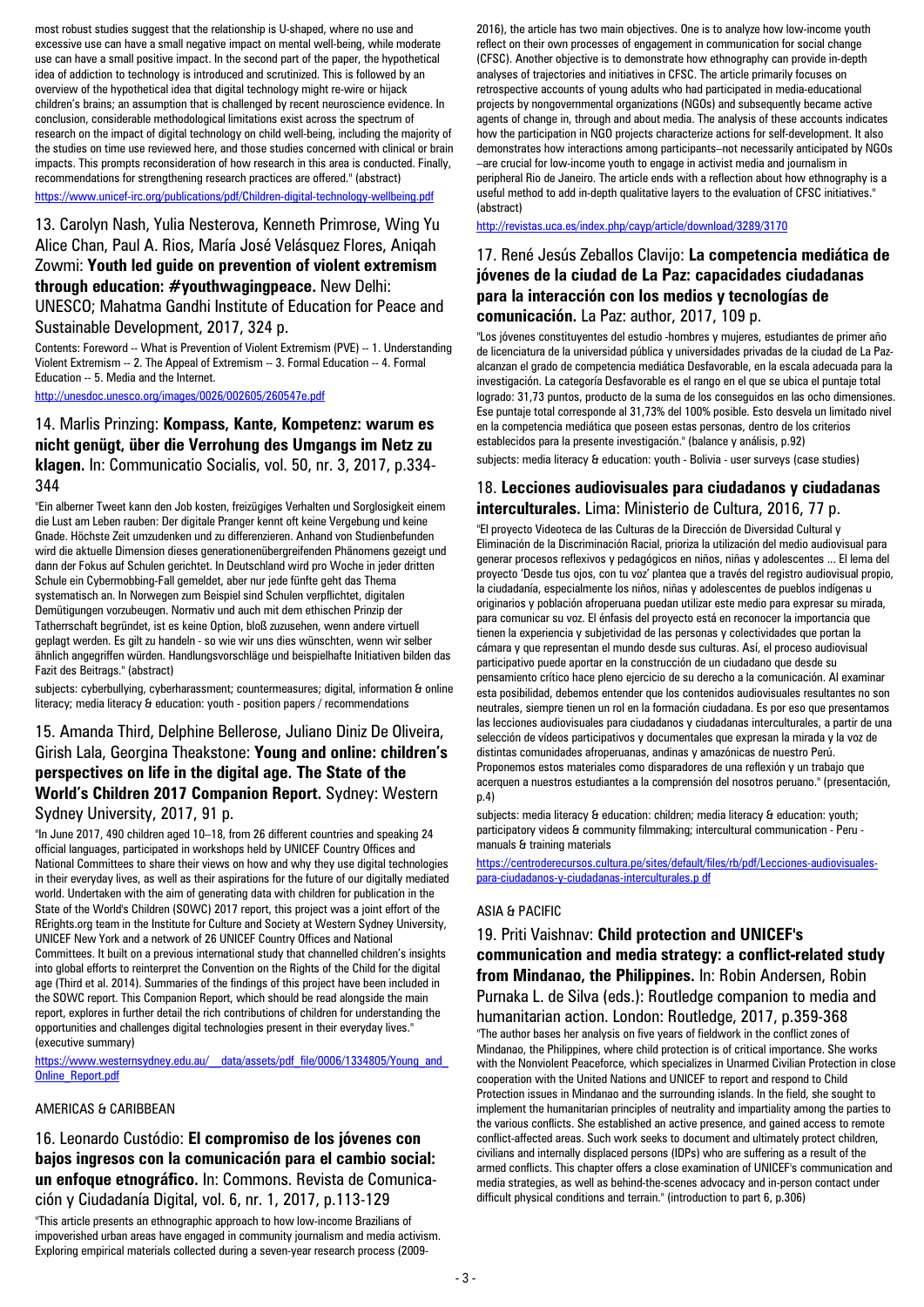most robust studies suggest that the relationship is U-shaped, where no use and excessive use can have a small negative impact on mental well-being, while moderate use can have a small positive impact. In the second part of the paper, the hypothetical idea of addiction to technology is introduced and scrutinized. This is followed by an overview of the hypothetical idea that digital technology might re-wire or hijack children's brains; an assumption that is challenged by recent neuroscience evidence. In conclusion, considerable methodological limitations exist across the spectrum of research on the impact of digital technology on child well-being, including the majority of the studies on time use reviewed here, and those studies concerned with clinical or brain impacts. This prompts reconsideration of how research in this area is conducted. Finally, recommendations for strengthening research practices are offered." (abstract)

https://www.unicef-irc.org/publications/pdf/Children-digital-technology-wellbeing.pdf

## 13. Carolyn Nash, Yulia Nesterova, Kenneth Primrose, Wing Yu Alice Chan, Paul A. Rios, María José Velásquez Flores, Aniqah Zowmi: **Youth led guide on prevention of violent extremism through education: #youthwagingpeace.** New Delhi: UNESCO; Mahatma Gandhi Institute of Education for Peace and Sustainable Development, 2017, 324 p.

Contents: Foreword -- What is Prevention of Violent Extremism (PVE) -- 1. Understanding Violent Extremism -- 2. The Appeal of Extremism -- 3. Formal Education -- 4. Formal Education -- 5. Media and the Internet.

http://unesdoc.unesco.org/images/0026/002605/260547e.pdf

## 14. Marlis Prinzing: **Kompass, Kante, Kompetenz: warum es nicht genügt, über die Verrohung des Umgangs im Netz zu klagen.** In: Communicatio Socialis, vol. 50, nr. 3, 2017, p.334-344

"Ein alberner Tweet kann den Job kosten, freizügiges Verhalten und Sorglosigkeit einem die Lust am Leben rauben: Der digitale Pranger kennt oft keine Vergebung und keine Gnade. Höchste Zeit umzudenken und zu differenzieren. Anhand von Studienbefunden wird die aktuelle Dimension dieses generationenübergreifenden Phänomens gezeigt und dann der Fokus auf Schulen gerichtet. In Deutschland wird pro Woche in jeder dritten Schule ein Cybermobbing-Fall gemeldet, aber nur jede fünfte geht das Thema systematisch an. In Norwegen zum Beispiel sind Schulen verpflichtet, digitalen Demütigungen vorzubeugen. Normativ und auch mit dem ethischen Prinzip der Tatherrschaft begründet, ist es keine Option, bloß zuzusehen, wenn andere virtuell geplagt werden. Es gilt zu handeln - so wie wir uns dies wünschten, wenn wir selber ähnlich angegriffen würden. Handlungsvorschläge und beispielhafte Initiativen bilden das Fazit des Beitrags." (abstract)

subjects: cyberbullying, cyberharassment; countermeasures; digital, information & online literacy; media literacy & education: youth - position papers / recommendations

## 15. Amanda Third, Delphine Bellerose, Juliano Diniz De Oliveira, Girish Lala, Georgina Theakstone: **Young and online: children's perspectives on life in the digital age. The State of the World's Children 2017 Companion Report.** Sydney: Western Sydney University, 2017, 91 p.

"In June 2017, 490 children aged 10–18, from 26 different countries and speaking 24 official languages, participated in workshops held by UNICEF Country Offices and National Committees to share their views on how and why they use digital technologies in their everyday lives, as well as their aspirations for the future of our digitally mediated world. Undertaken with the aim of generating data with children for publication in the State of the World's Children (SOWC) 2017 report, this project was a joint effort of the RErights.org team in the Institute for Culture and Society at Western Sydney University, UNICEF New York and a network of 26 UNICEF Country Offices and National Committees. It built on a previous international study that channelled children's insights into global efforts to reinterpret the Convention on the Rights of the Child for the digital age (Third et al. 2014). Summaries of the findings of this project have been included in the SOWC report. This Companion Report, which should be read alongside the main report, explores in further detail the rich contributions of children for understanding the opportunities and challenges digital technologies present in their everyday lives." (executive summary)

https://www.westernsydney.edu.au/__data/assets/pdf_file/0006/1334805/Young_and_Online_Report.pdf

AMERICAS & CARIBBEAN

## 16. Leonardo Custódio: **El compromiso de los jóvenes con bajos ingresos con la comunicación para el cambio social: un enfoque etnográfico.** In: Commons. Revista de Comunicación y Ciudadanía Digital, vol. 6, nr. 1, 2017, p.113-129

"This article presents an ethnographic approach to how low-income Brazilians of impoverished urban areas have engaged in community journalism and media activism. Exploring empirical materials collected during a seven-year research process (2009-2016), the article has two main objectives. One is to analyze how low-income youth reflect on their own processes of engagement in communication for social change (CFSC). Another objective is to demonstrate how ethnography can provide in-depth analyses of trajectories and initiatives in CFSC. The article primarily focuses on retrospective accounts of young adults who had participated in media-educational projects by nongovernmental organizations (NGOs) and subsequently became active agents of change in, through and about media. The analysis of these accounts indicates how the participation in NGO projects characterize actions for self-development. It also demonstrates how interactions among participants–not necessarily anticipated by NGOs –are crucial for low-income youth to engage in activist media and journalism in peripheral Rio de Janeiro. The article ends with a reflection about how ethnography is a useful method to add in-depth qualitative layers to the evaluation of CFSC initiatives." (abstract)

http://revistas.uca.es/index.php/cayp/article/download/3289/3170

## 17. René Jesús Zeballos Clavijo: **La competencia mediática de jóvenes de la ciudad de La Paz: capacidades ciudadanas para la interacción con los medios y tecnologías de comunicación.** La Paz: author, 2017, 109 p.

"Los jóvenes constituyentes del estudio -hombres y mujeres, estudiantes de primer año de licenciatura de la universidad pública y universidades privadas de la ciudad de La Paz-alcanzan el grado de competencia mediática Desfavorable, en la escala adecuada para la investigación. La categoría Desfavorable es el rango en el que se ubica el puntaje total logrado: 31,73 puntos, producto de la suma de los conseguidos en las ocho dimensiones. Ese puntaje total corresponde al 31,73% del 100% posible. Esto desvela un limitado nivel en la competencia mediática que poseen estas personas, dentro de los criterios establecidos para la presente investigación." (balance y análisis, p.92)

subjects: media literacy & education: youth - Bolivia - user surveys (case studies)

## 18. **Lecciones audiovisuales para ciudadanos y ciudadanas interculturales.** Lima: Ministerio de Cultura, 2016, 77 p.

"El proyecto Videoteca de las Culturas de la Dirección de Diversidad Cultural y Eliminación de la Discriminación Racial, prioriza la utilización del medio audiovisual para generar procesos reflexivos y pedagógicos en niños, niñas y adolescentes ... El lema del proyecto 'Desde tus ojos, con tu voz' plantea que a través del registro audiovisual propio, la ciudadanía, especialmente los niños, niñas y adolescentes de pueblos indígenas u originarios y población afroperuana puedan utilizar este medio para expresar su mirada, para comunicar su voz. El énfasis del proyecto está en reconocer la importancia que tienen la experiencia y subjetividad de las personas y colectividades que portan la cámara y que representan el mundo desde sus culturas. Así, el proceso audiovisual participativo puede aportar en la construcción de un ciudadano que desde su pensamiento crítico hace pleno ejercicio de su derecho a la comunicación. Al examinar esta posibilidad, debemos entender que los contenidos audiovisuales resultantes no son neutrales, siempre tienen un rol en la formación ciudadana. Es por eso que presentamos las lecciones audiovisuales para ciudadanos y ciudadanas interculturales, a partir de una selección de vídeos participativos y documentales que expresan la mirada y la voz de distintas comunidades afroperuanas, andinas y amazónicas de nuestro Perú. Proponemos estos materiales como disparadores de una reflexión y un trabajo que acerquen a nuestros estudiantes a la comprensión del nosotros peruano." (presentación, p.4)

subjects: media literacy & education: children; media literacy & education: youth; participatory videos & community filmmaking; intercultural communication - Peru - manuals & training materials

https://centroderecursos.cultura.pe/sites/default/files/rb/pdf/Lecciones-audiovisuales-para-ciudadanos-y-ciudadanas-interculturales.p df

ASIA & PACIFIC

## 19. Priti Vaishnav: **Child protection and UNICEF's communication and media strategy: a conflict-related study from Mindanao, the Philippines.** In: Robin Andersen, Robin Purnaka L. de Silva (eds.): Routledge companion to media and humanitarian action. London: Routledge, 2017, p.359-368

"The author bases her analysis on five years of fieldwork in the conflict zones of Mindanao, the Philippines, where child protection is of critical importance. She works with the Nonviolent Peaceforce, which specializes in Unarmed Civilian Protection in close cooperation with the United Nations and UNICEF to report and respond to Child Protection issues in Mindanao and the surrounding islands. In the field, she sought to implement the humanitarian principles of neutrality and impartiality among the parties to the various conflicts. She established an active presence, and gained access to remote conflict-affected areas. Such work seeks to document and ultimately protect children, civilians and internally displaced persons (IDPs) who are suffering as a result of the armed conflicts. This chapter offers a close examination of UNICEF's communication and media strategies, as well as behind-the-scenes advocacy and in-person contact under difficult physical conditions and terrain." (introduction to part 6, p.306)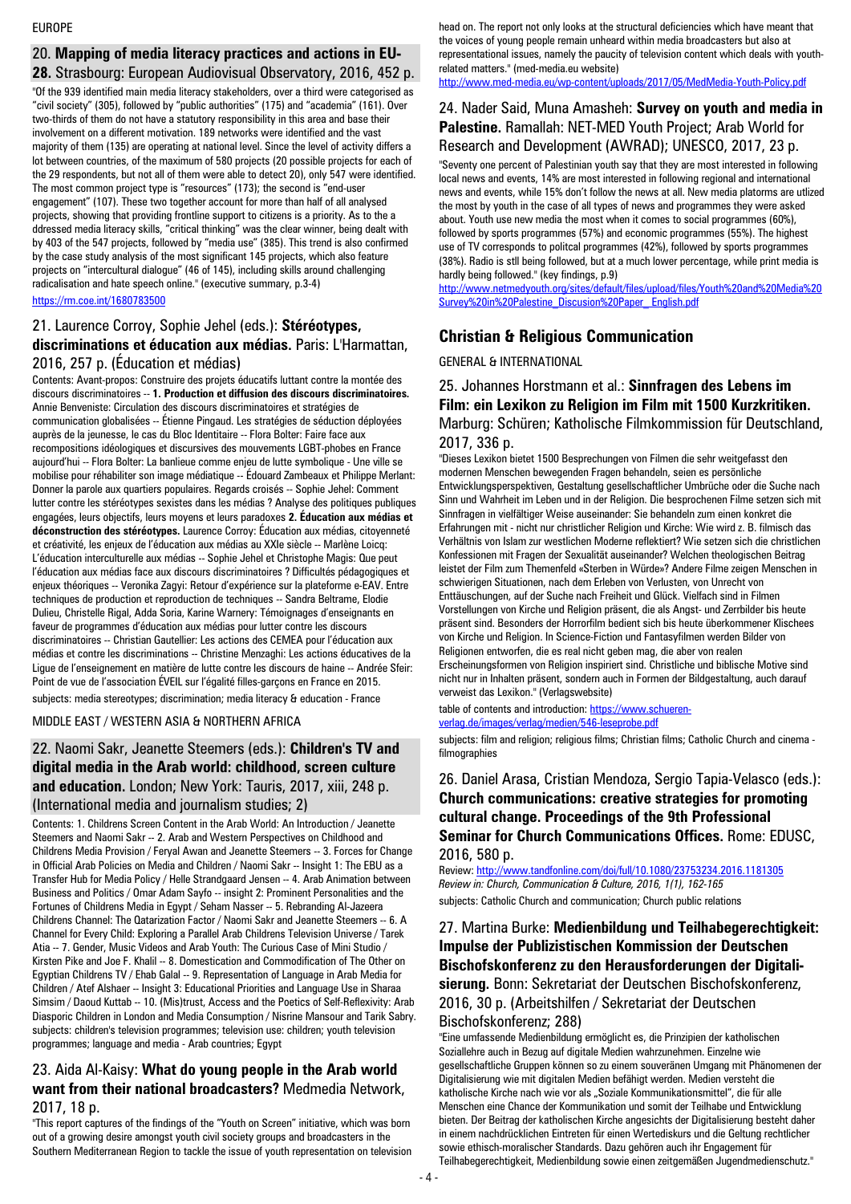EUROPE

## 20. **Mapping of media literacy practices and actions in EU-28.** Strasbourg: European Audiovisual Observatory, 2016, 452 p.

"Of the 939 identified main media literacy stakeholders, over a third were categorised as "civil society" (305), followed by "public authorities" (175) and "academia" (161). Over two-thirds of them do not have a statutory responsibility in this area and base their involvement on a different motivation. 189 networks were identified and the vast majority of them (135) are operating at national level. Since the level of activity differs a lot between countries, of the maximum of 580 projects (20 possible projects for each of the 29 respondents, but not all of them were able to detect 20), only 547 were identified. The most common project type is "resources" (173); the second is "end-user engagement" (107). These two together account for more than half of all analysed projects, showing that providing frontline support to citizens is a priority. As to the a ddressed media literacy skills, "critical thinking" was the clear winner, being dealt with by 403 of the 547 projects, followed by "media use" (385). This trend is also confirmed by the case study analysis of the most significant 145 projects, which also feature projects on "intercultural dialogue" (46 of 145), including skills around challenging radicalisation and hate speech online." (executive summary, p.3-4)

https://rm.coe.int/1680783500

## 21. Laurence Corroy, Sophie Jehel (eds.): **Stéréotypes, discriminations et éducation aux médias.** Paris: L'Harmattan, 2016, 257 p. (Éducation et médias)

Contents: Avant-propos: Construire des projets éducatifs luttant contre la montée des discours discriminatoires -- **1. Production et diffusion des discours discriminatoires.** Annie Benveniste: Circulation des discours discriminatoires et stratégies de communication globalisées -- Étienne Pingaud. Les stratégies de séduction déployées auprès de la jeunesse, le cas du Bloc Identitaire -- Flora Bolter: Faire face aux recompositions idéologiques et discursives des mouvements LGBT-phobes en France aujourd'hui -- Flora Bolter: La banlieue comme enjeu de lutte symbolique - Une ville se mobilise pour réhabiliter son image médiatique -- Édouard Zambeaux et Philippe Merlant: Donner la parole aux quartiers populaires. Regards croisés -- Sophie Jehel: Comment lutter contre les stéréotypes sexistes dans les médias ? Analyse des politiques publiques engagées, leurs objectifs, leurs moyens et leurs paradoxes **2. Éducation aux médias et déconstruction des stéréotypes.** Laurence Corroy: Éducation aux médias, citoyenneté et créativité, les enjeux de l'éducation aux médias au XXIe siècle -- Marlène Loicq: L'éducation interculturelle aux médias -- Sophie Jehel et Christophe Magis: Que peut l'éducation aux médias face aux discours discriminatoires ? Difficultés pédagogiques et enjeux théoriques -- Veronika Zagyi: Retour d'expérience sur la plateforme e-EAV. Entre techniques de production et reproduction de techniques -- Sandra Beltrame, Elodie Dulieu, Christelle Rigal, Adda Soria, Karine Warnery: Témoignages d'enseignants en faveur de programmes d'éducation aux médias pour lutter contre les discours discriminatoires -- Christian Gautellier: Les actions des CEMEA pour l'éducation aux médias et contre les discriminations -- Christine Menzaghi: Les actions éducatives de la Ligue de l'enseignement en matière de lutte contre les discours de haine -- Andrée Sfeir: Point de vue de l'association ÉVEIL sur l'égalité filles-garçons en France en 2015.

subjects: media stereotypes; discrimination; media literacy & education - France

MIDDLE EAST / WESTERN ASIA & NORTHERN AFRICA

## 22. Naomi Sakr, Jeanette Steemers (eds.): **Children's TV and digital media in the Arab world: childhood, screen culture and education.** London; New York: Tauris, 2017, xiii, 248 p. (International media and journalism studies; 2)

Contents: 1. Childrens Screen Content in the Arab World: An Introduction / Jeanette Steemers and Naomi Sakr -- 2. Arab and Western Perspectives on Childhood and Childrens Media Provision / Feryal Awan and Jeanette Steemers -- 3. Forces for Change in Official Arab Policies on Media and Children / Naomi Sakr -- Insight 1: The EBU as a Transfer Hub for Media Policy / Helle Strandgaard Jensen -- 4. Arab Animation between Business and Politics / Omar Adam Sayfo -- insight 2: Prominent Personalities and the Fortunes of Childrens Media in Egypt / Seham Nasser -- 5. Rebranding Al-Jazeera Childrens Channel: The Qatarization Factor / Naomi Sakr and Jeanette Steemers -- 6. A Channel for Every Child: Exploring a Parallel Arab Childrens Television Universe / Tarek Atia -- 7. Gender, Music Videos and Arab Youth: The Curious Case of Mini Studio / Kirsten Pike and Joe F. Khalil -- 8. Domestication and Commodification of The Other on Egyptian Childrens TV / Ehab Galal -- 9. Representation of Language in Arab Media for Children / Atef Alshaer -- Insight 3: Educational Priorities and Language Use in Sharaa Simsim / Daoud Kuttab -- 10. (Mis)trust, Access and the Poetics of Self-Reflexivity: Arab Diasporic Children in London and Media Consumption / Nisrine Mansour and Tarik Sabry.

subjects: children's television programmes; television use: children; youth television programmes; language and media - Arab countries; Egypt

## 23. Aida Al-Kaisy: **What do young people in the Arab world want from their national broadcasters?** Medmedia Network, 2017, 18 p.

"This report captures of the findings of the "Youth on Screen" initiative, which was born out of a growing desire amongst youth civil society groups and broadcasters in the Southern Mediterranean Region to tackle the issue of youth representation on television head on. The report not only looks at the structural deficiencies which have meant that the voices of young people remain unheard within media broadcasters but also at representational issues, namely the paucity of television content which deals with youth-related matters." (med-media.eu website)

http://www.med-media.eu/wp-content/uploads/2017/05/MedMedia-Youth-Policy.pdf

## 24. Nader Said, Muna Amasheh: **Survey on youth and media in Palestine.** Ramallah: NET-MED Youth Project; Arab World for Research and Development (AWRAD); UNESCO, 2017, 23 p.

"Seventy one percent of Palestinian youth say that they are most interested in following local news and events, 14% are most interested in following regional and international news and events, while 15% don't follow the news at all. New media platorms are utlized the most by youth in the case of all types of news and programmes they were asked about. Youth use new media the most when it comes to social programmes (60%), followed by sports programmes (57%) and economic programmes (55%). The highest use of TV corresponds to politcal programmes (42%), followed by sports programmes (38%). Radio is stll being followed, but at a much lower percentage, while print media is hardly being followed." (key findings, p.9)

http://www.netmedyouth.org/sites/default/files/upload/files/Youth%20and%20Media%20Survey%20in%20Palestine_Discussion%20Paper_ English.pdf

# Christian & Religious Communication

GENERAL & INTERNATIONAL

## 25. Johannes Horstmann et al.: **Sinnfragen des Lebens im Film: ein Lexikon zu Religion im Film mit 1500 Kurzkritiken.** Marburg: Schüren; Katholische Filmkommission für Deutschland, 2017, 336 p.

"Dieses Lexikon bietet 1500 Besprechungen von Filmen die sehr weitgefasst den modernen Menschen bewegenden Fragen behandeln, seien es persönliche Entwicklungsperspektiven, Gestaltung gesellschaftlicher Umbrüche oder die Suche nach Sinn und Wahrheit im Leben und in der Religion. Die besprochenen Filme setzen sich mit Sinnfragen in vielfältiger Weise auseinander: Sie behandeln zum einen konkret die Erfahrungen mit - nicht nur christlicher Religion und Kirche: Wie wird z. B. filmisch das Verhältnis von Islam zur westlichen Moderne reflektiert? Wie setzen sich die christlichen Konfessionen mit Fragen der Sexualität auseinander? Welchen theologischen Beitrag leistet der Film zum Themenfeld «Sterben in Würde»? Andere Filme zeigen Menschen in schwierigen Situationen, nach dem Erleben von Verlusten, von Unrecht von Enttäuschungen, auf der Suche nach Freiheit und Glück. Vielfach sind in Filmen Vorstellungen von Kirche und Religion präsent, die als Angst- und Zerrbilder bis heute präsent sind. Besonders der Horrorfilm bedient sich bis heute überkommener Klischees von Kirche und Religion. In Science-Fiction und Fantasyfilmen werden Bilder von Religionen entworfen, die es real nicht geben mag, die aber von realen Erscheinungsformen von Religion inspiriert sind. Christliche und biblische Motive sind nicht nur in Inhalten präsent, sondern auch in Formen der Bildgestaltung, auch darauf verweist das Lexikon." (Verlagswebsite)

table of contents and introduction: https://www.schueren-verlag.de/images/verlag/medien/546-leseprobe.pdf

subjects: film and religion; religious films; Christian films; Catholic Church and cinema - filmographies

## 26. Daniel Arasa, Cristian Mendoza, Sergio Tapia-Velasco (eds.): **Church communications: creative strategies for promoting cultural change. Proceedings of the 9th Professional Seminar for Church Communications Offices.** Rome: EDUSC, 2016, 580 p.

Review: http://www.tandfonline.com/doi/full/10.1080/23753234.2016.1181305

*Review in: Church, Communication & Culture, 2016, 1(1), 162-165*

subjects: Catholic Church and communication; Church public relations

## 27. Martina Burke: **Medienbildung und Teilhabegerechtigkeit: Impulse der Publizistischen Kommission der Deutschen Bischofskonferenz zu den Herausforderungen der Digitalisierung.** Bonn: Sekretariat der Deutschen Bischofskonferenz, 2016, 30 p. (Arbeitshilfen / Sekretariat der Deutschen Bischofskonferenz; 288)

"Eine umfassende Medienbildung ermöglicht es, die Prinzipien der katholischen Soziallehre auch in Bezug auf digitale Medien wahrzunehmen. Einzelne wie gesellschaftliche Gruppen können so zu einem souveränen Umgang mit Phänomenen der Digitalisierung wie mit digitalen Medien befähigt werden. Medien versteht die katholische Kirche nach wie vor als „Soziale Kommunikationsmittel", die für alle Menschen eine Chance der Kommunikation und somit der Teilhabe und Entwicklung bieten. Der Beitrag der katholischen Kirche angesichts der Digitalisierung besteht daher in einem nachdrücklichen Eintreten für einen Wertediskurs und die Geltung rechtlicher sowie ethisch-moralischer Standards. Dazu gehören auch ihr Engagement für Teilhabegerechtigkeit, Medienbildung sowie einen zeitgemäßen Jugendmedienschutz."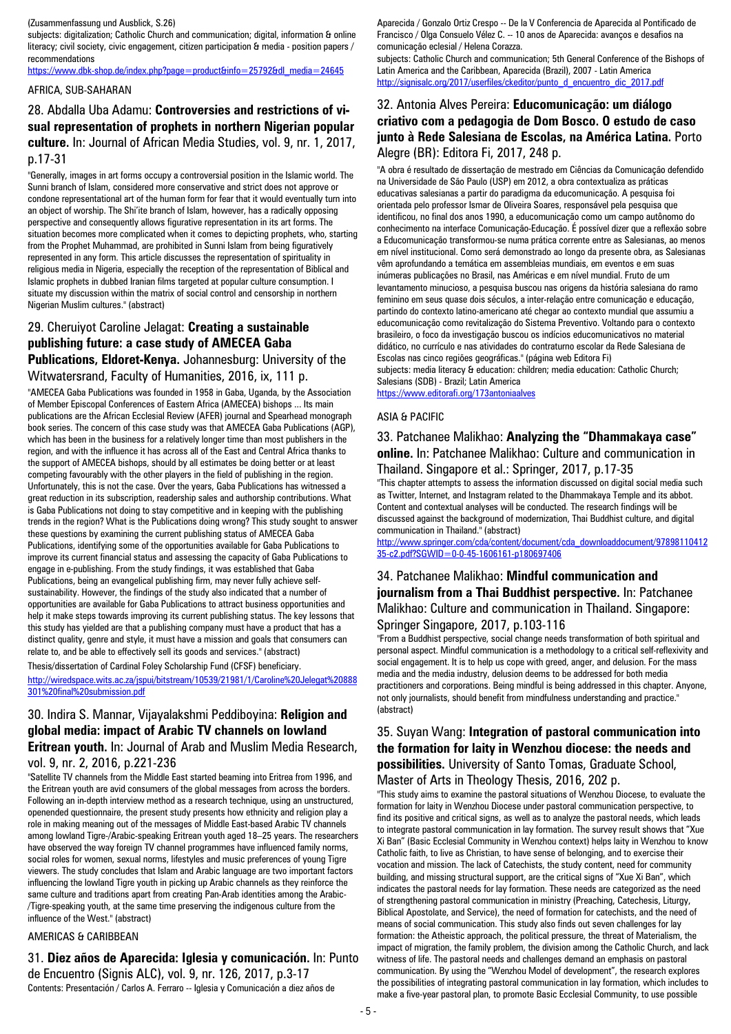(Zusammenfassung und Ausblick, S.26)

subjects: digitalization; Catholic Church and communication; digital, information & online literacy; civil society, civic engagement, citizen participation & media - position papers / recommendations

https://www.dbk-shop.de/index.php?page=product&info=25792&dl_media=24645

AFRICA, SUB-SAHARAN

## 28. Abdalla Uba Adamu: **Controversies and restrictions of visual representation of prophets in northern Nigerian popular culture.** In: Journal of African Media Studies, vol. 9, nr. 1, 2017, p.17-31

"Generally, images in art forms occupy a controversial position in the Islamic world. The Sunni branch of Islam, considered more conservative and strict does not approve or condone representational art of the human form for fear that it would eventually turn into an object of worship. The Shi'ite branch of Islam, however, has a radically opposing perspective and consequently allows figurative representation in its art forms. The situation becomes more complicated when it comes to depicting prophets, who, starting from the Prophet Muhammad, are prohibited in Sunni Islam from being figuratively represented in any form. This article discusses the representation of spirituality in religious media in Nigeria, especially the reception of the representation of Biblical and Islamic prophets in dubbed Iranian films targeted at popular culture consumption. I situate my discussion within the matrix of social control and censorship in northern Nigerian Muslim cultures." (abstract)

## 29. Cheruiyot Caroline Jelagat: **Creating a sustainable publishing future: a case study of AMECEA Gaba Publications, Eldoret-Kenya.** Johannesburg: University of the Witwatersrand, Faculty of Humanities, 2016, ix, 111 p.

"AMECEA Gaba Publications was founded in 1958 in Gaba, Uganda, by the Association of Member Episcopal Conferences of Eastern Africa (AMECEA) bishops ... Its main publications are the African Ecclesial Review (AFER) journal and Spearhead monograph book series. The concern of this case study was that AMECEA Gaba Publications (AGP), which has been in the business for a relatively longer time than most publishers in the region, and with the influence it has across all of the East and Central Africa thanks to the support of AMECEA bishops, should by all estimates be doing better or at least competing favourably with the other players in the field of publishing in the region. Unfortunately, this is not the case. Over the years, Gaba Publications has witnessed a great reduction in its subscription, readership sales and authorship contributions. What is Gaba Publications not doing to stay competitive and in keeping with the publishing trends in the region? What is the Publications doing wrong? This study sought to answer these questions by examining the current publishing status of AMECEA Gaba Publications, identifying some of the opportunities available for Gaba Publications to improve its current financial status and assessing the capacity of Gaba Publications to engage in e-publishing. From the study findings, it was established that Gaba Publications, being an evangelical publishing firm, may never fully achieve self-sustainability. However, the findings of the study also indicated that a number of opportunities are available for Gaba Publications to attract business opportunities and help it make steps towards improving its current publishing status. The key lessons that this study has yielded are that a publishing company must have a product that has a distinct quality, genre and style, it must have a mission and goals that consumers can relate to, and be able to effectively sell its goods and services." (abstract)

Thesis/dissertation of Cardinal Foley Scholarship Fund (CFSF) beneficiary.

http://wiredspace.wits.ac.za/jspui/bitstream/10539/21981/1/Caroline%20Jelegat%20888301%20final%20submission.pdf

## 30. Indira S. Mannar, Vijayalakshmi Peddiboyina: **Religion and global media: impact of Arabic TV channels on lowland Eritrean youth.** In: Journal of Arab and Muslim Media Research, vol. 9, nr. 2, 2016, p.221-236

"Satellite TV channels from the Middle East started beaming into Eritrea from 1996, and the Eritrean youth are avid consumers of the global messages from across the borders. Following an in-depth interview method as a research technique, using an unstructured, openended questionnaire, the present study presents how ethnicity and religion play a role in making meaning out of the messages of Middle East-based Arabic TV channels among lowland Tigre-/Arabic-speaking Eritrean youth aged 18–25 years. The researchers have observed the way foreign TV channel programmes have influenced family norms, social roles for women, sexual norms, lifestyles and music preferences of young Tigre viewers. The study concludes that Islam and Arabic language are two important factors influencing the lowland Tigre youth in picking up Arabic channels as they reinforce the same culture and traditions apart from creating Pan-Arab identities among the Arabic-/Tigre-speaking youth, at the same time preserving the indigenous culture from the influence of the West." (abstract)

AMERICAS & CARIBBEAN

## 31. **Diez años de Aparecida: Iglesia y comunicación.** In: Punto de Encuentro (Signis ALC), vol. 9, nr. 126, 2017, p.3-17

Contents: Presentación / Carlos A. Ferraro -- Iglesia y Comunicación a diez años de Aparecida / Gonzalo Ortiz Crespo -- De la V Conferencia de Aparecida al Pontificado de Francisco / Olga Consuelo Vélez C. -- 10 anos de Aparecida: avanços e desafios na comunicação eclesial / Helena Corazza.

subjects: Catholic Church and communication; 5th General Conference of the Bishops of Latin America and the Caribbean, Aparecida (Brazil), 2007 - Latin America

http://signisalc.org/2017/userfiles/ckeditor/punto_d_encuentro_dic_2017.pdf

## 32. Antonia Alves Pereira: **Educomunicação: um diálogo criativo com a pedagogia de Dom Bosco. O estudo de caso junto à Rede Salesiana de Escolas, na América Latina.** Porto Alegre (BR): Editora Fi, 2017, 248 p.

"A obra é resultado de dissertação de mestrado em Ciências da Comunicação defendido na Universidade de São Paulo (USP) em 2012, a obra contextualiza as práticas educativas salesianas a partir do paradigma da educomunicação. A pesquisa foi orientada pelo professor Ismar de Oliveira Soares, responsável pela pesquisa que identificou, no final dos anos 1990, a educomunicação como um campo autônomo do conhecimento na interface Comunicação-Educação. É possível dizer que a reflexão sobre a Educomunicação transformou-se numa prática corrente entre as Salesianas, ao menos em nível institucional. Como será demonstrado ao longo da presente obra, as Salesianas vêm aprofundando a temática em assembleias mundiais, em eventos e em suas inúmeras publicações no Brasil, nas Américas e em nível mundial. Fruto de um levantamento minucioso, a pesquisa buscou nas origens da história salesiana do ramo feminino em seus quase dois séculos, a inter-relação entre comunicação e educação, partindo do contexto latino-americano até chegar ao contexto mundial que assumiu a educomunicação como revitalização do Sistema Preventivo. Voltando para o contexto brasileiro, o foco da investigação buscou os indícios educomunicativos no material didático, no currículo e nas atividades do contraturno escolar da Rede Salesiana de Escolas nas cinco regiões geográficas." (página web Editora Fi)

subjects: media literacy & education: children; media education: Catholic Church; Salesians (SDB) - Brazil; Latin America

https://www.editorafi.org/173antoniaalves

ASIA & PACIFIC

## 33. Patchanee Malikhao: **Analyzing the "Dhammakaya case" online.** In: Patchanee Malikhao: Culture and communication in Thailand. Singapore et al.: Springer, 2017, p.17-35

"This chapter attempts to assess the information discussed on digital social media such as Twitter, Internet, and Instagram related to the Dhammakaya Temple and its abbot. Content and contextual analyses will be conducted. The research findings will be discussed against the background of modernization, Thai Buddhist culture, and digital communication in Thailand." (abstract)

http://www.springer.com/cda/content/document/cda_downloaddocument/9789811041235-c2.pdf?SGWID=0-0-45-1606161-p180697406

## 34. Patchanee Malikhao: **Mindful communication and journalism from a Thai Buddhist perspective.** In: Patchanee Malikhao: Culture and communication in Thailand. Singapore: Springer Singapore, 2017, p.103-116

"From a Buddhist perspective, social change needs transformation of both spiritual and personal aspect. Mindful communication is a methodology to a critical self-reflexivity and social engagement. It is to help us cope with greed, anger, and delusion. For the mass media and the media industry, delusion deems to be addressed for both media practitioners and corporations. Being mindful is being addressed in this chapter. Anyone, not only journalists, should benefit from mindfulness understanding and practice." (abstract)

## 35. Suyan Wang: **Integration of pastoral communication into the formation for laity in Wenzhou diocese: the needs and possibilities.** University of Santo Tomas, Graduate School, Master of Arts in Theology Thesis, 2016, 202 p.

"This study aims to examine the pastoral situations of Wenzhou Diocese, to evaluate the formation for laity in Wenzhou Diocese under pastoral communication perspective, to find its positive and critical signs, as well as to analyze the pastoral needs, which leads to integrate pastoral communication in lay formation. The survey result shows that "Xue Xi Ban" (Basic Ecclesial Community in Wenzhou context) helps laity in Wenzhou to know Catholic faith, to live as Christian, to have sense of belonging, and to exercise their vocation and mission. The lack of Catechists, the study content, need for community building, and missing structural support, are the critical signs of "Xue Xi Ban", which indicates the pastoral needs for lay formation. These needs are categorized as the need of strengthening pastoral communication in ministry (Preaching, Catechesis, Liturgy, Biblical Apostolate, and Service), the need of formation for catechists, and the need of means of social communication. This study also finds out seven challenges for lay formation: the Atheistic approach, the political pressure, the threat of Materialism, the impact of migration, the family problem, the division among the Catholic Church, and lack witness of life. The pastoral needs and challenges demand an emphasis on pastoral communication. By using the "Wenzhou Model of development", the research explores the possibilities of integrating pastoral communication in lay formation, which includes to make a five-year pastoral plan, to promote Basic Ecclesial Community, to use possible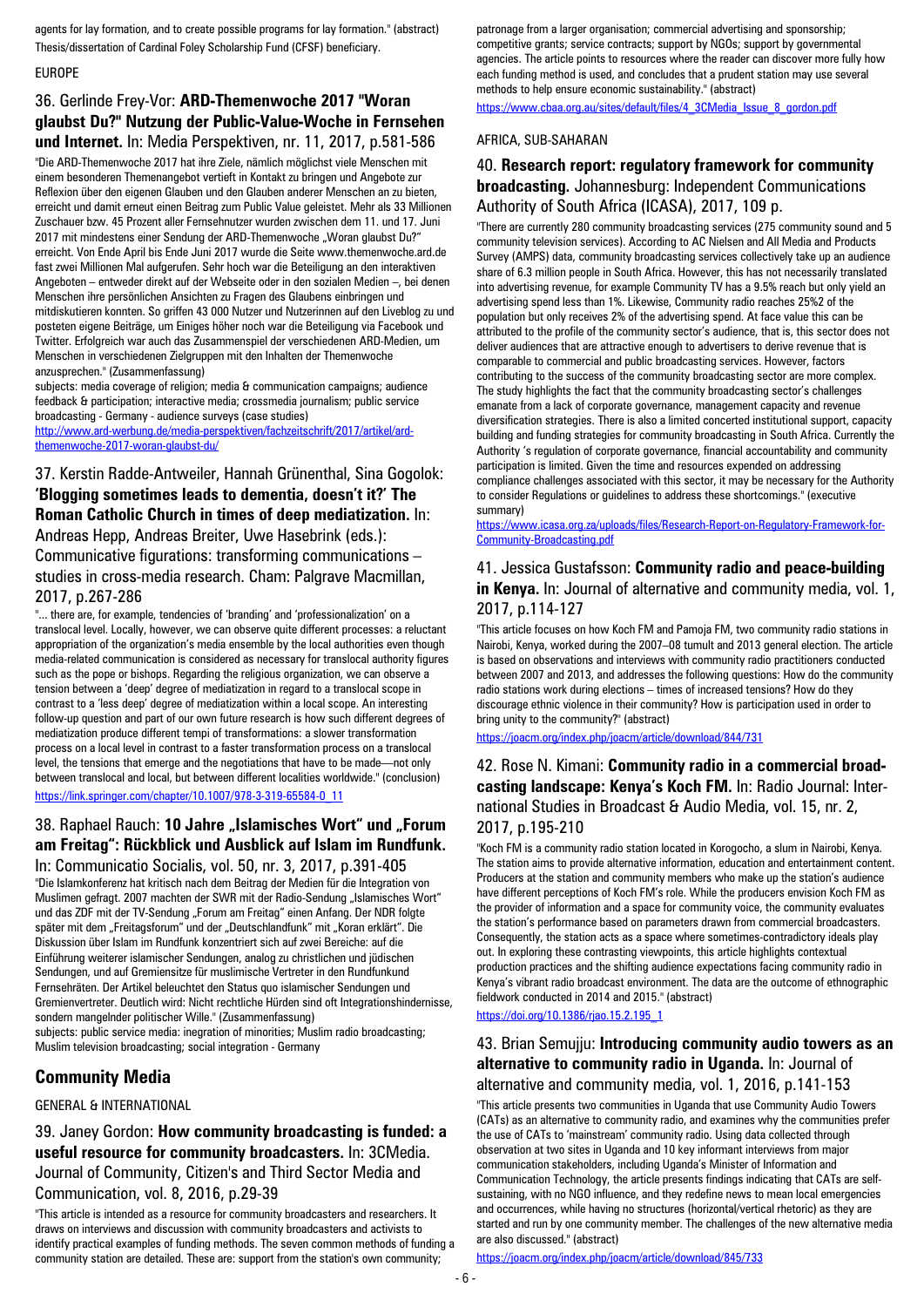agents for lay formation, and to create possible programs for lay formation." (abstract)
Thesis/dissertation of Cardinal Foley Scholarship Fund (CFSF) beneficiary.

EUROPE

### 36. Gerlinde Frey-Vor: **ARD-Themenwoche 2017 "Woran glaubst Du?" Nutzung der Public-Value-Woche in Fernsehen und Internet.** In: Media Perspektiven, nr. 11, 2017, p.581-586

"Die ARD-Themenwoche 2017 hat ihre Ziele, nämlich möglichst viele Menschen mit einem besonderen Themenangebot vertieft in Kontakt zu bringen und Angebote zur Reflexion über den eigenen Glauben und den Glauben anderer Menschen an zu bieten, erreicht und damit erneut einen Beitrag zum Public Value geleistet. Mehr als 33 Millionen Zuschauer bzw. 45 Prozent aller Fernsehnutzer wurden zwischen dem 11. und 17. Juni 2017 mit mindestens einer Sendung der ARD-Themenwoche „Woran glaubst Du?" erreicht. Von Ende April bis Ende Juni 2017 wurde die Seite www.themenwoche.ard.de fast zwei Millionen Mal aufgerufen. Sehr hoch war die Beteiligung an den interaktiven Angeboten – entweder direkt auf der Webseite oder in den sozialen Medien –, bei denen Menschen ihre persönlichen Ansichten zu Fragen des Glaubens einbringen und mitdiskutieren konnten. So griffen 43 000 Nutzer und Nutzerinnen auf den Liveblog zu und posteten eigene Beiträge, um Einiges höher noch war die Beteiligung via Facebook und Twitter. Erfolgreich war auch das Zusammenspiel der verschiedenen ARD-Medien, um Menschen in verschiedenen Zielgruppen mit den Inhalten der Themenwoche anzusprechen." (Zusammenfassung)

subjects: media coverage of religion; media & communication campaigns; audience feedback & participation; interactive media; crossmedia journalism; public service broadcasting - Germany - audience surveys (case studies)

http://www.ard-werbung.de/media-perspektiven/fachzeitschrift/2017/artikel/ard-themenwoche-2017-woran-glaubst-du/

### 37. Kerstin Radde-Antweiler, Hannah Grünenthal, Sina Gogolok: **'Blogging sometimes leads to dementia, doesn't it?' The Roman Catholic Church in times of deep mediatization.** In: Andreas Hepp, Andreas Breiter, Uwe Hasebrink (eds.): Communicative figurations: transforming communications – studies in cross-media research. Cham: Palgrave Macmillan, 2017, p.267-286

"... there are, for example, tendencies of 'branding' and 'professionalization' on a translocal level. Locally, however, we can observe quite different processes: a reluctant appropriation of the organization's media ensemble by the local authorities even though media-related communication is considered as necessary for translocal authority figures such as the pope or bishops. Regarding the religious organization, we can observe a tension between a 'deep' degree of mediatization in regard to a translocal scope in contrast to a 'less deep' degree of mediatization within a local scope. An interesting follow-up question and part of our own future research is how such different degrees of mediatization produce different tempi of transformations: a slower transformation process on a local level in contrast to a faster transformation process on a translocal level, the tensions that emerge and the negotiations that have to be made—not only between translocal and local, but between different localities worldwide." (conclusion)

https://link.springer.com/chapter/10.1007/978-3-319-65584-0_11

### 38. Raphael Rauch: **10 Jahre „Islamisches Wort" und „Forum am Freitag": Rückblick und Ausblick auf Islam im Rundfunk.** In: Communicatio Socialis, vol. 50, nr. 3, 2017, p.391-405

"Die Islamkonferenz hat kritisch nach dem Beitrag der Medien für die Integration von Muslimen gefragt. 2007 machten der SWR mit der Radio-Sendung „Islamisches Wort" und das ZDF mit der TV-Sendung „Forum am Freitag" einen Anfang. Der NDR folgte später mit dem „Freitagsforum" und der „Deutschlandfunk" mit „Koran erklärt". Die Diskussion über Islam im Rundfunk konzentriert sich auf zwei Bereiche: auf die Einführung weiterer islamischer Sendungen, analog zu christlichen und jüdischen Sendungen, und auf Gremiensitze für muslimische Vertreter in den Rundfunkund Fernsehräten. Der Artikel beleuchtet den Status quo islamischer Sendungen und Gremienvertreter. Deutlich wird: Nicht rechtliche Hürden sind oft Integrationshindernisse, sondern mangelnder politischer Wille." (Zusammenfassung)

subjects: public service media: inegration of minorities; Muslim radio broadcasting; Muslim television broadcasting; social integration - Germany

## Community Media

GENERAL & INTERNATIONAL

### 39. Janey Gordon: **How community broadcasting is funded: a useful resource for community broadcasters.** In: 3CMedia. Journal of Community, Citizen's and Third Sector Media and Communication, vol. 8, 2016, p.29-39

"This article is intended as a resource for community broadcasters and researchers. It draws on interviews and discussion with community broadcasters and activists to identify practical examples of funding methods. The seven common methods of funding a community station are detailed. These are: support from the station's own community; patronage from a larger organisation; commercial advertising and sponsorship; competitive grants; service contracts; support by NGOs; support by governmental agencies. The article points to resources where the reader can discover more fully how each funding method is used, and concludes that a prudent station may use several methods to help ensure economic sustainability." (abstract)

https://www.cbaa.org.au/sites/default/files/4_3CMedia_Issue_8_gordon.pdf

AFRICA, SUB-SAHARAN

### 40. **Research report: regulatory framework for community broadcasting.** Johannesburg: Independent Communications Authority of South Africa (ICASA), 2017, 109 p.

"There are currently 280 community broadcasting services (275 community sound and 5 community television services). According to AC Nielsen and All Media and Products Survey (AMPS) data, community broadcasting services collectively take up an audience share of 6.3 million people in South Africa. However, this has not necessarily translated into advertising revenue, for example Community TV has a 9.5% reach but only yield an advertising spend less than 1%. Likewise, Community radio reaches 25%2 of the population but only receives 2% of the advertising spend. At face value this can be attributed to the profile of the community sector's audience, that is, this sector does not deliver audiences that are attractive enough to advertisers to derive revenue that is comparable to commercial and public broadcasting services. However, factors contributing to the success of the community broadcasting sector are more complex. The study highlights the fact that the community broadcasting sector's challenges emanate from a lack of corporate governance, management capacity and revenue diversification strategies. There is also a limited concerted institutional support, capacity building and funding strategies for community broadcasting in South Africa. Currently the Authority 's regulation of corporate governance, financial accountability and community participation is limited. Given the time and resources expended on addressing compliance challenges associated with this sector, it may be necessary for the Authority to consider Regulations or guidelines to address these shortcomings." (executive summary)

https://www.icasa.org.za/uploads/files/Research-Report-on-Regulatory-Framework-for-Community-Broadcasting.pdf

### 41. Jessica Gustafsson: **Community radio and peace-building in Kenya.** In: Journal of alternative and community media, vol. 1, 2017, p.114-127

"This article focuses on how Koch FM and Pamoja FM, two community radio stations in Nairobi, Kenya, worked during the 2007–08 tumult and 2013 general election. The article is based on observations and interviews with community radio practitioners conducted between 2007 and 2013, and addresses the following questions: How do the community radio stations work during elections – times of increased tensions? How do they discourage ethnic violence in their community? How is participation used in order to bring unity to the community?" (abstract)

https://joacm.org/index.php/joacm/article/download/844/731

### 42. Rose N. Kimani: **Community radio in a commercial broadcasting landscape: Kenya's Koch FM.** In: Radio Journal: International Studies in Broadcast & Audio Media, vol. 15, nr. 2, 2017, p.195-210

"Koch FM is a community radio station located in Korogocho, a slum in Nairobi, Kenya. The station aims to provide alternative information, education and entertainment content. Producers at the station and community members who make up the station's audience have different perceptions of Koch FM's role. While the producers envision Koch FM as the provider of information and a space for community voice, the community evaluates the station's performance based on parameters drawn from commercial broadcasters. Consequently, the station acts as a space where sometimes-contradictory ideals play out. In exploring these contrasting viewpoints, this article highlights contextual production practices and the shifting audience expectations facing community radio in Kenya's vibrant radio broadcast environment. The data are the outcome of ethnographic fieldwork conducted in 2014 and 2015." (abstract)

https://doi.org/10.1386/rjao.15.2.195_1

### 43. Brian Semujju: **Introducing community audio towers as an alternative to community radio in Uganda.** In: Journal of alternative and community media, vol. 1, 2016, p.141-153

"This article presents two communities in Uganda that use Community Audio Towers (CATs) as an alternative to community radio, and examines why the communities prefer the use of CATs to 'mainstream' community radio. Using data collected through observation at two sites in Uganda and 10 key informant interviews from major communication stakeholders, including Uganda's Minister of Information and Communication Technology, the article presents findings indicating that CATs are self-sustaining, with no NGO influence, and they redefine news to mean local emergencies and occurrences, while having no structures (horizontal/vertical rhetoric) as they are started and run by one community member. The challenges of the new alternative media are also discussed." (abstract)

https://joacm.org/index.php/joacm/article/download/845/733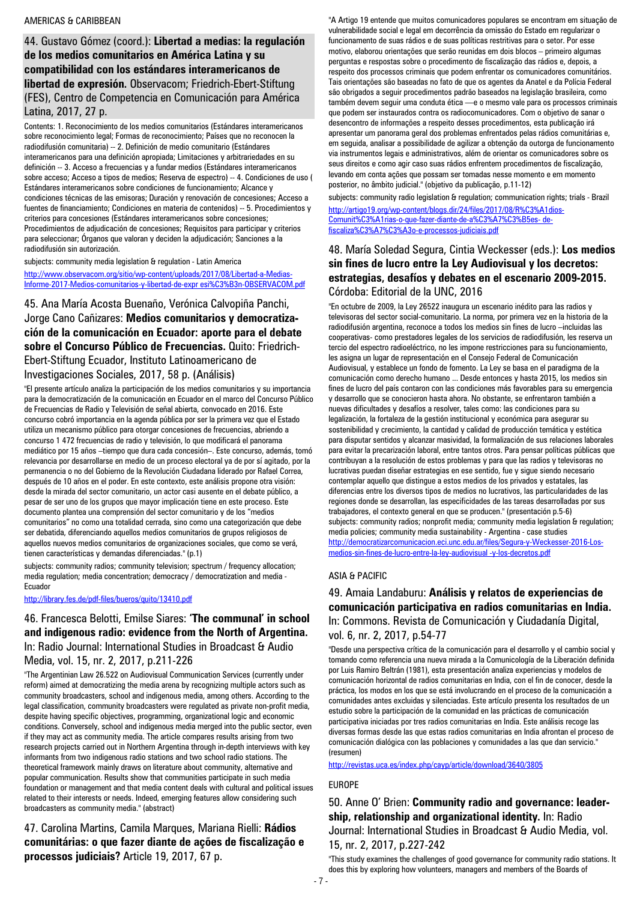AMERICAS & CARIBBEAN

## 44. Gustavo Gómez (coord.): **Libertad a medias: la regulación de los medios comunitarios en América Latina y su compatibilidad con los estándares interamericanos de libertad de expresión.** Observacom; Friedrich-Ebert-Stiftung (FES), Centro de Competencia en Comunicación para América Latina, 2017, 27 p.

Contents: 1. Reconocimiento de los medios comunitarios (Estándares interamericanos sobre reconocimiento legal; Formas de reconocimiento; Países que no reconocen la radiodifusión comunitaria) -- 2. Definición de medio comunitario (Estándares interamericanos para una definición apropiada; Limitaciones y arbitrariedades en su definición -- 3. Acceso a frecuencias y a fundar medios (Estándares interamericanos sobre acceso; Acceso a tipos de medios; Reserva de espectro) -- 4. Condiciones de uso ( Estándares interamericanos sobre condiciones de funcionamiento; Alcance y condiciones técnicas de las emisoras; Duración y renovación de concesiones; Acceso a fuentes de financiamiento; Condiciones en materia de contenidos) -- 5. Procedimientos y criterios para concesiones (Estándares interamericanos sobre concesiones; Procedimientos de adjudicación de concesiones; Requisitos para participar y criterios para seleccionar; Órganos que valoran y deciden la adjudicación; Sanciones a la radiodifusión sin autorización.

subjects: community media legislation & regulation - Latin America

http://www.observacom.org/sitio/wp-content/uploads/2017/08/Libertad-a-Medias-Informe-2017-Medios-comunitarios-y-libertad-de-expr esi%C3%B3n-OBSERVACOM.pdf

## 45. Ana María Acosta Buenaño, Verónica Calvopiña Panchi, Jorge Cano Cañizares: **Medios comunitarios y democratización de la comunicación en Ecuador: aporte para el debate sobre el Concurso Público de Frecuencias.** Quito: Friedrich-Ebert-Stiftung Ecuador, Instituto Latinoamericano de Investigaciones Sociales, 2017, 58 p. (Análisis)

"El presente artículo analiza la participación de los medios comunitarios y su importancia para la democratización de la comunicación en Ecuador en el marco del Concurso Público de Frecuencias de Radio y Televisión de señal abierta, convocado en 2016. Este concurso cobró importancia en la agenda pública por ser la primera vez que el Estado utiliza un mecanismo público para otorgar concesiones de frecuencias, abriendo a concurso 1 472 frecuencias de radio y televisión, lo que modificará el panorama mediático por 15 años –tiempo que dura cada concesión–. Este concurso, además, tomó relevancia por desarrollarse en medio de un proceso electoral ya de por sí agitado, por la permanencia o no del Gobierno de la Revolución Ciudadana liderado por Rafael Correa, después de 10 años en el poder. En este contexto, este análisis propone otra visión: desde la mirada del sector comunitario, un actor casi ausente en el debate público, a pesar de ser uno de los grupos que mayor implicación tiene en este proceso. Este documento plantea una comprensión del sector comunitario y de los "medios comunitarios" no como una totalidad cerrada, sino como una categorización que debe ser debatida, diferenciando aquellos medios comunitarios de grupos religiosos de aquellos nuevos medios comunitarios de organizaciones sociales, que como se verá, tienen características y demandas diferenciadas." (p.1)

subjects: community radios; community television; spectrum / frequency allocation; media regulation; media concentration; democracy / democratization and media - Ecuador

http://library.fes.de/pdf-files/bueros/quito/13410.pdf

## 46. Francesca Belotti, Emilse Siares: **'The communal' in school and indigenous radio: evidence from the North of Argentina.** In: Radio Journal: International Studies in Broadcast & Audio Media, vol. 15, nr. 2, 2017, p.211-226

"The Argentinian Law 26.522 on Audiovisual Communication Services (currently under reform) aimed at democratizing the media arena by recognizing multiple actors such as community broadcasters, school and indigenous media, among others. According to the legal classification, community broadcasters were regulated as private non-profit media, despite having specific objectives, programming, organizational logic and economic conditions. Conversely, school and indigenous media merged into the public sector, even if they may act as community media. The article compares results arising from two research projects carried out in Northern Argentina through in-depth interviews with key informants from two indigenous radio stations and two school radio stations. The theoretical framework mainly draws on literature about community, alternative and popular communication. Results show that communities participate in such media foundation or management and that media content deals with cultural and political issues related to their interests or needs. Indeed, emerging features allow considering such broadcasters as community media." (abstract)

## 47. Carolina Martins, Camila Marques, Mariana Rielli: **Rádios comunitárias: o que fazer diante de ações de fiscalização e processos judiciais?** Article 19, 2017, 67 p.

"A Artigo 19 entende que muitos comunicadores populares se encontram em situação de vulnerabilidade social e legal em decorrência da omissão do Estado em regularizar o funcionamento de suas rádios e de suas políticas restritivas para o setor. Por esse motivo, elaborou orientações que serão reunidas em dois blocos – primeiro algumas perguntas e respostas sobre o procedimento de fiscalização das rádios e, depois, a respeito dos processos criminais que podem enfrentar os comunicadores comunitários. Tais orientações são baseadas no fato de que os agentes da Anatel e da Polícia Federal são obrigados a seguir procedimentos padrão baseados na legislação brasileira, como também devem seguir uma conduta ética —e o mesmo vale para os processos criminais que podem ser instaurados contra os radiocomunicadores. Com o objetivo de sanar o desencontro de informações a respeito desses procedimentos, esta publicação irá apresentar um panorama geral dos problemas enfrentados pelas rádios comunitárias e, em seguida, analisar a possibilidade de agilizar a obtenção da outorga de funcionamento via instrumentos legais e administrativos, além de orientar os comunicadores sobre os seus direitos e como agir caso suas rádios enfrentem procedimentos de fiscalização, levando em conta ações que possam ser tomadas nesse momento e em momento posterior, no âmbito judicial." (objetivo da publicação, p.11-12)

subjects: community radio legislation & regulation; communication rights; trials - Brazil

http://artigo19.org/wp-content/blogs.dir/24/files/2017/08/R%C3%A1dios-Comunit%C3%A1rias-o-que-fazer-diante-de-a%C3%A7%C3%B5es- de-fiscaliza%C3%A7%C3%A3o-e-processos-judiciais.pdf

## 48. María Soledad Segura, Cintia Weckesser (eds.): **Los medios sin fines de lucro entre la Ley Audiovisual y los decretos: estrategias, desafíos y debates en el escenario 2009-2015.** Córdoba: Editorial de la UNC, 2016

"En octubre de 2009, la Ley 26522 inaugura un escenario inédito para las radios y televisoras del sector social-comunitario. La norma, por primera vez en la historia de la radiodifusión argentina, reconoce a todos los medios sin fines de lucro –incluidas las cooperativas- como prestadores legales de los servicios de radiodifusión, les reserva un tercio del espectro radioeléctrico, no les impone restricciones para su funcionamiento, les asigna un lugar de representación en el Consejo Federal de Comunicación Audiovisual, y establece un fondo de fomento. La Ley se basa en el paradigma de la comunicación como derecho humano ... Desde entonces y hasta 2015, los medios sin fines de lucro del país contaron con las condiciones más favorables para su emergencia y desarrollo que se conocieron hasta ahora. No obstante, se enfrentaron también a nuevas dificultades y desafíos a resolver, tales como: las condiciones para su legalización, la fortaleza de la gestión institucional y económica para asegurar su sostenibilidad y crecimiento, la cantidad y calidad de producción temática y estética para disputar sentidos y alcanzar masividad, la formalización de sus relaciones laborales para evitar la precarización laboral, entre tantos otros. Para pensar políticas públicas que contribuyan a la resolución de estos problemas y para que las radios y televisoras no lucrativas puedan diseñar estrategias en ese sentido, fue y sigue siendo necesario contemplar aquello que distingue a estos medios de los privados y estatales, las diferencias entre los diversos tipos de medios no lucrativos, las particularidades de las regiones donde se desarrollan, las especificidades de las tareas desarrolladas por sus trabajadores, el contexto general en que se producen." (presentación p.5-6)

subjects: community radios; nonprofit media; community media legislation & regulation; media policies; community media sustainability - Argentina - case studies

http://democratizarcomunicacion.eci.unc.edu.ar/files/Segura-y-Weckesser-2016-Los-medios-sin-fines-de-lucro-entre-la-ley-audiovisual -y-los-decretos.pdf

ASIA & PACIFIC

## 49. Amaia Landaburu: **Análisis y relatos de experiencias de comunicación participativa en radios comunitarias en India.** In: Commons. Revista de Comunicación y Ciudadanía Digital, vol. 6, nr. 2, 2017, p.54-77

"Desde una perspectiva crítica de la comunicación para el desarrollo y el cambio social y tomando como referencia una nueva mirada a la Comunicología de la Liberación definida por Luis Ramiro Beltrán (1981), esta presentación analiza experiencias y modelos de comunicación horizontal de radios comunitarias en India, con el fin de conocer, desde la práctica, los modos en los que se está involucrando en el proceso de la comunicación a comunidades antes excluidas y silenciadas. Este artículo presenta los resultados de un estudio sobre la participación de la comunidad en las prácticas de comunicación participativa iniciadas por tres radios comunitarias en India. Este análisis recoge las diversas formas desde las que estas radios comunitarias en India afrontan el proceso de comunicación dialógica con las poblaciones y comunidades a las que dan servicio." (resumen)

http://revistas.uca.es/index.php/cayp/article/download/3640/3805

EUROPE

## 50. Anne O' Brien: **Community radio and governance: leadership, relationship and organizational identity.** In: Radio Journal: International Studies in Broadcast & Audio Media, vol. 15, nr. 2, 2017, p.227-242

"This study examines the challenges of good governance for community radio stations. It does this by exploring how volunteers, managers and members of the Boards of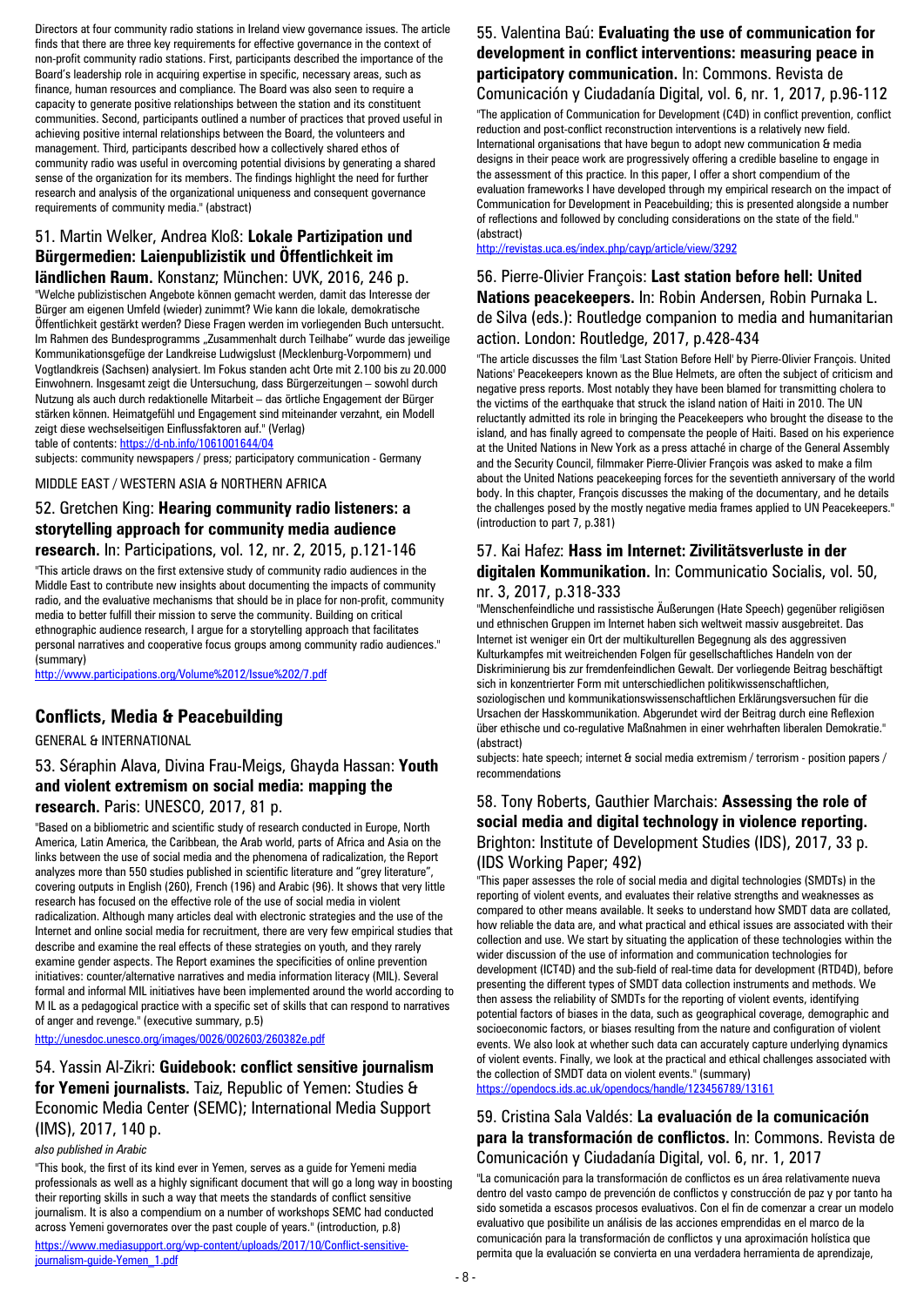Directors at four community radio stations in Ireland view governance issues. The article finds that there are three key requirements for effective governance in the context of non-profit community radio stations. First, participants described the importance of the Board's leadership role in acquiring expertise in specific, necessary areas, such as finance, human resources and compliance. The Board was also seen to require a capacity to generate positive relationships between the station and its constituent communities. Second, participants outlined a number of practices that proved useful in achieving positive internal relationships between the Board, the volunteers and management. Third, participants described how a collectively shared ethos of community radio was useful in overcoming potential divisions by generating a shared sense of the organization for its members. The findings highlight the need for further research and analysis of the organizational uniqueness and consequent governance requirements of community media." (abstract)

### 51. Martin Welker, Andrea Kloß: **Lokale Partizipation und Bürgermedien: Laienpublizistik und Öffentlichkeit im ländlichen Raum.** Konstanz; München: UVK, 2016, 246 p.

"Welche publizistischen Angebote können gemacht werden, damit das Interesse der Bürger am eigenen Umfeld (wieder) zunimmt? Wie kann die lokale, demokratische Öffentlichkeit gestärkt werden? Diese Fragen werden im vorliegenden Buch untersucht. Im Rahmen des Bundesprogramms „Zusammenhalt durch Teilhabe" wurde das jeweilige Kommunikationsgefüge der Landkreise Ludwigslust (Mecklenburg-Vorpommern) und Vogtlandkreis (Sachsen) analysiert. Im Fokus standen acht Orte mit 2.100 bis zu 20.000 Einwohnern. Insgesamt zeigt die Untersuchung, dass Bürgerzeitungen – sowohl durch Nutzung als auch durch redaktionelle Mitarbeit – das örtliche Engagement der Bürger stärken können. Heimatgefühl und Engagement sind miteinander verzahnt, ein Modell zeigt diese wechselseitigen Einflussfaktoren auf." (Verlag)

table of contents: https://d-nb.info/1061001644/04

subjects: community newspapers / press; participatory communication - Germany

MIDDLE EAST / WESTERN ASIA & NORTHERN AFRICA

### 52. Gretchen King: **Hearing community radio listeners: a storytelling approach for community media audience research.** In: Participations, vol. 12, nr. 2, 2015, p.121-146

"This article draws on the first extensive study of community radio audiences in the Middle East to contribute new insights about documenting the impacts of community radio, and the evaluative mechanisms that should be in place for non-profit, community media to better fulfill their mission to serve the community. Building on critical ethnographic audience research, I argue for a storytelling approach that facilitates personal narratives and cooperative focus groups among community radio audiences." (summary)

http://www.participations.org/Volume%2012/Issue%202/7.pdf

## Conflicts, Media & Peacebuilding

GENERAL & INTERNATIONAL

### 53. Séraphin Alava, Divina Frau-Meigs, Ghayda Hassan: **Youth and violent extremism on social media: mapping the research.** Paris: UNESCO, 2017, 81 p.

"Based on a bibliometric and scientific study of research conducted in Europe, North America, Latin America, the Caribbean, the Arab world, parts of Africa and Asia on the links between the use of social media and the phenomena of radicalization, the Report analyzes more than 550 studies published in scientific literature and "grey literature", covering outputs in English (260), French (196) and Arabic (96). It shows that very little research has focused on the effective role of the use of social media in violent radicalization. Although many articles deal with electronic strategies and the use of the Internet and online social media for recruitment, there are very few empirical studies that describe and examine the real effects of these strategies on youth, and they rarely examine gender aspects. The Report examines the specificities of online prevention initiatives: counter/alternative narratives and media information literacy (MIL). Several formal and informal MIL initiatives have been implemented around the world according to M IL as a pedagogical practice with a specific set of skills that can respond to narratives of anger and revenge." (executive summary, p.5)

http://unesdoc.unesco.org/images/0026/002603/260382e.pdf

### 54. Yassin Al-Zikri: **Guidebook: conflict sensitive journalism for Yemeni journalists.** Taiz, Republic of Yemen: Studies & Economic Media Center (SEMC); International Media Support (IMS), 2017, 140 p.

*also published in Arabic*

"This book, the first of its kind ever in Yemen, serves as a guide for Yemeni media professionals as well as a highly significant document that will go a long way in boosting their reporting skills in such a way that meets the standards of conflict sensitive journalism. It is also a compendium on a number of workshops SEMC had conducted across Yemeni governorates over the past couple of years." (introduction, p.8)

https://www.mediasupport.org/wp-content/uploads/2017/10/Conflict-sensitive-journalism-guide-Yemen_1.pdf

### 55. Valentina Baú: **Evaluating the use of communication for development in conflict interventions: measuring peace in participatory communication.** In: Commons. Revista de Comunicación y Ciudadanía Digital, vol. 6, nr. 1, 2017, p.96-112

"The application of Communication for Development (C4D) in conflict prevention, conflict reduction and post-conflict reconstruction interventions is a relatively new field. International organisations that have begun to adopt new communication & media designs in their peace work are progressively offering a credible baseline to engage in the assessment of this practice. In this paper, I offer a short compendium of the evaluation frameworks I have developed through my empirical research on the impact of Communication for Development in Peacebuilding; this is presented alongside a number of reflections and followed by concluding considerations on the state of the field." (abstract)

http://revistas.uca.es/index.php/cayp/article/view/3292

### 56. Pierre-Olivier François: **Last station before hell: United Nations peacekeepers.** In: Robin Andersen, Robin Purnaka L. de Silva (eds.): Routledge companion to media and humanitarian action. London: Routledge, 2017, p.428-434

"The article discusses the film 'Last Station Before Hell' by Pierre-Olivier François. United Nations' Peacekeepers known as the Blue Helmets, are often the subject of criticism and negative press reports. Most notably they have been blamed for transmitting cholera to the victims of the earthquake that struck the island nation of Haiti in 2010. The UN reluctantly admitted its role in bringing the Peacekeepers who brought the disease to the island, and has finally agreed to compensate the people of Haiti. Based on his experience at the United Nations in New York as a press attaché in charge of the General Assembly and the Security Council, filmmaker Pierre-Olivier François was asked to make a film about the United Nations peacekeeping forces for the seventieth anniversary of the world body. In this chapter, François discusses the making of the documentary, and he details the challenges posed by the mostly negative media frames applied to UN Peacekeepers." (introduction to part 7, p.381)

### 57. Kai Hafez: **Hass im Internet: Zivilitätsverluste in der digitalen Kommunikation.** In: Communicatio Socialis, vol. 50, nr. 3, 2017, p.318-333

"Menschenfeindliche und rassistische Äußerungen (Hate Speech) gegenüber religiösen und ethnischen Gruppen im Internet haben sich weltweit massiv ausgebreitet. Das Internet ist weniger ein Ort der multikulturellen Begegnung als des aggressiven Kulturkampfes mit weitreichenden Folgen für gesellschaftliches Handeln von der Diskriminierung bis zur fremdenfeindlichen Gewalt. Der vorliegende Beitrag beschäftigt sich in konzentrierter Form mit unterschiedlichen politikwissenschaftlichen, soziologischen und kommunikationswissenschaftlichen Erklärungsversuchen für die Ursachen der Hasskommunikation. Abgerundet wird der Beitrag durch eine Reflexion über ethische und co-regulative Maßnahmen in einer wehrhaften liberalen Demokratie." (abstract)

subjects: hate speech; internet & social media extremism / terrorism - position papers / recommendations

### 58. Tony Roberts, Gauthier Marchais: **Assessing the role of social media and digital technology in violence reporting.** Brighton: Institute of Development Studies (IDS), 2017, 33 p. (IDS Working Paper; 492)

"This paper assesses the role of social media and digital technologies (SMDTs) in the reporting of violent events, and evaluates their relative strengths and weaknesses as compared to other means available. It seeks to understand how SMDT data are collated, how reliable the data are, and what practical and ethical issues are associated with their collection and use. We start by situating the application of these technologies within the wider discussion of the use of information and communication technologies for development (ICT4D) and the sub-field of real-time data for development (RTD4D), before presenting the different types of SMDT data collection instruments and methods. We then assess the reliability of SMDTs for the reporting of violent events, identifying potential factors of biases in the data, such as geographical coverage, demographic and socioeconomic factors, or biases resulting from the nature and configuration of violent events. We also look at whether such data can accurately capture underlying dynamics of violent events. Finally, we look at the practical and ethical challenges associated with the collection of SMDT data on violent events." (summary)

https://opendocs.ids.ac.uk/opendocs/handle/123456789/13161

### 59. Cristina Sala Valdés: **La evaluación de la comunicación para la transformación de conflictos.** In: Commons. Revista de Comunicación y Ciudadanía Digital, vol. 6, nr. 1, 2017

"La comunicación para la transformación de conflictos es un área relativamente nueva dentro del vasto campo de prevención de conflictos y construcción de paz y por tanto ha sido sometida a escasos procesos evaluativos. Con el fin de comenzar a crear un modelo evaluativo que posibilite un análisis de las acciones emprendidas en el marco de la comunicación para la transformación de conflictos y una aproximación holística que permita que la evaluación se convierta en una verdadera herramienta de aprendizaje,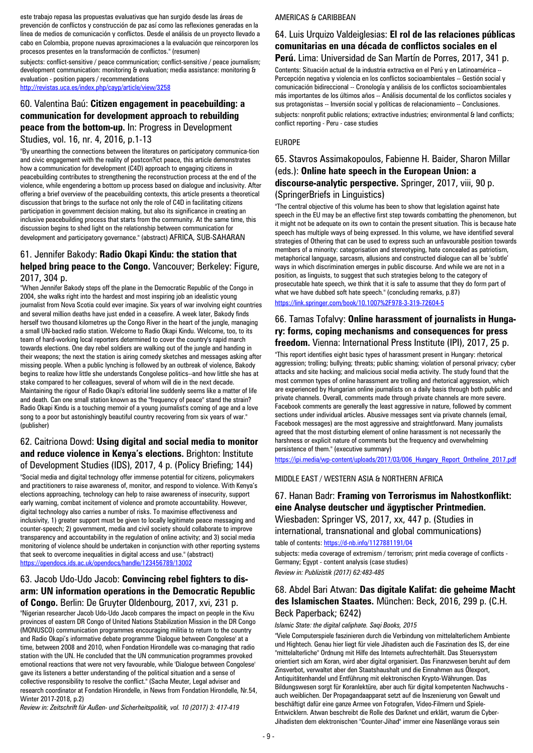este trabajo repasa las propuestas evaluativas que han surgido desde las áreas de prevención de conflictos y construcción de paz así como las reflexiones generadas en la línea de medios de comunicación y conflictos. Desde el análisis de un proyecto llevado a cabo en Colombia, propone nuevas aproximaciones a la evaluación que reincorporen los procesos presentes en la transformación de conflictos." (resumen)

subjects: conflict-sensitive / peace communication; conflict-sensitive / peace journalism; development communication: monitoring & evaluation; media assistance: monitoring & evaluation - position papers / recommendations
http://revistas.uca.es/index.php/cayp/article/view/3258

## 60. Valentina Baú: **Citizen engagement in peacebuilding: a communication for development approach to rebuilding peace from the bottom-up.** In: Progress in Development Studies, vol. 16, nr. 4, 2016, p.1-13

"By unearthing the connections between the literatures on participatory communica-tion and civic engagement with the reality of postcon?ict peace, this article demonstrates how a communication for development (C4D) approach to engaging citizens in peacebuilding contributes to strengthening the reconstruction process at the end of the violence, while engendering a bottom up process based on dialogue and inclusivity. After offering a brief overview of the peacebuilding contexts, this article presents a theoretical discussion that brings to the surface not only the role of C4D in facilitating citizens participation in government decision making, but also its significance in creating an inclusive peacebuilding process that starts from the community. At the same time, this discussion begins to shed light on the relationship between communication for development and participatory governance." (abstract) AFRICA, SUB-SAHARAN

## 61. Jennifer Bakody: **Radio Okapi Kindu: the station that helped bring peace to the Congo.** Vancouver; Berkeley: Figure, 2017, 304 p.

"When Jennifer Bakody steps off the plane in the Democratic Republic of the Congo in 2004, she walks right into the hardest and most inspiring job an idealistic young journalist from Nova Scotia could ever imagine. Six years of war involving eight countries and several million deaths have just ended in a ceasefire. A week later, Bakody finds herself two thousand kilometres up the Congo River in the heart of the jungle, managing a small UN-backed radio station. Welcome to Radio Okapi Kindu. Welcome, too, to its team of hard-working local reporters determined to cover the country's rapid march towards elections. One day rebel soldiers are walking out of the jungle and handing in their weapons; the next the station is airing comedy sketches and messages asking after missing people. When a public lynching is followed by an outbreak of violence, Bakody begins to realize how little she understands Congolese politics--and how little she has at stake compared to her colleagues, several of whom will die in the next decade. Maintaining the rigour of Radio Okapi's editorial line suddenly seems like a matter of life and death. Can one small station known as the "frequency of peace" stand the strain? Radio Okapi Kindu is a touching memoir of a young journalist's coming of age and a love song to a poor but astonishingly beautiful country recovering from six years of war." (publisher)

## 62. Caitriona Dowd: **Using digital and social media to monitor and reduce violence in Kenya's elections.** Brighton: Institute of Development Studies (IDS), 2017, 4 p. (Policy Briefing; 144)

"Social media and digital technology offer immense potential for citizens, policymakers and practitioners to raise awareness of, monitor, and respond to violence. With Kenya's elections approaching, technology can help to raise awareness of insecurity, support early warning, combat incitement of violence and promote accountability. However, digital technology also carries a number of risks. To maximise effectiveness and inclusivity, 1) greater support must be given to locally legitimate peace messaging and counter-speech; 2) government, media and civil society should collaborate to improve transparency and accountability in the regulation of online activity; and 3) social media monitoring of violence should be undertaken in conjunction with other reporting systems that seek to overcome inequalities in digital access and use." (abstract)
https://opendocs.ids.ac.uk/opendocs/handle/123456789/13002

## 63. Jacob Udo-Udo Jacob: **Convincing rebel fighters to disarm: UN information operations in the Democratic Republic of Congo.** Berlin: De Gruyter Oldenbourg, 2017, xvi, 231 p.

"Nigerian researcher Jacob Udo-Udo Jacob compares the impact on people in the Kivu provinces of eastern DR Congo of United Nations Stabilization Mission in the DR Congo (MONUSCO) communication programmes encouraging militia to return to the country and Radio Okapi's informative debate programme 'Dialogue between Congolese' at a time, between 2008 and 2010, when Fondation Hirondelle was co-managing that radio station with the UN. He concluded that the UN communication programmes provoked emotional reactions that were not very favourable, while 'Dialogue between Congolese' gave its listeners a better understanding of the political situation and a sense of collective responsibility to resolve the conflict." (Sacha Meuter, Legal adviser and research coordinator at Fondation Hirondelle, in News from Fondation Hirondelle, Nr.54, Winter 2017-2018, p.2)

*Review in: Zeitschrift für Außen- und Sicherheitspolitik, vol. 10 (2017) 3: 417-419*

AMERICAS & CARIBBEAN

## 64. Luis Urquizo Valdeiglesias: **El rol de las relaciones públicas comunitarias en una década de conflictos sociales en el Perú.** Lima: Universidad de San Martín de Porres, 2017, 341 p.

Contents: Situación actual de la industria extractiva en el Perú y en Latinoamérica -- Percepción negativa y violencia en los conflictos socioambientales -- Gestión social y comunicación bidireccional -- Cronología y análisis de los conflictos socioambientales más importantes de los últimos años -- Análisis documental de los conflictos sociales y sus protagonistas -- Inversión social y políticas de relacionamiento -- Conclusiones.

subjects: nonprofit public relations; extractive industries; environmental & land conflicts; conflict reporting - Peru - case studies

EUROPE

## 65. Stavros Assimakopoulos, Fabienne H. Baider, Sharon Millar (eds.): **Online hate speech in the European Union: a discourse-analytic perspective.** Springer, 2017, viii, 90 p. (SpringerBriefs in Linguistics)

"The central objective of this volume has been to show that legislation against hate speech in the EU may be an effective first step towards combatting the phenomenon, but it might not be adequate on its own to contain the present situation. This is because hate speech has multiple ways of being expressed. In this volume, we have identified several strategies of Othering that can be used to express such an unfavourable position towards members of a minority: categorisation and stereotyping, hate concealed as patriotism, metaphorical language, sarcasm, allusions and constructed dialogue can all be 'subtle' ways in which discrimination emerges in public discourse. And while we are not in a position, as linguists, to suggest that such strategies belong to the category of prosecutable hate speech, we think that it is safe to assume that they do form part of what we have dubbed soft hate speech." (concluding remarks, p.87)
https://link.springer.com/book/10.1007%2F978-3-319-72604-5

## 66. Tamas Tofalvy: **Online harassment of journalists in Hungary: forms, coping mechanisms and consequences for press freedom.** Vienna: International Press Institute (IPI), 2017, 25 p.

"This report identifies eight basic types of harassment present in Hungary: rhetorical aggression; trolling; bullying; threats; public shaming; violation of personal privacy; cyber attacks and site hacking; and malicious social media activity. The study found that the most common types of online harassment are trolling and rhetorical aggression, which are experienced by Hungarian online journalists on a daily basis through both public and private channels. Overall, comments made through private channels are more severe. Facebook comments are generally the least aggressive in nature, followed by comment sections under individual articles. Abusive messages sent via private channels (email, Facebook messages) are the most aggressive and straightforward. Many journalists agreed that the most disturbing element of online harassment is not necessarily the harshness or explicit nature of comments but the frequency and overwhelming persistence of them." (executive summary)
https://ipi.media/wp-content/uploads/2017/03/006_Hungary_Report_Ontheline_2017.pdf

MIDDLE EAST / WESTERN ASIA & NORTHERN AFRICA

## 67. Hanan Badr: **Framing von Terrorismus im Nahostkonflikt: eine Analyse deutscher und ägyptischer Printmedien.** Wiesbaden: Springer VS, 2017, xx, 447 p. (Studies in international, transnational and global communications)

table of contents: https://d-nb.info/1127881191/04

subjects: media coverage of extremism / terrorism; print media coverage of conflicts - Germany; Egypt - content analysis (case studies)

*Review in: Publizistik (2017) 62:483-485*

## 68. Abdel Bari Atwan: **Das digitale Kalifat: die geheime Macht des Islamischen Staates.** München: Beck, 2016, 299 p. (C.H. Beck Paperback; 6242)

*Islamic State: the digital caliphate. Saqi Books, 2015*

"Viele Computerspiele faszinieren durch die Verbindung von mittelalterlichem Ambiente und Hightech. Genau hier liegt für viele Jihadisten auch die Faszination des IS, der eine "mittelalterliche" Ordnung mit Hilfe des Internets aufrechterhält. Das Steuersystem orientiert sich am Koran, wird aber digital organisiert. Das Finanzwesen beruht auf dem Zinsverbot, verwaltet aber den Staatshaushalt und die Einnahmen aus Ölexport, Antiquitätenhandel und Entführung mit elektronischen Krypto-Währungen. Das Bildungswesen sorgt für Koranlektüre, aber auch für digital kompetenten Nachwuchs - auch weiblichen. Der Propagandaapparat setzt auf die Inszenierung von Gewalt und beschäftigt dafür eine ganze Armee von Fotografen, Video-Filmern und Spiele-Entwicklern. Atwan beschreibt die Rolle des Darknet und erklärt, warum die Cyber-Jihadisten dem elektronischen "Counter-Jihad" immer eine Nasenlänge voraus sein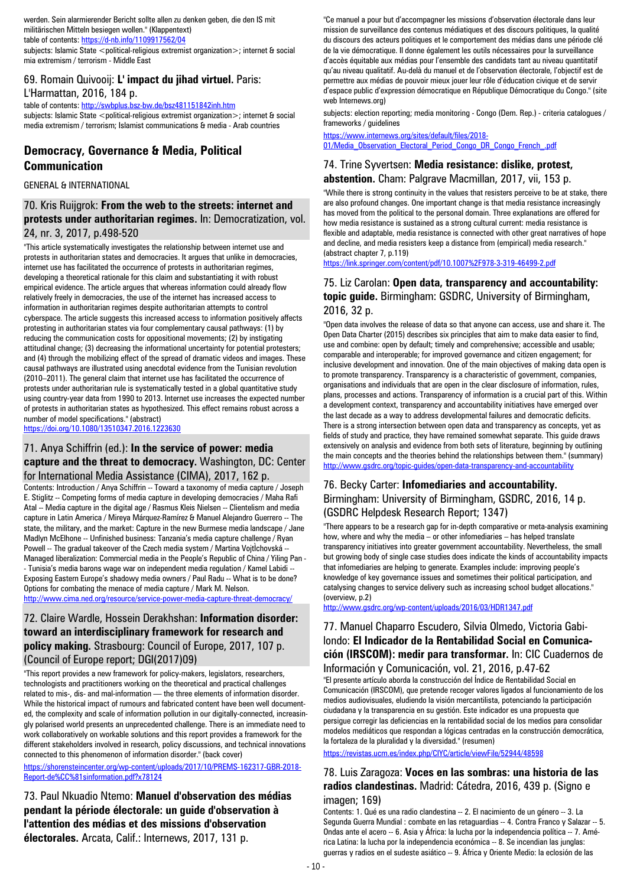werden. Sein alarmierender Bericht sollte allen zu denken geben, die den IS mit militärischen Mitteln besiegen wollen." (Klappentext)
table of contents: https://d-nb.info/1109917562/04
subjects: Islamic State <political-religious extremist organization>; internet & social mia extremism / terrorism - Middle East

### 69. Romain Quivooij: **L' impact du jihad virtuel.** Paris: L'Harmattan, 2016, 184 p.

table of contents: http://swbplus.bsz-bw.de/bsz481151842inh.htm
subjects: Islamic State <political-religious extremist organization>; internet & social media extremism / terrorism; Islamist communications & media - Arab countries

## Democracy, Governance & Media, Political Communication

GENERAL & INTERNATIONAL

### 70. Kris Ruijgrok: **From the web to the streets: internet and protests under authoritarian regimes.** In: Democratization, vol. 24, nr. 3, 2017, p.498-520

"This article systematically investigates the relationship between internet use and protests in authoritarian states and democracies. It argues that unlike in democracies, internet use has facilitated the occurrence of protests in authoritarian regimes, developing a theoretical rationale for this claim and substantiating it with robust empirical evidence. The article argues that whereas information could already flow relatively freely in democracies, the use of the internet has increased access to information in authoritarian regimes despite authoritarian attempts to control cyberspace. The article suggests this increased access to information positively affects protesting in authoritarian states via four complementary causal pathways: (1) by reducing the communication costs for oppositional movements; (2) by instigating attitudinal change; (3) decreasing the informational uncertainty for potential protesters; and (4) through the mobilizing effect of the spread of dramatic videos and images. These causal pathways are illustrated using anecdotal evidence from the Tunisian revolution (2010–2011). The general claim that internet use has facilitated the occurrence of protests under authoritarian rule is systematically tested in a global quantitative study using country-year data from 1990 to 2013. Internet use increases the expected number of protests in authoritarian states as hypothesized. This effect remains robust across a number of model specifications." (abstract)
https://doi.org/10.1080/13510347.2016.1223630

### 71. Anya Schiffrin (ed.): **In the service of power: media capture and the threat to democracy.** Washington, DC: Center for International Media Assistance (CIMA), 2017, 162 p.

Contents: Introduction / Anya Schiffrin -- Toward a taxonomy of media capture / Joseph E. Stiglitz -- Competing forms of media capture in developing democracies / Maha Rafi Atal -- Media capture in the digital age / Rasmus Kleis Nielsen -- Clientelism and media capture in Latin America / Mireya Márquez-Ramírez & Manuel Alejandro Guerrero -- The state, the military, and the market: Capture in the new Burmese media landscape / Jane Madlyn McElhone -- Unfinished business: Tanzania's media capture challenge / Ryan Powell -- The gradual takeover of the Czech media system / Martina Vojtĕchovská -- Managed liberalization: Commercial media in the People's Republic of China / Yiling Pan -- Tunisia's media barons wage war on independent media regulation / Kamel Labidi -- Exposing Eastern Europe's shadowy media owners / Paul Radu -- What is to be done? Options for combating the menace of media capture / Mark M. Nelson.
http://www.cima.ned.org/resource/service-power-media-capture-threat-democracy/

### 72. Claire Wardle, Hossein Derakhshan: **Information disorder: toward an interdisciplinary framework for research and policy making.** Strasbourg: Council of Europe, 2017, 107 p. (Council of Europe report; DGI(2017)09)

"This report provides a new framework for policy-makers, legislators, researchers, technologists and practitioners working on the theoretical and practical challenges related to mis-, dis- and mal-information — the three elements of information disorder. While the historical impact of rumours and fabricated content have been well documented, the complexity and scale of information pollution in our digitally-connected, increasingly polarised world presents an unprecedented challenge. There is an immediate need to work collaboratively on workable solutions and this report provides a framework for the different stakeholders involved in research, policy discussions, and technical innovations connected to this phenomenon of information disorder." (back cover)
https://shorensteincenter.org/wp-content/uploads/2017/10/PREMS-162317-GBR-2018-Report-de%CC%81sinformation.pdf?x78124

### 73. Paul Nkuadio Ntemo: **Manuel d'observation des médias pendant la période électorale: un guide d'observation à l'attention des médias et des missions d'observation électorales.** Arcata, Calif.: Internews, 2017, 131 p.

"Ce manuel a pour but d'accompagner les missions d'observation électorale dans leur mission de surveillance des contenus médiatiques et des discours politiques, la qualité du discours des acteurs politiques et le comportement des médias dans une période clé de la vie démocratique. Il donne également les outils nécessaires pour la surveillance d'accès équitable aux médias pour l'ensemble des candidats tant au niveau quantitatif qu'au niveau qualitatif. Au-delà du manuel et de l'observation électorale, l'objectif est de permettre aux médias de pouvoir mieux jouer leur rôle d'éducation civique et de servir d'espace public d'expression démocratique en République Démocratique du Congo." (site web Internews.org)

subjects: election reporting; media monitoring - Congo (Dem. Rep.) - criteria catalogues / frameworks / guidelines

https://www.internews.org/sites/default/files/2018-01/Media_Observation_Electoral_Period_Congo_DR_Congo_French_.pdf

### 74. Trine Syvertsen: **Media resistance: dislike, protest, abstention.** Cham: Palgrave Macmillan, 2017, vii, 153 p.

"While there is strong continuity in the values that resisters perceive to be at stake, there are also profound changes. One important change is that media resistance increasingly has moved from the political to the personal domain. Three explanations are offered for how media resistance is sustained as a strong cultural current: media resistance is flexible and adaptable, media resistance is connected with other great narratives of hope and decline, and media resisters keep a distance from (empirical) media research." (abstract chapter 7, p.119)
https://link.springer.com/content/pdf/10.1007%2F978-3-319-46499-2.pdf

### 75. Liz Carolan: **Open data, transparency and accountability: topic guide.** Birmingham: GSDRC, University of Birmingham, 2016, 32 p.

"Open data involves the release of data so that anyone can access, use and share it. The Open Data Charter (2015) describes six principles that aim to make data easier to find, use and combine: open by default; timely and comprehensive; accessible and usable; comparable and interoperable; for improved governance and citizen engagement; for inclusive development and innovation. One of the main objectives of making data open is to promote transparency. Transparency is a characteristic of government, companies, organisations and individuals that are open in the clear disclosure of information, rules, plans, processes and actions. Transparency of information is a crucial part of this. Within a development context, transparency and accountability initiatives have emerged over the last decade as a way to address developmental failures and democratic deficits. There is a strong intersection between open data and transparency as concepts, yet as fields of study and practice, they have remained somewhat separate. This guide draws extensively on analysis and evidence from both sets of literature, beginning by outlining the main concepts and the theories behind the relationships between them." (summary)
http://www.gsdrc.org/topic-guides/open-data-transparency-and-accountability

### 76. Becky Carter: **Infomediaries and accountability.** Birmingham: University of Birmingham, GSDRC, 2016, 14 p. (GSDRC Helpdesk Research Report; 1347)

"There appears to be a research gap for in-depth comparative or meta-analysis examining how, where and why the media – or other infomediaries – has helped translate transparency initiatives into greater government accountability. Nevertheless, the small but growing body of single case studies does indicate the kinds of accountability impacts that infomediaries are helping to generate. Examples include: improving people's knowledge of key governance issues and sometimes their political participation, and catalysing changes to service delivery such as increasing school budget allocations." (overview, p.2)
http://www.gsdrc.org/wp-content/uploads/2016/03/HDR1347.pdf

### 77. Manuel Chaparro Escudero, Silvia Olmedo, Victoria Gabilondo: **El Indicador de la Rentabilidad Social en Comunicación (IRSCOM): medir para transformar.** In: CIC Cuadernos de Información y Comunicación, vol. 21, 2016, p.47-62

"El presente artículo aborda la construcción del Índice de Rentabilidad Social en Comunicación (IRSCOM), que pretende recoger valores ligados al funcionamiento de los medios audiovisuales, eludiendo la visión mercantilista, potenciando la participación ciudadana y la transparencia en su gestión. Este indicador es una propuesta que persigue corregir las deficiencias en la rentabilidad social de los medios para consolidar modelos mediáticos que respondan a lógicas centradas en la construcción democrática, la fortaleza de la pluralidad y la diversidad." (resumen)
https://revistas.ucm.es/index.php/CIYC/article/viewFile/52944/48598

### 78. Luis Zaragoza: **Voces en las sombras: una historia de las radios clandestinas.** Madrid: Cátedra, 2016, 439 p. (Signo e imagen; 169)

Contents: 1. Qué es una radio clandestina -- 2. El nacimiento de un género -- 3. La Segunda Guerra Mundial : combate en las retaguardias -- 4. Contra Franco y Salazar -- 5. Ondas ante el acero -- 6. Asia y África: la lucha por la independencia política -- 7. América Latina: la lucha por la independencia económica -- 8. Se incendian las junglas: guerras y radios en el sudeste asiático -- 9. África y Oriente Medio: la eclosión de las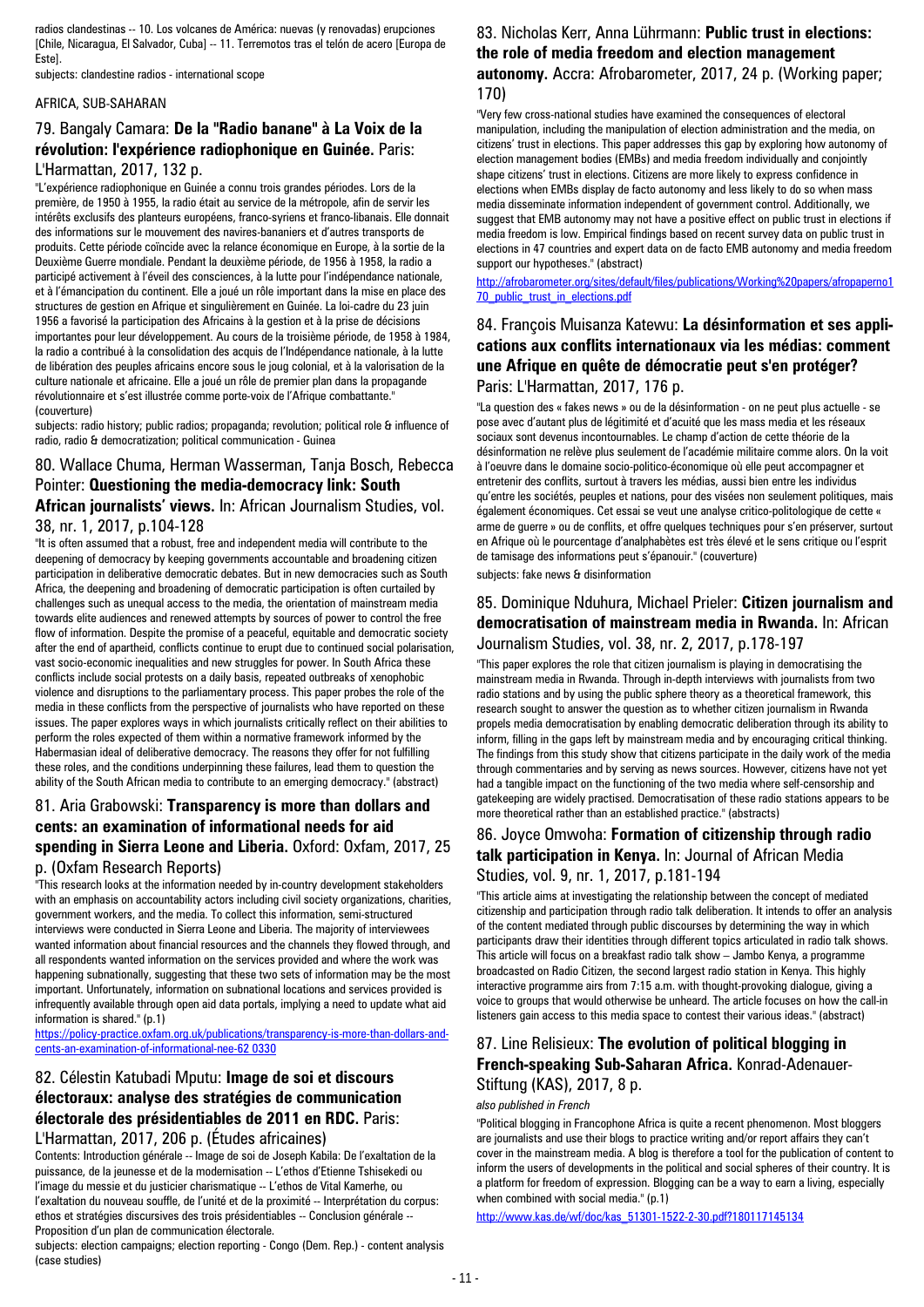radios clandestinas -- 10. Los volcanes de América: nuevas (y renovadas) erupciones [Chile, Nicaragua, El Salvador, Cuba] -- 11. Terremotos tras el telón de acero [Europa de Este].

subjects: clandestine radios - international scope

## AFRICA, SUB-SAHARAN

### 79. Bangaly Camara: **De la "Radio banane" à La Voix de la révolution: l'expérience radiophonique en Guinée.** Paris: L'Harmattan, 2017, 132 p.

"L'expérience radiophonique en Guinée a connu trois grandes périodes. Lors de la première, de 1950 à 1955, la radio était au service de la métropole, afin de servir les intérêts exclusifs des planteurs européens, franco-syriens et franco-libanais. Elle donnait des informations sur le mouvement des navires-bananiers et d'autres transports de produits. Cette période coïncide avec la relance économique en Europe, à la sortie de la Deuxième Guerre mondiale. Pendant la deuxième période, de 1956 à 1958, la radio a participé activement à l'éveil des consciences, à la lutte pour l'indépendance nationale, et à l'émancipation du continent. Elle a joué un rôle important dans la mise en place des structures de gestion en Afrique et singulièrement en Guinée. La loi-cadre du 23 juin 1956 a favorisé la participation des Africains à la gestion et à la prise de décisions importantes pour leur développement. Au cours de la troisième période, de 1958 à 1984, la radio a contribué à la consolidation des acquis de l'Indépendance nationale, à la lutte de libération des peuples africains encore sous le joug colonial, et à la valorisation de la culture nationale et africaine. Elle a joué un rôle de premier plan dans la propagande révolutionnaire et s'est illustrée comme porte-voix de l'Afrique combattante." (couverture)

subjects: radio history; public radios; propaganda; revolution; political role & influence of radio, radio & democratization; political communication - Guinea

### 80. Wallace Chuma, Herman Wasserman, Tanja Bosch, Rebecca Pointer: **Questioning the media-democracy link: South African journalists' views.** In: African Journalism Studies, vol. 38, nr. 1, 2017, p.104-128

"It is often assumed that a robust, free and independent media will contribute to the deepening of democracy by keeping governments accountable and broadening citizen participation in deliberative democratic debates. But in new democracies such as South Africa, the deepening and broadening of democratic participation is often curtailed by challenges such as unequal access to the media, the orientation of mainstream media towards elite audiences and renewed attempts by sources of power to control the free flow of information. Despite the promise of a peaceful, equitable and democratic society after the end of apartheid, conflicts continue to erupt due to continued social polarisation, vast socio-economic inequalities and new struggles for power. In South Africa these conflicts include social protests on a daily basis, repeated outbreaks of xenophobic violence and disruptions to the parliamentary process. This paper probes the role of the media in these conflicts from the perspective of journalists who have reported on these issues. The paper explores ways in which journalists critically reflect on their abilities to perform the roles expected of them within a normative framework informed by the Habermasian ideal of deliberative democracy. The reasons they offer for not fulfilling these roles, and the conditions underpinning these failures, lead them to question the ability of the South African media to contribute to an emerging democracy." (abstract)

### 81. Aria Grabowski: **Transparency is more than dollars and cents: an examination of informational needs for aid spending in Sierra Leone and Liberia.** Oxford: Oxfam, 2017, 25 p. (Oxfam Research Reports)

"This research looks at the information needed by in-country development stakeholders with an emphasis on accountability actors including civil society organizations, charities, government workers, and the media. To collect this information, semi-structured interviews were conducted in Sierra Leone and Liberia. The majority of interviewees wanted information about financial resources and the channels they flowed through, and all respondents wanted information on the services provided and where the work was happening subnationally, suggesting that these two sets of information may be the most important. Unfortunately, information on subnational locations and services provided is infrequently available through open aid data portals, implying a need to update what aid information is shared." (p.1)

https://policy-practice.oxfam.org.uk/publications/transparency-is-more-than-dollars-and-cents-an-examination-of-informational-nee-62 0330

### 82. Célestin Katubadi Mputu: **Image de soi et discours électoraux: analyse des stratégies de communication électorale des présidentiables de 2011 en RDC.** Paris: L'Harmattan, 2017, 206 p. (Études africaines)

Contents: Introduction générale -- Image de soi de Joseph Kabila: De l'exaltation de la puissance, de la jeunesse et de la modernisation -- L'ethos d'Etienne Tshisekedi ou l'image du messie et du justicier charismatique -- L'ethos de Vital Kamerhe, ou l'exaltation du nouveau souffle, de l'unité et de la proximité -- Interprétation du corpus: ethos et stratégies discursives des trois présidentiables -- Conclusion générale -- Proposition d'un plan de communication électorale.

subjects: election campaigns; election reporting - Congo (Dem. Rep.) - content analysis (case studies)

### 83. Nicholas Kerr, Anna Lührmann: **Public trust in elections: the role of media freedom and election management autonomy.** Accra: Afrobarometer, 2017, 24 p. (Working paper; 170)

"Very few cross-national studies have examined the consequences of electoral manipulation, including the manipulation of election administration and the media, on citizens' trust in elections. This paper addresses this gap by exploring how autonomy of election management bodies (EMBs) and media freedom individually and conjointly shape citizens' trust in elections. Citizens are more likely to express confidence in elections when EMBs display de facto autonomy and less likely to do so when mass media disseminate information independent of government control. Additionally, we suggest that EMB autonomy may not have a positive effect on public trust in elections if media freedom is low. Empirical findings based on recent survey data on public trust in elections in 47 countries and expert data on de facto EMB autonomy and media freedom support our hypotheses." (abstract)

http://afrobarometer.org/sites/default/files/publications/Working%20papers/afropaperno170_public_trust_in_elections.pdf

### 84. François Muisanza Katewu: **La désinformation et ses applications aux conflits internationaux via les médias: comment une Afrique en quête de démocratie peut s'en protéger?** Paris: L'Harmattan, 2017, 176 p.

"La question des « fakes news » ou de la désinformation - on ne peut plus actuelle - se pose avec d'autant plus de légitimité et d'acuité que les mass media et les réseaux sociaux sont devenus incontournables. Le champ d'action de cette théorie de la désinformation ne relève plus seulement de l'académie militaire comme alors. On la voit à l'oeuvre dans le domaine socio-politico-économique où elle peut accompagner et entretenir des conflits, surtout à travers les médias, aussi bien entre les individus qu'entre les sociétés, peuples et nations, pour des visées non seulement politiques, mais également économiques. Cet essai se veut une analyse critico-politologique de cette « arme de guerre » ou de conflits, et offre quelques techniques pour s'en préserver, surtout en Afrique où le pourcentage d'analphabètes est très élevé et le sens critique ou l'esprit de tamisage des informations peut s'épanouir." (couverture)

subjects: fake news & disinformation

### 85. Dominique Nduhura, Michael Prieler: **Citizen journalism and democratisation of mainstream media in Rwanda.** In: African Journalism Studies, vol. 38, nr. 2, 2017, p.178-197

"This paper explores the role that citizen journalism is playing in democratising the mainstream media in Rwanda. Through in-depth interviews with journalists from two radio stations and by using the public sphere theory as a theoretical framework, this research sought to answer the question as to whether citizen journalism in Rwanda propels media democratisation by enabling democratic deliberation through its ability to inform, filling in the gaps left by mainstream media and by encouraging critical thinking. The findings from this study show that citizens participate in the daily work of the media through commentaries and by serving as news sources. However, citizens have not yet had a tangible impact on the functioning of the two media where self-censorship and gatekeeping are widely practised. Democratisation of these radio stations appears to be more theoretical rather than an established practice." (abstracts)

### 86. Joyce Omwoha: **Formation of citizenship through radio talk participation in Kenya.** In: Journal of African Media Studies, vol. 9, nr. 1, 2017, p.181-194

"This article aims at investigating the relationship between the concept of mediated citizenship and participation through radio talk deliberation. It intends to offer an analysis of the content mediated through public discourses by determining the way in which participants draw their identities through different topics articulated in radio talk shows. This article will focus on a breakfast radio talk show – Jambo Kenya, a programme broadcasted on Radio Citizen, the second largest radio station in Kenya. This highly interactive programme airs from 7:15 a.m. with thought-provoking dialogue, giving a voice to groups that would otherwise be unheard. The article focuses on how the call-in listeners gain access to this media space to contest their various ideas." (abstract)

### 87. Line Relisieux: **The evolution of political blogging in French-speaking Sub-Saharan Africa.** Konrad-Adenauer-Stiftung (KAS), 2017, 8 p.

*also published in French*

"Political blogging in Francophone Africa is quite a recent phenomenon. Most bloggers are journalists and use their blogs to practice writing and/or report affairs they can't cover in the mainstream media. A blog is therefore a tool for the publication of content to inform the users of developments in the political and social spheres of their country. It is a platform for freedom of expression. Blogging can be a way to earn a living, especially when combined with social media." (p.1)

http://www.kas.de/wf/doc/kas_51301-1522-2-30.pdf?180117145134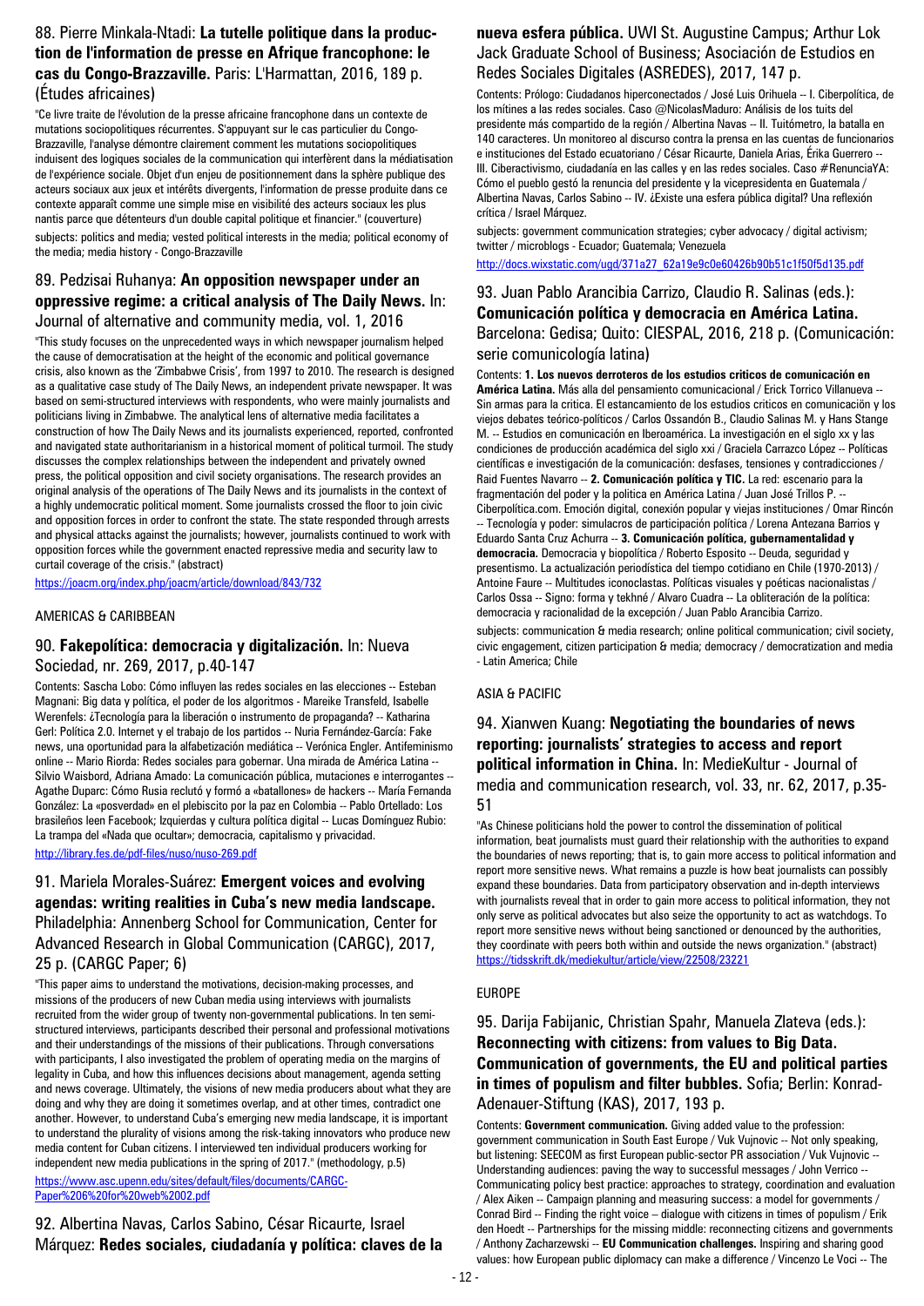## 88. Pierre Minkala-Ntadi: **La tutelle politique dans la production de l'information de presse en Afrique francophone: le cas du Congo-Brazzaville.** Paris: L'Harmattan, 2016, 189 p. (Études africaines)

"Ce livre traite de l'évolution de la presse africaine francophone dans un contexte de mutations sociopolitiques récurrentes. S'appuyant sur le cas particulier du Congo-Brazzaville, l'analyse démontre clairement comment les mutations sociopolitiques induisent des logiques sociales de la communication qui interfèrent dans la médiatisation de l'expérience sociale. Objet d'un enjeu de positionnement dans la sphère publique des acteurs sociaux aux jeux et intérêts divergents, l'information de presse produite dans ce contexte apparaît comme une simple mise en visibilité des acteurs sociaux les plus nantis parce que détenteurs d'un double capital politique et financier." (couverture)

subjects: politics and media; vested political interests in the media; political economy of the media; media history - Congo-Brazzaville

## 89. Pedzisai Ruhanya: **An opposition newspaper under an oppressive regime: a critical analysis of The Daily News.** In: Journal of alternative and community media, vol. 1, 2016

"This study focuses on the unprecedented ways in which newspaper journalism helped the cause of democratisation at the height of the economic and political governance crisis, also known as the 'Zimbabwe Crisis', from 1997 to 2010. The research is designed as a qualitative case study of The Daily News, an independent private newspaper. It was based on semi-structured interviews with respondents, who were mainly journalists and politicians living in Zimbabwe. The analytical lens of alternative media facilitates a construction of how The Daily News and its journalists experienced, reported, confronted and navigated state authoritarianism in a historical moment of political turmoil. The study discusses the complex relationships between the independent and privately owned press, the political opposition and civil society organisations. The research provides an original analysis of the operations of The Daily News and its journalists in the context of a highly undemocratic political moment. Some journalists crossed the floor to join civic and opposition forces in order to confront the state. The state responded through arrests and physical attacks against the journalists; however, journalists continued to work with opposition forces while the government enacted repressive media and security law to curtail coverage of the crisis." (abstract)

https://joacm.org/index.php/joacm/article/download/843/732

### AMERICAS & CARIBBEAN

## 90. **Fakepolítica: democracia y digitalización.** In: Nueva Sociedad, nr. 269, 2017, p.40-147

Contents: Sascha Lobo: Cómo influyen las redes sociales en las elecciones -- Esteban Magnani: Big data y política, el poder de los algoritmos - Mareike Transfeld, Isabelle Werenfels: ¿Tecnología para la liberación o instrumento de propaganda? -- Katharina Gerl: Política 2.0. Internet y el trabajo de los partidos -- Nuria Fernández-García: Fake news, una oportunidad para la alfabetización mediática -- Verónica Engler. Antifeminismo online -- Mario Riorda: Redes sociales para gobernar. Una mirada de América Latina -- Silvio Waisbord, Adriana Amado: La comunicación pública, mutaciones e interrogantes -- Agathe Duparc: Cómo Rusia reclutó y formó a «batallones» de hackers -- María Fernanda González: La «posverdad» en el plebiscito por la paz en Colombia -- Pablo Ortellado: Los brasileños leen Facebook; Izquierdas y cultura política digital -- Lucas Domínguez Rubio: La trampa del «Nada que ocultar»; democracia, capitalismo y privacidad.

http://library.fes.de/pdf-files/nuso/nuso-269.pdf

## 91. Mariela Morales-Suárez: **Emergent voices and evolving agendas: writing realities in Cuba's new media landscape.** Philadelphia: Annenberg School for Communication, Center for Advanced Research in Global Communication (CARGC), 2017, 25 p. (CARGC Paper; 6)

"This paper aims to understand the motivations, decision-making processes, and missions of the producers of new Cuban media using interviews with journalists recruited from the wider group of twenty non-governmental publications. In ten semi-structured interviews, participants described their personal and professional motivations and their understandings of the missions of their publications. Through conversations with participants, I also investigated the problem of operating media on the margins of legality in Cuba, and how this influences decisions about management, agenda setting and news coverage. Ultimately, the visions of new media producers about what they are doing and why they are doing it sometimes overlap, and at other times, contradict one another. However, to understand Cuba's emerging new media landscape, it is important to understand the plurality of visions among the risk-taking innovators who produce new media content for Cuban citizens. I interviewed ten individual producers working for independent new media publications in the spring of 2017." (methodology, p.5)

https://www.asc.upenn.edu/sites/default/files/documents/CARGC-Paper%206%20for%20web%2002.pdf

## 92. Albertina Navas, Carlos Sabino, César Ricaurte, Israel Márquez: **Redes sociales, ciudadanía y política: claves de la nueva esfera pública.** UWI St. Augustine Campus; Arthur Lok Jack Graduate School of Business; Asociación de Estudios en Redes Sociales Digitales (ASREDES), 2017, 147 p.

Contents: Prólogo: Ciudadanos hiperconectados / José Luis Orihuela -- I. Ciberpolítica, de los mítines a las redes sociales. Caso @NicolasMaduro: Análisis de los tuits del presidente más compartido de la región / Albertina Navas -- II. Tuitómetro, la batalla en 140 caracteres. Un monitoreo al discurso contra la prensa en las cuentas de funcionarios e instituciones del Estado ecuatoriano / César Ricaurte, Daniela Arias, Érika Guerrero -- III. Ciberactivismo, ciudadanía en las calles y en las redes sociales. Caso #RenunciaYA: Cómo el pueblo gestó la renuncia del presidente y la vicepresidenta en Guatemala / Albertina Navas, Carlos Sabino -- IV. ¿Existe una esfera pública digital? Una reflexión crítica / Israel Márquez.

subjects: government communication strategies; cyber advocacy / digital activism; twitter / microblogs - Ecuador; Guatemala; Venezuela

http://docs.wixstatic.com/ugd/371a27_62a19e9c0e60426b90b51c1f50f5d135.pdf

## 93. Juan Pablo Arancibia Carrizo, Claudio R. Salinas (eds.): **Comunicación política y democracia en América Latina.** Barcelona: Gedisa; Quito: CIESPAL, 2016, 218 p. (Comunicación: serie comunicología latina)

Contents: **1. Los nuevos derroteros de los estudios críticos de comunicación en América Latina.** Más allá del pensamiento comunicacional / Erick Torrico Villanueva -- Sin armas para la crítica. El estancamiento de los estudios críticos en comunicación y los viejos debates teórico-políticos / Carlos Ossandón B., Claudio Salinas M. y Hans Stange M. -- Estudios en comunicación en Iberoamérica. La investigación en el siglo xx y las condiciones de producción académica del siglo xxi / Graciela Carrazco López -- Políticas científicas e investigación de la comunicación: desfases, tensiones y contradicciones / Raid Fuentes Navarro -- **2. Comunicación política y TIC.** La red: escenario para la fragmentación del poder y la política en América Latina / Juan José Trillos P. -- Ciberpolítica.com. Emoción digital, conexión popular y viejas instituciones / Omar Rincón -- Tecnología y poder: simulacros de participación política / Lorena Antezana Barrios y Eduardo Santa Cruz Achurra -- **3. Comunicación política, gubernamentalidad y democracia.** Democracia y biopolítica / Roberto Esposito -- Deuda, seguridad y presentismo. La actualización periodística del tiempo cotidiano en Chile (1970-2013) / Antoine Faure -- Multitudes iconoclastas. Políticas visuales y poéticas nacionalistas / Carlos Ossa -- Signo: forma y tekhné / Alvaro Cuadra -- La obliteración de la política: democracia y racionalidad de la excepción / Juan Pablo Arancibia Carrizo.

subjects: communication & media research; online political communication; civil society, civic engagement, citizen participation & media; democracy / democratization and media - Latin America; Chile

### ASIA & PACIFIC

## 94. Xianwen Kuang: **Negotiating the boundaries of news reporting: journalists' strategies to access and report political information in China.** In: MedieKultur - Journal of media and communication research, vol. 33, nr. 62, 2017, p.35-51

"As Chinese politicians hold the power to control the dissemination of political information, beat journalists must guard their relationship with the authorities to expand the boundaries of news reporting; that is, to gain more access to political information and report more sensitive news. What remains a puzzle is how beat journalists can possibly expand these boundaries. Data from participatory observation and in-depth interviews with journalists reveal that in order to gain more access to political information, they not only serve as political advocates but also seize the opportunity to act as watchdogs. To report more sensitive news without being sanctioned or denounced by the authorities, they coordinate with peers both within and outside the news organization." (abstract)

https://tidsskrift.dk/mediekultur/article/view/22508/23221

### EUROPE

## 95. Darija Fabijanic, Christian Spahr, Manuela Zlateva (eds.): **Reconnecting with citizens: from values to Big Data. Communication of governments, the EU and political parties in times of populism and filter bubbles.** Sofia; Berlin: Konrad-Adenauer-Stiftung (KAS), 2017, 193 p.

Contents: **Government communication.** Giving added value to the profession: government communication in South East Europe / Vuk Vujnovic -- Not only speaking, but listening: SEECOM as first European public-sector PR association / Vuk Vujnovic -- Understanding audiences: paving the way to successful messages / John Verrico -- Communicating policy best practice: approaches to strategy, coordination and evaluation / Alex Aiken -- Campaign planning and measuring success: a model for governments / Conrad Bird -- Finding the right voice – dialogue with citizens in times of populism / Erik den Hoedt -- Partnerships for the missing middle: reconnecting citizens and governments / Anthony Zacharzewski -- **EU Communication challenges.** Inspiring and sharing good values: how European public diplomacy can make a difference / Vincenzo Le Voci -- The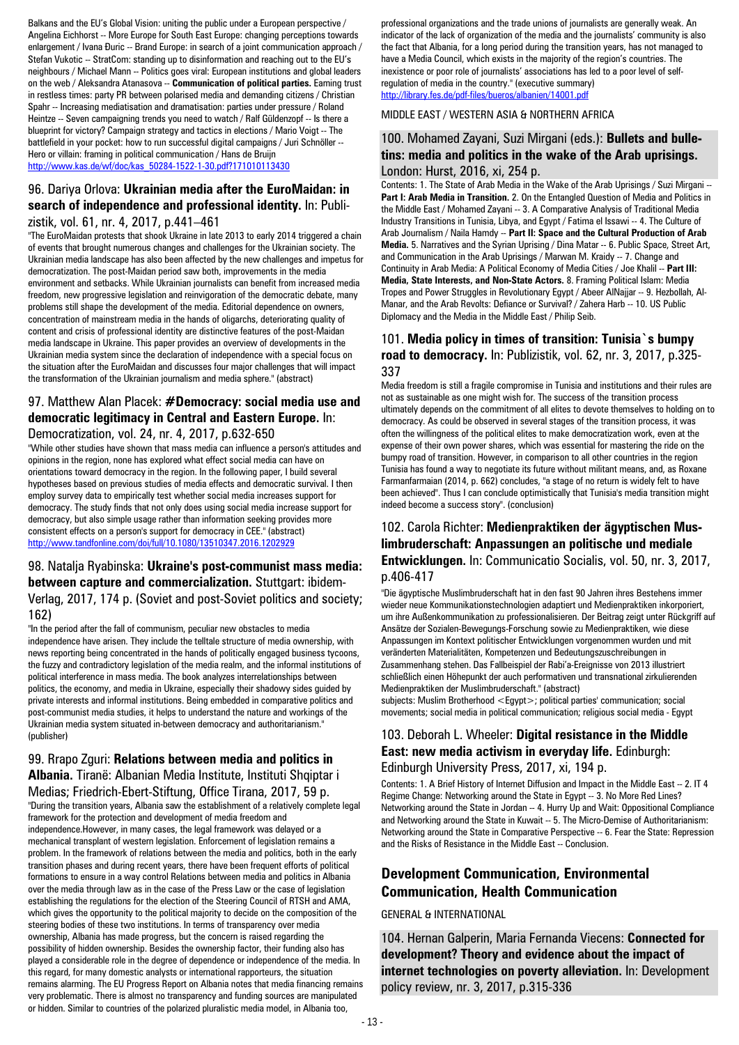Balkans and the EU's Global Vision: uniting the public under a European perspective / Angelina Eichhorst -- More Europe for South East Europe: changing perceptions towards enlargement / Ivana Đuric -- Brand Europe: in search of a joint communication approach / Stefan Vukotic -- StratCom: standing up to disinformation and reaching out to the EU's neighbours / Michael Mann -- Politics goes viral: European institutions and global leaders on the web / Aleksandra Atanasova -- **Communication of political parties.** Earning trust in restless times: party PR between polarised media and demanding citizens / Christian Spahr -- Increasing mediatisation and dramatisation: parties under pressure / Roland Heintze -- Seven campaigning trends you need to watch / Ralf Güldenzopf -- Is there a blueprint for victory? Campaign strategy and tactics in elections / Mario Voigt -- The battlefield in your pocket: how to run successful digital campaigns / Juri Schnöller -- Hero or villain: framing in political communication / Hans de Bruijn
http://www.kas.de/wf/doc/kas_50284-1522-1-30.pdf?171010113430

### 96. Dariya Orlova: **Ukrainian media after the EuroMaidan: in search of independence and professional identity.** In: Publizistik, vol. 61, nr. 4, 2017, p.441–461

"The EuroMaidan protests that shook Ukraine in late 2013 to early 2014 triggered a chain of events that brought numerous changes and challenges for the Ukrainian society. The Ukrainian media landscape has also been affected by the new challenges and impetus for democratization. The post-Maidan period saw both, improvements in the media environment and setbacks. While Ukrainian journalists can benefit from increased media freedom, new progressive legislation and reinvigoration of the democratic debate, many problems still shape the development of the media. Editorial dependence on owners, concentration of mainstream media in the hands of oligarchs, deteriorating quality of content and crisis of professional identity are distinctive features of the post-Maidan media landscape in Ukraine. This paper provides an overview of developments in the Ukrainian media system since the declaration of independence with a special focus on the situation after the EuroMaidan and discusses four major challenges that will impact the transformation of the Ukrainian journalism and media sphere." (abstract)

### 97. Matthew Alan Placek: **#Democracy: social media use and democratic legitimacy in Central and Eastern Europe.** In: Democratization, vol. 24, nr. 4, 2017, p.632-650

"While other studies have shown that mass media can influence a person's attitudes and opinions in the region, none has explored what effect social media can have on orientations toward democracy in the region. In the following paper, I build several hypotheses based on previous studies of media effects and democratic survival. I then employ survey data to empirically test whether social media increases support for democracy. The study finds that not only does using social media increase support for democracy, but also simple usage rather than information seeking provides more consistent effects on a person's support for democracy in CEE." (abstract)
http://www.tandfonline.com/doi/full/10.1080/13510347.2016.1202929

### 98. Natalja Ryabinska: **Ukraine's post-communist mass media: between capture and commercialization.** Stuttgart: ibidem-Verlag, 2017, 174 p. (Soviet and post-Soviet politics and society; 162)

"In the period after the fall of communism, peculiar new obstacles to media independence have arisen. They include the telltale structure of media ownership, with news reporting being concentrated in the hands of politically engaged business tycoons, the fuzzy and contradictory legislation of the media realm, and the informal institutions of political interference in mass media. The book analyzes interrelationships between politics, the economy, and media in Ukraine, especially their shadowy sides guided by private interests and informal institutions. Being embedded in comparative politics and post-communist media studies, it helps to understand the nature and workings of the Ukrainian media system situated in-between democracy and authoritarianism." (publisher)

### 99. Rrapo Zguri: **Relations between media and politics in Albania.** Tiranë: Albanian Media Institute, Instituti Shqiptar i Medias; Friedrich-Ebert-Stiftung, Office Tirana, 2017, 59 p.

"During the transition years, Albania saw the establishment of a relatively complete legal framework for the protection and development of media freedom and independence.However, in many cases, the legal framework was delayed or a mechanical transplant of western legislation. Enforcement of legislation remains a problem. In the framework of relations between the media and politics, both in the early transition phases and during recent years, there have been frequent efforts of political formations to ensure in a way control Relations between media and politics in Albania over the media through law as in the case of the Press Law or the case of legislation establishing the regulations for the election of the Steering Council of RTSH and AMA, which gives the opportunity to the political majority to decide on the composition of the steering bodies of these two institutions. In terms of transparency over media ownership, Albania has made progress, but the concern is raised regarding the possibility of hidden ownership. Besides the ownership factor, their funding also has played a considerable role in the degree of dependence or independence of the media. In this regard, for many domestic analysts or international rapporteurs, the situation remains alarming. The EU Progress Report on Albania notes that media financing remains very problematic. There is almost no transparency and funding sources are manipulated or hidden. Similar to countries of the polarized pluralistic media model, in Albania too, professional organizations and the trade unions of journalists are generally weak. An indicator of the lack of organization of the media and the journalists' community is also the fact that Albania, for a long period during the transition years, has not managed to have a Media Council, which exists in the majority of the region's countries. The inexistence or poor role of journalists' associations has led to a poor level of self-regulation of media in the country." (executive summary)
http://library.fes.de/pdf-files/bueros/albanien/14001.pdf

MIDDLE EAST / WESTERN ASIA & NORTHERN AFRICA

### 100. Mohamed Zayani, Suzi Mirgani (eds.): **Bullets and bulletins: media and politics in the wake of the Arab uprisings.** London: Hurst, 2016, xi, 254 p.

Contents: 1. The State of Arab Media in the Wake of the Arab Uprisings / Suzi Mirgani -- **Part I: Arab Media in Transition.** 2. On the Entangled Question of Media and Politics in the Middle East / Mohamed Zayani -- 3. A Comparative Analysis of Traditional Media Industry Transitions in Tunisia, Libya, and Egypt / Fatima el Issawi -- 4. The Culture of Arab Journalism / Naila Hamdy -- **Part II: Space and the Cultural Production of Arab Media.** 5. Narratives and the Syrian Uprising / Dina Matar -- 6. Public Space, Street Art, and Communication in the Arab Uprisings / Marwan M. Kraidy -- 7. Change and Continuity in Arab Media: A Political Economy of Media Cities / Joe Khalil -- **Part III: Media, State Interests, and Non-State Actors.** 8. Framing Political Islam: Media Tropes and Power Struggles in Revolutionary Egypt / Abeer AlNajjar -- 9. Hezbollah, Al-Manar, and the Arab Revolts: Defiance or Survival? / Zahera Harb -- 10. US Public Diplomacy and the Media in the Middle East / Philip Seib.

### 101. **Media policy in times of transition: Tunisia`s bumpy road to democracy.** In: Publizistik, vol. 62, nr. 3, 2017, p.325-337

Media freedom is still a fragile compromise in Tunisia and institutions and their rules are not as sustainable as one might wish for. The success of the transition process ultimately depends on the commitment of all elites to devote themselves to holding on to democracy. As could be observed in several stages of the transition process, it was often the willingness of the political elites to make democratization work, even at the expense of their own power shares, which was essential for mastering the ride on the bumpy road of transition. However, in comparison to all other countries in the region Tunisia has found a way to negotiate its future without militant means, and, as Roxane Farmanfarmaian (2014, p. 662) concludes, "a stage of no return is widely felt to have been achieved". Thus I can conclude optimistically that Tunisia's media transition might indeed become a success story". (conclusion)

### 102. Carola Richter: **Medienpraktiken der ägyptischen Muslimbruderschaft: Anpassungen an politische und mediale Entwicklungen.** In: Communicatio Socialis, vol. 50, nr. 3, 2017, p.406-417

"Die ägyptische Muslimbruderschaft hat in den fast 90 Jahren ihres Bestehens immer wieder neue Kommunikationstechnologien adaptiert und Medienpraktiken inkorporiert, um ihre Außenkommunikation zu professionalisieren. Der Beitrag zeigt unter Rückgriff auf Ansätze der Sozialen-Bewegungs-Forschung sowie zu Medienpraktiken, wie diese Anpassungen im Kontext politischer Entwicklungen vorgenommen wurden und mit veränderten Materialitäten, Kompetenzen und Bedeutungszuschreibungen in Zusammenhang stehen. Das Fallbeispiel der Rabi'a-Ereignisse von 2013 illustriert schließlich einen Höhepunkt der auch performativen und transnational zirkulierenden Medienpraktiken der Muslimbruderschaft." (abstract)
subjects: Muslim Brotherhood <Egypt>; political parties' communication; social movements; social media in political communication; religious social media - Egypt

### 103. Deborah L. Wheeler: **Digital resistance in the Middle East: new media activism in everyday life.** Edinburgh: Edinburgh University Press, 2017, xi, 194 p.

Contents: 1. A Brief History of Internet Diffusion and Impact in the Middle East -- 2. IT 4 Regime Change: Networking around the State in Egypt -- 3. No More Red Lines? Networking around the State in Jordan -- 4. Hurry Up and Wait: Oppositional Compliance and Networking around the State in Kuwait -- 5. The Micro-Demise of Authoritarianism: Networking around the State in Comparative Perspective -- 6. Fear the State: Repression and the Risks of Resistance in the Middle East -- Conclusion.

## Development Communication, Environmental Communication, Health Communication

GENERAL & INTERNATIONAL

### 104. Hernan Galperin, Maria Fernanda Viecens: **Connected for development? Theory and evidence about the impact of internet technologies on poverty alleviation.** In: Development policy review, nr. 3, 2017, p.315-336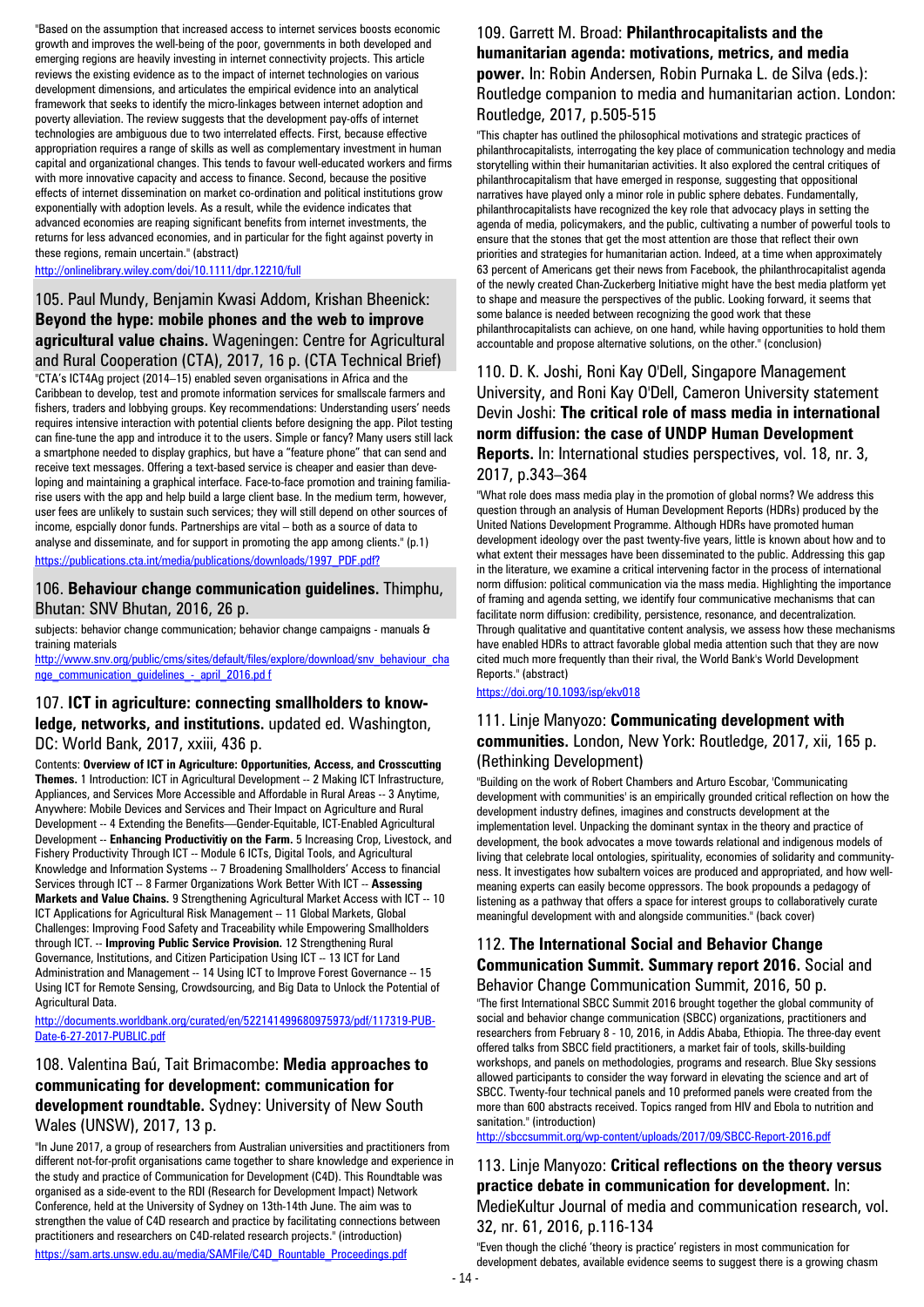"Based on the assumption that increased access to internet services boosts economic growth and improves the well-being of the poor, governments in both developed and emerging regions are heavily investing in internet connectivity projects. This article reviews the existing evidence as to the impact of internet technologies on various development dimensions, and articulates the empirical evidence into an analytical framework that seeks to identify the micro-linkages between internet adoption and poverty alleviation. The review suggests that the development pay-offs of internet technologies are ambiguous due to two interrelated effects. First, because effective appropriation requires a range of skills as well as complementary investment in human capital and organizational changes. This tends to favour well-educated workers and firms with more innovative capacity and access to finance. Second, because the positive effects of internet dissemination on market co-ordination and political institutions grow exponentially with adoption levels. As a result, while the evidence indicates that advanced economies are reaping significant benefits from internet investments, the returns for less advanced economies, and in particular for the fight against poverty in these regions, remain uncertain." (abstract)

http://onlinelibrary.wiley.com/doi/10.1111/dpr.12210/full

## 105. Paul Mundy, Benjamin Kwasi Addom, Krishan Bheenick: **Beyond the hype: mobile phones and the web to improve agricultural value chains.** Wageningen: Centre for Agricultural and Rural Cooperation (CTA), 2017, 16 p. (CTA Technical Brief)

"CTA's ICT4Ag project (2014–15) enabled seven organisations in Africa and the Caribbean to develop, test and promote information services for smallscale farmers and fishers, traders and lobbying groups. Key recommendations: Understanding users' needs requires intensive interaction with potential clients before designing the app. Pilot testing can fine-tune the app and introduce it to the users. Simple or fancy? Many users still lack a smartphone needed to display graphics, but have a "feature phone" that can send and receive text messages. Offering a text-based service is cheaper and easier than developing and maintaining a graphical interface. Face-to-face promotion and training familiarise users with the app and help build a large client base. In the medium term, however, user fees are unlikely to sustain such services; they will still depend on other sources of income, espcially donor funds. Partnerships are vital – both as a source of data to analyse and disseminate, and for support in promoting the app among clients." (p.1)

https://publications.cta.int/media/publications/downloads/1997_PDF.pdf?

## 106. **Behaviour change communication guidelines.** Thimphu, Bhutan: SNV Bhutan, 2016, 26 p.

subjects: behavior change communication; behavior change campaigns - manuals & training materials

http://www.snv.org/public/cms/sites/default/files/explore/download/snv_behaviour_change_communication_guidelines_-_april_2016.pd f

## 107. **ICT in agriculture: connecting smallholders to knowledge, networks, and institutions.** updated ed. Washington, DC: World Bank, 2017, xxiii, 436 p.

Contents: **Overview of ICT in Agriculture: Opportunities, Access, and Crosscutting Themes.** 1 Introduction: ICT in Agricultural Development -- 2 Making ICT Infrastructure, Appliances, and Services More Accessible and Affordable in Rural Areas -- 3 Anytime, Anywhere: Mobile Devices and Services and Their Impact on Agriculture and Rural Development -- 4 Extending the Benefits—Gender-Equitable, ICT-Enabled Agricultural Development -- **Enhancing Productivitiy on the Farm.** 5 Increasing Crop, Livestock, and Fishery Productivity Through ICT -- Module 6 ICTs, Digital Tools, and Agricultural Knowledge and Information Systems -- 7 Broadening Smallholders' Access to financial Services through ICT -- 8 Farmer Organizations Work Better With ICT -- **Assessing Markets and Value Chains.** 9 Strengthening Agricultural Market Access with ICT -- 10 ICT Applications for Agricultural Risk Management -- 11 Global Markets, Global Challenges: Improving Food Safety and Traceability while Empowering Smallholders through ICT. -- **Improving Public Service Provision.** 12 Strengthening Rural Governance, Institutions, and Citizen Participation Using ICT -- 13 ICT for Land Administration and Management -- 14 Using ICT to Improve Forest Governance -- 15 Using ICT for Remote Sensing, Crowdsourcing, and Big Data to Unlock the Potential of Agricultural Data.

http://documents.worldbank.org/curated/en/522141499680975973/pdf/117319-PUB-Date-6-27-2017-PUBLIC.pdf

## 108. Valentina Baú, Tait Brimacombe: **Media approaches to communicating for development: communication for development roundtable.** Sydney: University of New South Wales (UNSW), 2017, 13 p.

"In June 2017, a group of researchers from Australian universities and practitioners from different not-for-profit organisations came together to share knowledge and experience in the study and practice of Communication for Development (C4D). This Roundtable was organised as a side-event to the RDI (Research for Development Impact) Network Conference, held at the University of Sydney on 13th-14th June. The aim was to strengthen the value of C4D research and practice by facilitating connections between practitioners and researchers on C4D-related research projects." (introduction)

https://sam.arts.unsw.edu.au/media/SAMFile/C4D_Rountable_Proceedings.pdf

## 109. Garrett M. Broad: **Philanthrocapitalists and the humanitarian agenda: motivations, metrics, and media power.** In: Robin Andersen, Robin Purnaka L. de Silva (eds.): Routledge companion to media and humanitarian action. London: Routledge, 2017, p.505-515

"This chapter has outlined the philosophical motivations and strategic practices of philanthrocapitalists, interrogating the key place of communication technology and media storytelling within their humanitarian activities. It also explored the central critiques of philanthrocapitalism that have emerged in response, suggesting that oppositional narratives have played only a minor role in public sphere debates. Fundamentally, philanthrocapitalists have recognized the key role that advocacy plays in setting the agenda of media, policymakers, and the public, cultivating a number of powerful tools to ensure that the stones that get the most attention are those that reflect their own priorities and strategies for humanitarian action. Indeed, at a time when approximately 63 percent of Americans get their news from Facebook, the philanthrocapitalist agenda of the newly created Chan-Zuckerberg Initiative might have the best media platform yet to shape and measure the perspectives of the public. Looking forward, it seems that some balance is needed between recognizing the good work that these philanthrocapitalists can achieve, on one hand, while having opportunities to hold them accountable and propose alternative solutions, on the other." (conclusion)

## 110. D. K. Joshi, Roni Kay O'Dell, Singapore Management University, and Roni Kay O'Dell, Cameron University statement Devin Joshi: **The critical role of mass media in international norm diffusion: the case of UNDP Human Development Reports.** In: International studies perspectives, vol. 18, nr. 3, 2017, p.343–364

"What role does mass media play in the promotion of global norms? We address this question through an analysis of Human Development Reports (HDRs) produced by the United Nations Development Programme. Although HDRs have promoted human development ideology over the past twenty-five years, little is known about how and to what extent their messages have been disseminated to the public. Addressing this gap in the literature, we examine a critical intervening factor in the process of international norm diffusion: political communication via the mass media. Highlighting the importance of framing and agenda setting, we identify four communicative mechanisms that can facilitate norm diffusion: credibility, persistence, resonance, and decentralization. Through qualitative and quantitative content analysis, we assess how these mechanisms have enabled HDRs to attract favorable global media attention such that they are now cited much more frequently than their rival, the World Bank's World Development Reports." (abstract)

https://doi.org/10.1093/isp/ekv018

## 111. Linje Manyozo: **Communicating development with communities.** London, New York: Routledge, 2017, xii, 165 p. (Rethinking Development)

"Building on the work of Robert Chambers and Arturo Escobar, 'Communicating development with communities' is an empirically grounded critical reflection on how the development industry defines, imagines and constructs development at the implementation level. Unpacking the dominant syntax in the theory and practice of development, the book advocates a move towards relational and indigenous models of living that celebrate local ontologies, spirituality, economies of solidarity and communityness. It investigates how subaltern voices are produced and appropriated, and how well-meaning experts can easily become oppressors. The book propounds a pedagogy of listening as a pathway that offers a space for interest groups to collaboratively curate meaningful development with and alongside communities." (back cover)

## 112. **The International Social and Behavior Change Communication Summit. Summary report 2016.** Social and Behavior Change Communication Summit, 2016, 50 p.

"The first International SBCC Summit 2016 brought together the global community of social and behavior change communication (SBCC) organizations, practitioners and researchers from February 8 - 10, 2016, in Addis Ababa, Ethiopia. The three-day event offered talks from SBCC field practitioners, a market fair of tools, skills-building workshops, and panels on methodologies, programs and research. Blue Sky sessions allowed participants to consider the way forward in elevating the science and art of SBCC. Twenty-four technical panels and 10 preformed panels were created from the more than 600 abstracts received. Topics ranged from HIV and Ebola to nutrition and sanitation." (introduction)

http://sbccsummit.org/wp-content/uploads/2017/09/SBCC-Report-2016.pdf

## 113. Linje Manyozo: **Critical reflections on the theory versus practice debate in communication for development.** In: MedieKultur Journal of media and communication research, vol. 32, nr. 61, 2016, p.116-134

"Even though the cliché 'theory is practice' registers in most communication for development debates, available evidence seems to suggest there is a growing chasm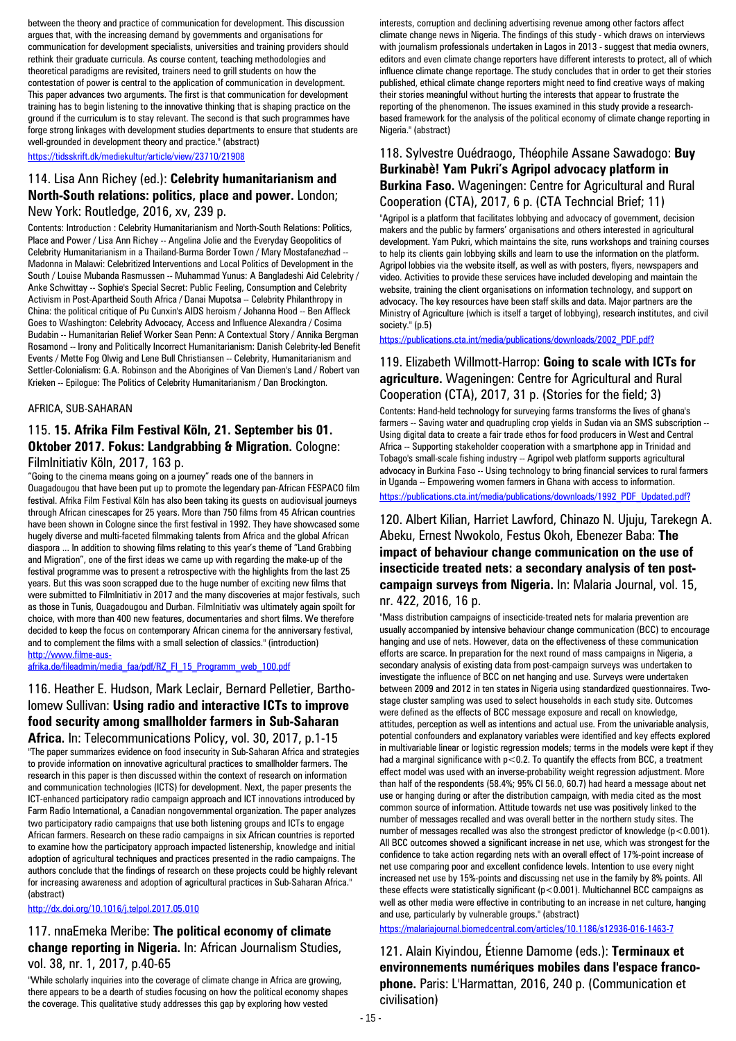between the theory and practice of communication for development. This discussion argues that, with the increasing demand by governments and organisations for communication for development specialists, universities and training providers should rethink their graduate curricula. As course content, teaching methodologies and theoretical paradigms are revisited, trainers need to grill students on how the contestation of power is central to the application of communication in development. This paper advances two arguments. The first is that communication for development training has to begin listening to the innovative thinking that is shaping practice on the ground if the curriculum is to stay relevant. The second is that such programmes have forge strong linkages with development studies departments to ensure that students are well-grounded in development theory and practice." (abstract)

https://tidsskrift.dk/mediekultur/article/view/23710/21908

## 114. Lisa Ann Richey (ed.): **Celebrity humanitarianism and North-South relations: politics, place and power.** London; New York: Routledge, 2016, xv, 239 p.

Contents: Introduction : Celebrity Humanitarianism and North-South Relations: Politics, Place and Power / Lisa Ann Richey -- Angelina Jolie and the Everyday Geopolitics of Celebrity Humanitarianism in a Thailand-Burma Border Town / Mary Mostafanezhad -- Madonna in Malawi: Celebritized Interventions and Local Politics of Development in the South / Louise Mubanda Rasmussen -- Muhammad Yunus: A Bangladeshi Aid Celebrity / Anke Schwittay -- Sophie's Special Secret: Public Feeling, Consumption and Celebrity Activism in Post-Apartheid South Africa / Danai Mupotsa -- Celebrity Philanthropy in China: the political critique of Pu Cunxin's AIDS heroism / Johanna Hood -- Ben Affleck Goes to Washington: Celebrity Advocacy, Access and Influence Alexandra / Cosima Budabin -- Humanitarian Relief Worker Sean Penn: A Contextual Story / Annika Bergman Rosamond -- Irony and Politically Incorrect Humanitarianism: Danish Celebrity-led Benefit Events / Mette Fog Olwig and Lene Bull Christiansen -- Celebrity, Humanitarianism and Settler-Colonialism: G.A. Robinson and the Aborigines of Van Diemen's Land / Robert van Krieken -- Epilogue: The Politics of Celebrity Humanitarianism / Dan Brockington.

AFRICA, SUB-SAHARAN

## 115. **15. Afrika Film Festival Köln, 21. September bis 01. Oktober 2017. Fokus: Landgrabbing & Migration.** Cologne: FilmInitiativ Köln, 2017, 163 p.

"Going to the cinema means going on a journey" reads one of the banners in Ouagadougou that have been put up to promote the legendary pan-African FESPACO film festival. Afrika Film Festival Köln has also been taking its guests on audiovisual journeys through African cinescapes for 25 years. More than 750 films from 45 African countries have been shown in Cologne since the first festival in 1992. They have showcased some hugely diverse and multi-faceted filmmaking talents from Africa and the global African diaspora ... In addition to showing films relating to this year's theme of "Land Grabbing and Migration", one of the first ideas we came up with regarding the make-up of the festival programme was to present a retrospective with the highlights from the last 25 years. But this was soon scrapped due to the huge number of exciting new films that were submitted to FilmInitiativ in 2017 and the many discoveries at major festivals, such as those in Tunis, Ouagadougou and Durban. FilmInitiativ was ultimately again spoilt for choice, with more than 400 new features, documentaries and short films. We therefore decided to keep the focus on contemporary African cinema for the anniversary festival, and to complement the films with a small selection of classics." (introduction)

http://www.filme-aus-afrika.de/fileadmin/media_faa/pdf/RZ_FI_15_Programm_web_100.pdf

## 116. Heather E. Hudson, Mark Leclair, Bernard Pelletier, Bartholomew Sullivan: **Using radio and interactive ICTs to improve food security among smallholder farmers in Sub-Saharan Africa.** In: Telecommunications Policy, vol. 30, 2017, p.1-15

"The paper summarizes evidence on food insecurity in Sub-Saharan Africa and strategies to provide information on innovative agricultural practices to smallholder farmers. The research in this paper is then discussed within the context of research on information and communication technologies (ICTS) for development. Next, the paper presents the ICT-enhanced participatory radio campaign approach and ICT innovations introduced by Farm Radio International, a Canadian nongovernmental organization. The paper analyzes two participatory radio campaigns that use both listening groups and ICTs to engage African farmers. Research on these radio campaigns in six African countries is reported to examine how the participatory approach impacted listenership, knowledge and initial adoption of agricultural techniques and practices presented in the radio campaigns. The authors conclude that the findings of research on these projects could be highly relevant for increasing awareness and adoption of agricultural practices in Sub-Saharan Africa." (abstract)

http://dx.doi.org/10.1016/j.telpol.2017.05.010

## 117. nnaEmeka Meribe: **The political economy of climate change reporting in Nigeria.** In: African Journalism Studies, vol. 38, nr. 1, 2017, p.40-65

"While scholarly inquiries into the coverage of climate change in Africa are growing, there appears to be a dearth of studies focusing on how the political economy shapes the coverage. This qualitative study addresses this gap by exploring how vested interests, corruption and declining advertising revenue among other factors affect climate change news in Nigeria. The findings of this study - which draws on interviews with journalism professionals undertaken in Lagos in 2013 - suggest that media owners, editors and even climate change reporters have different interests to protect, all of which influence climate change reportage. The study concludes that in order to get their stories published, ethical climate change reporters might need to find creative ways of making their stories meaningful without hurting the interests that appear to frustrate the reporting of the phenomenon. The issues examined in this study provide a research-based framework for the analysis of the political economy of climate change reporting in Nigeria." (abstract)

## 118. Sylvestre Ouédraogo, Théophile Assane Sawadogo: **Buy Burkinabè! Yam Pukri's Agripol advocacy platform in Burkina Faso.** Wageningen: Centre for Agricultural and Rural Cooperation (CTA), 2017, 6 p. (CTA Techncial Brief; 11)

"Agripol is a platform that facilitates lobbying and advocacy of government, decision makers and the public by farmers' organisations and others interested in agricultural development. Yam Pukri, which maintains the site, runs workshops and training courses to help its clients gain lobbying skills and learn to use the information on the platform. Agripol lobbies via the website itself, as well as with posters, flyers, newspapers and video. Activities to provide these services have included developing and maintain the website, training the client organisations on information technology, and support on advocacy. The key resources have been staff skills and data. Major partners are the Ministry of Agriculture (which is itself a target of lobbying), research institutes, and civil society." (p.5)

https://publications.cta.int/media/publications/downloads/2002_PDF.pdf?

## 119. Elizabeth Willmott-Harrop: **Going to scale with ICTs for agriculture.** Wageningen: Centre for Agricultural and Rural Cooperation (CTA), 2017, 31 p. (Stories for the field; 3)

Contents: Hand-held technology for surveying farms transforms the lives of ghana's farmers -- Saving water and quadrupling crop yields in Sudan via an SMS subscription -- Using digital data to create a fair trade ethos for food producers in West and Central Africa -- Supporting stakeholder cooperation with a smartphone app in Trinidad and Tobago's small-scale fishing industry -- Agripol web platform supports agricultural advocacy in Burkina Faso -- Using technology to bring financial services to rural farmers in Uganda -- Empowering women farmers in Ghana with access to information.

https://publications.cta.int/media/publications/downloads/1992_PDF_Updated.pdf?

## 120. Albert Kilian, Harriet Lawford, Chinazo N. Ujuju, Tarekegn A. Abeku, Ernest Nwokolo, Festus Okoh, Ebenezer Baba: **The impact of behaviour change communication on the use of insecticide treated nets: a secondary analysis of ten post-campaign surveys from Nigeria.** In: Malaria Journal, vol. 15, nr. 422, 2016, 16 p.

"Mass distribution campaigns of insecticide-treated nets for malaria prevention are usually accompanied by intensive behaviour change communication (BCC) to encourage hanging and use of nets. However, data on the effectiveness of these communication efforts are scarce. In preparation for the next round of mass campaigns in Nigeria, a secondary analysis of existing data from post-campaign surveys was undertaken to investigate the influence of BCC on net hanging and use. Surveys were undertaken between 2009 and 2012 in ten states in Nigeria using standardized questionnaires. Two-stage cluster sampling was used to select households in each study site. Outcomes were defined as the effects of BCC message exposure and recall on knowledge, attitudes, perception as well as intentions and actual use. From the univariable analysis, potential confounders and explanatory variables were identified and key effects explored in multivariable linear or logistic regression models; terms in the models were kept if they had a marginal significance with $p<0.2$. To quantify the effects from BCC, a treatment effect model was used with an inverse-probability weight regression adjustment. More than half of the respondents (58.4%; 95% CI 56.0, 60.7) had heard a message about net use or hanging during or after the distribution campaign, with media cited as the most common source of information. Attitude towards net use was positively linked to the number of messages recalled and was overall better in the northern study sites. The number of messages recalled was also the strongest predictor of knowledge ($p<0.001$). All BCC outcomes showed a significant increase in net use, which was strongest for the confidence to take action regarding nets with an overall effect of 17%-point increase of net use comparing poor and excellent confidence levels. Intention to use every night increased net use by 15%-points and discussing net use in the family by 8% points. All these effects were statistically significant ($p<0.001$). Multichannel BCC campaigns as well as other media were effective in contributing to an increase in net culture, hanging and use, particularly by vulnerable groups." (abstract)

https://malariajournal.biomedcentral.com/articles/10.1186/s12936-016-1463-7

## 121. Alain Kiyindou, Étienne Damome (eds.): **Terminaux et environnements numériques mobiles dans l'espace francophone.** Paris: L'Harmattan, 2016, 240 p. (Communication et civilisation)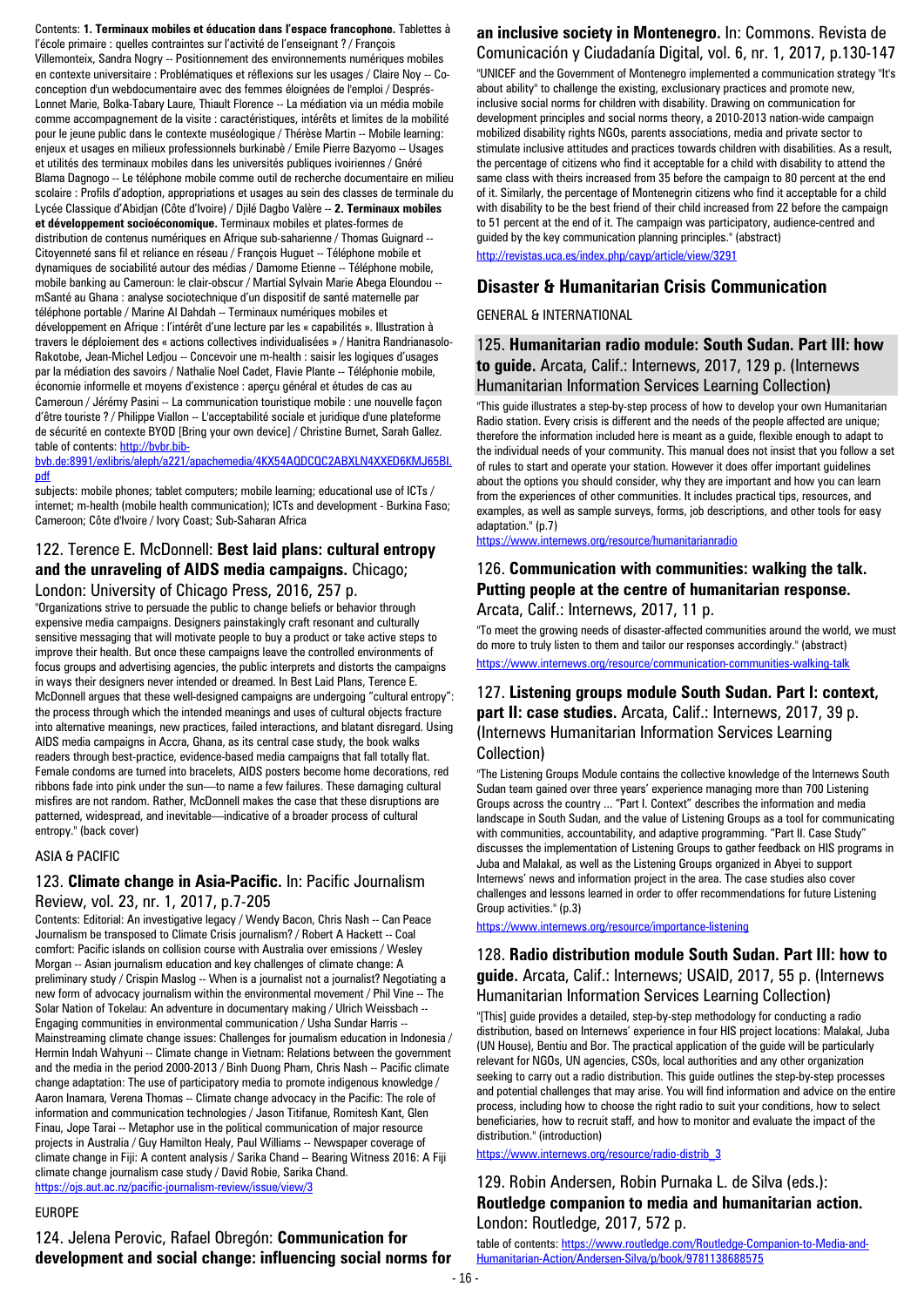Contents: **1. Terminaux mobiles et éducation dans l'espace francophone.** Tablettes à l'école primaire : quelles contraintes sur l'activité de l'enseignant ? / François Villemonteix, Sandra Nogry -- Positionnement des environnements numériques mobiles en contexte universitaire : Problématiques et réflexions sur les usages / Claire Noy -- Co-conception d'un webdocumentaire avec des femmes éloignées de l'emploi / Després-Lonnet Marie, Bolka-Tabary Laure, Thiault Florence -- La médiation via un média mobile comme accompagnement de la visite : caractéristiques, intérêts et limites de la mobilité pour le jeune public dans le contexte muséologique / Thérèse Martin -- Mobile learning: enjeux et usages en milieux professionnels burkinabè / Emile Pierre Bazyomo -- Usages et utilités des terminaux mobiles dans les universités publiques ivoiriennes / Gnéré Blama Dagnogo -- Le téléphone mobile comme outil de recherche documentaire en milieu scolaire : Profils d'adoption, appropriations et usages au sein des classes de terminale du Lycée Classique d'Abidjan (Côte d'Ivoire) / Djilé Dagbo Valère -- **2. Terminaux mobiles et développement socioéconomique.** Terminaux mobiles et plates-formes de distribution de contenus numériques en Afrique sub-saharienne / Thomas Guignard -- Citoyenneté sans fil et reliance en réseau / François Huguet -- Téléphone mobile et dynamiques de sociabilité autour des médias / Damome Etienne -- Téléphone mobile, mobile banking au Cameroun: le clair-obscur / Martial Sylvain Marie Abega Eloundou -- mSanté au Ghana : analyse sociotechnique d'un dispositif de santé maternelle par téléphone portable / Marine Al Dahdah -- Terminaux numériques mobiles et développement en Afrique : l'intérêt d'une lecture par les « capabilités ». Illustration à travers le déploiement des « actions collectives individualisées » / Hanitra Randrianasolo-Rakotobe, Jean-Michel Ledjou -- Concevoir une m-health : saisir les logiques d'usages par la médiation des savoirs / Nathalie Noel Cadet, Flavie Plante -- Téléphonie mobile, économie informelle et moyens d'existence : aperçu général et études de cas au Cameroun / Jérémy Pasini -- La communication touristique mobile : une nouvelle façon d'être touriste ? / Philippe Viallon -- L'acceptabilité sociale et juridique d'une plateforme de sécurité en contexte BYOD [Bring your own device] / Christine Burnet, Sarah Gallez.
table of contents: http://bvbr.bib-bvb.de:8991/exlibris/aleph/a221/apachemedia/4KX54AQDCQC2ABXLN4XXED6KMJ65BI.pdf

subjects: mobile phones; tablet computers; mobile learning; educational use of ICTs / internet; m-health (mobile health communication); ICTs and development - Burkina Faso; Cameroon; Côte d'Ivoire / Ivory Coast; Sub-Saharan Africa

## 122. Terence E. McDonnell: **Best laid plans: cultural entropy and the unraveling of AIDS media campaigns.** Chicago; London: University of Chicago Press, 2016, 257 p.

"Organizations strive to persuade the public to change beliefs or behavior through expensive media campaigns. Designers painstakingly craft resonant and culturally sensitive messaging that will motivate people to buy a product or take active steps to improve their health. But once these campaigns leave the controlled environments of focus groups and advertising agencies, the public interprets and distorts the campaigns in ways their designers never intended or dreamed. In Best Laid Plans, Terence E. McDonnell argues that these well-designed campaigns are undergoing "cultural entropy": the process through which the intended meanings and uses of cultural objects fracture into alternative meanings, new practices, failed interactions, and blatant disregard. Using AIDS media campaigns in Accra, Ghana, as its central case study, the book walks readers through best-practice, evidence-based media campaigns that fall totally flat. Female condoms are turned into bracelets, AIDS posters become home decorations, red ribbons fade into pink under the sun—to name a few failures. These damaging cultural misfires are not random. Rather, McDonnell makes the case that these disruptions are patterned, widespread, and inevitable—indicative of a broader process of cultural entropy." (back cover)

ASIA & PACIFIC

## 123. **Climate change in Asia-Pacific.** In: Pacific Journalism Review, vol. 23, nr. 1, 2017, p.7-205

Contents: Editorial: An investigative legacy / Wendy Bacon, Chris Nash -- Can Peace Journalism be transposed to Climate Crisis journalism? / Robert A Hackett -- Coal comfort: Pacific islands on collision course with Australia over emissions / Wesley Morgan -- Asian journalism education and key challenges of climate change: A preliminary study / Crispin Maslog -- When is a journalist not a journalist? Negotiating a new form of advocacy journalism within the environmental movement / Phil Vine -- The Solar Nation of Tokelau: An adventure in documentary making / Ulrich Weissbach -- Engaging communities in environmental communication / Usha Sundar Harris -- Mainstreaming climate change issues: Challenges for journalism education in Indonesia / Hermin Indah Wahyuni -- Climate change in Vietnam: Relations between the government and the media in the period 2000-2013 / Binh Duong Pham, Chris Nash -- Pacific climate change adaptation: The use of participatory media to promote indigenous knowledge / Aaron Inamara, Verena Thomas -- Climate change advocacy in the Pacific: The role of information and communication technologies / Jason Titifanue, Romitesh Kant, Glen Finau, Jope Tarai -- Metaphor use in the political communication of major resource projects in Australia / Guy Hamilton Healy, Paul Williams -- Newspaper coverage of climate change in Fiji: A content analysis / Sarika Chand -- Bearing Witness 2016: A Fiji climate change journalism case study / David Robie, Sarika Chand.
https://ojs.aut.ac.nz/pacific-journalism-review/issue/view/3

EUROPE

## 124. Jelena Perovic, Rafael Obregón: **Communication for development and social change: influencing social norms for an inclusive society in Montenegro.** In: Commons. Revista de Comunicación y Ciudadanía Digital, vol. 6, nr. 1, 2017, p.130-147

"UNICEF and the Government of Montenegro implemented a communication strategy "It's about ability" to challenge the existing, exclusionary practices and promote new, inclusive social norms for children with disability. Drawing on communication for development principles and social norms theory, a 2010-2013 nation-wide campaign mobilized disability rights NGOs, parents associations, media and private sector to stimulate inclusive attitudes and practices towards children with disabilities. As a result, the percentage of citizens who find it acceptable for a child with disability to attend the same class with theirs increased from 35 before the campaign to 80 percent at the end of it. Similarly, the percentage of Montenegrin citizens who find it acceptable for a child with disability to be the best friend of their child increased from 22 before the campaign to 51 percent at the end of it. The campaign was participatory, audience-centred and guided by the key communication planning principles." (abstract)
http://revistas.uca.es/index.php/cayp/article/view/3291

# Disaster & Humanitarian Crisis Communication

GENERAL & INTERNATIONAL

## 125. **Humanitarian radio module: South Sudan. Part III: how to guide.** Arcata, Calif.: Internews, 2017, 129 p. (Internews Humanitarian Information Services Learning Collection)

"This guide illustrates a step-by-step process of how to develop your own Humanitarian Radio station. Every crisis is different and the needs of the people affected are unique; therefore the information included here is meant as a guide, flexible enough to adapt to the individual needs of your community. This manual does not insist that you follow a set of rules to start and operate your station. However it does offer important guidelines about the options you should consider, why they are important and how you can learn from the experiences of other communities. It includes practical tips, resources, and examples, as well as sample surveys, forms, job descriptions, and other tools for easy adaptation." (p.7)
https://www.internews.org/resource/humanitarianradio

## 126. **Communication with communities: walking the talk. Putting people at the centre of humanitarian response.** Arcata, Calif.: Internews, 2017, 11 p.

"To meet the growing needs of disaster-affected communities around the world, we must do more to truly listen to them and tailor our responses accordingly." (abstract)
https://www.internews.org/resource/communication-communities-walking-talk

## 127. **Listening groups module South Sudan. Part I: context, part II: case studies.** Arcata, Calif.: Internews, 2017, 39 p. (Internews Humanitarian Information Services Learning Collection)

"The Listening Groups Module contains the collective knowledge of the Internews South Sudan team gained over three years' experience managing more than 700 Listening Groups across the country ... "Part I. Context" describes the information and media landscape in South Sudan, and the value of Listening Groups as a tool for communicating with communities, accountability, and adaptive programming. "Part II. Case Study" discusses the implementation of Listening Groups to gather feedback on HIS programs in Juba and Malakal, as well as the Listening Groups organized in Abyei to support Internews' news and information project in the area. The case studies also cover challenges and lessons learned in order to offer recommendations for future Listening Group activities." (p.3)
https://www.internews.org/resource/importance-listening

## 128. **Radio distribution module South Sudan. Part III: how to guide.** Arcata, Calif.: Internews; USAID, 2017, 55 p. (Internews Humanitarian Information Services Learning Collection)

"[This] guide provides a detailed, step-by-step methodology for conducting a radio distribution, based on Internews' experience in four HIS project locations: Malakal, Juba (UN House), Bentiu and Bor. The practical application of the guide will be particularly relevant for NGOs, UN agencies, CSOs, local authorities and any other organization seeking to carry out a radio distribution. This guide outlines the step-by-step processes and potential challenges that may arise. You will find information and advice on the entire process, including how to choose the right radio to suit your conditions, how to select beneficiaries, how to recruit staff, and how to monitor and evaluate the impact of the distribution." (introduction)
https://www.internews.org/resource/radio-distrib_3

## 129. Robin Andersen, Robin Purnaka L. de Silva (eds.): **Routledge companion to media and humanitarian action.** London: Routledge, 2017, 572 p.

table of contents: https://www.routledge.com/Routledge-Companion-to-Media-and-Humanitarian-Action/Andersen-Silva/p/book/9781138688575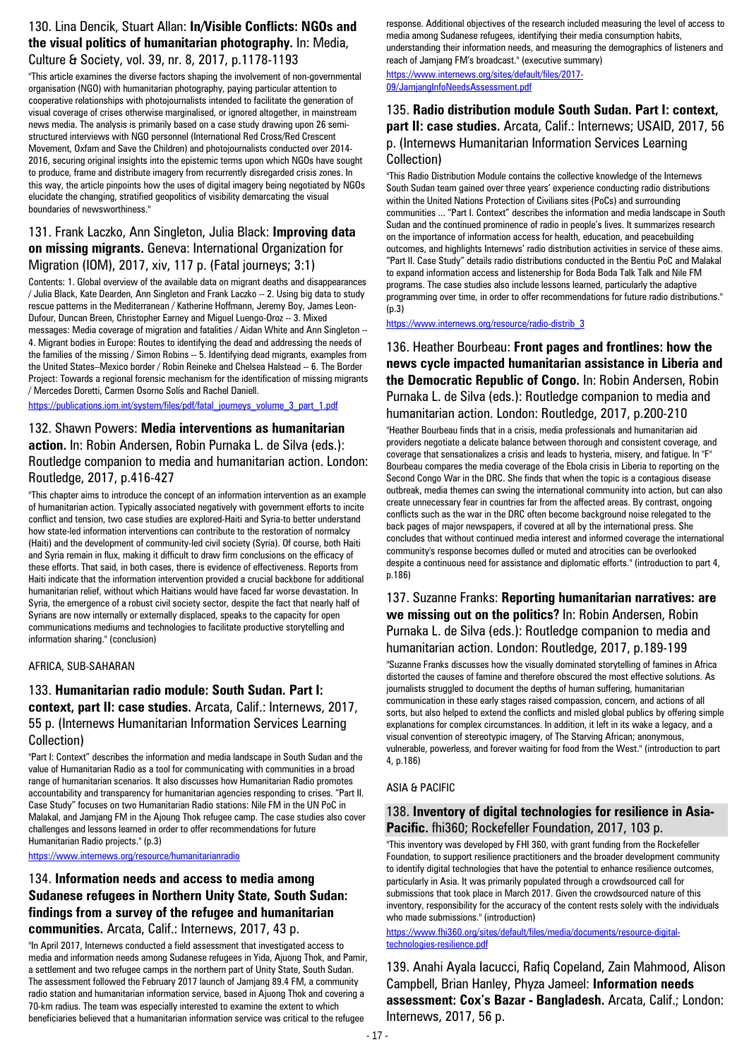### 130. Lina Dencik, Stuart Allan: **In/Visible Conflicts: NGOs and the visual politics of humanitarian photography.** In: Media, Culture & Society, vol. 39, nr. 8, 2017, p.1178-1193

"This article examines the diverse factors shaping the involvement of non-governmental organisation (NGO) with humanitarian photography, paying particular attention to cooperative relationships with photojournalists intended to facilitate the generation of visual coverage of crises otherwise marginalised, or ignored altogether, in mainstream news media. The analysis is primarily based on a case study drawing upon 26 semi-structured interviews with NGO personnel (International Red Cross/Red Crescent Movement, Oxfam and Save the Children) and photojournalists conducted over 2014-2016, securing original insights into the epistemic terms upon which NGOs have sought to produce, frame and distribute imagery from recurrently disregarded crisis zones. In this way, the article pinpoints how the uses of digital imagery being negotiated by NGOs elucidate the changing, stratified geopolitics of visibility demarcating the visual boundaries of newsworthiness."

### 131. Frank Laczko, Ann Singleton, Julia Black: **Improving data on missing migrants.** Geneva: International Organization for Migration (IOM), 2017, xiv, 117 p. (Fatal journeys; 3:1)

Contents: 1. Global overview of the available data on migrant deaths and disappearances / Julia Black, Kate Dearden, Ann Singleton and Frank Laczko -- 2. Using big data to study rescue patterns in the Mediterranean / Katherine Hoffmann, Jeremy Boy, James Leon-Dufour, Duncan Breen, Christopher Earney and Miguel Luengo-Oroz -- 3. Mixed messages: Media coverage of migration and fatalities / Aidan White and Ann Singleton -- 4. Migrant bodies in Europe: Routes to identifying the dead and addressing the needs of the families of the missing / Simon Robins -- 5. Identifying dead migrants, examples from the United States–Mexico border / Robin Reineke and Chelsea Halstead -- 6. The Border Project: Towards a regional forensic mechanism for the identification of missing migrants / Mercedes Doretti, Carmen Osorno Solís and Rachel Daniell.

https://publications.iom.int/system/files/pdf/fatal_journeys_volume_3_part_1.pdf

### 132. Shawn Powers: **Media interventions as humanitarian action.** In: Robin Andersen, Robin Purnaka L. de Silva (eds.): Routledge companion to media and humanitarian action. London: Routledge, 2017, p.416-427

"This chapter aims to introduce the concept of an information intervention as an example of humanitarian action. Typically associated negatively with government efforts to incite conflict and tension, two case studies are explored-Haiti and Syria-to better understand how state-led information interventions can contribute to the restoration of normalcy (Haiti) and the development of community-led civil society (Syria). Of course, both Haiti and Syria remain in flux, making it difficult to draw firm conclusions on the efficacy of these efforts. That said, in both cases, there is evidence of effectiveness. Reports from Haiti indicate that the information intervention provided a crucial backbone for additional humanitarian relief, without which Haitians would have faced far worse devastation. In Syria, the emergence of a robust civil society sector, despite the fact that nearly half of Syrians are now internally or externally displaced, speaks to the capacity for open communications mediums and technologies to facilitate productive storytelling and information sharing." (conclusion)

## AFRICA, SUB-SAHARAN

### 133. **Humanitarian radio module: South Sudan. Part I: context, part II: case studies.** Arcata, Calif.: Internews, 2017, 55 p. (Internews Humanitarian Information Services Learning Collection)

"Part I: Context" describes the information and media landscape in South Sudan and the value of Humanitarian Radio as a tool for communicating with communities in a broad range of humanitarian scenarios. It also discusses how Humanitarian Radio promotes accountability and transparency for humanitarian agencies responding to crises. "Part II. Case Study" focuses on two Humanitarian Radio stations: Nile FM in the UN PoC in Malakal, and Jamjang FM in the Ajoung Thok refugee camp. The case studies also cover challenges and lessons learned in order to offer recommendations for future Humanitarian Radio projects." (p.3)

https://www.internews.org/resource/humanitarianradio

### 134. **Information needs and access to media among Sudanese refugees in Northern Unity State, South Sudan: findings from a survey of the refugee and humanitarian communities.** Arcata, Calif.: Internews, 2017, 43 p.

"In April 2017, Internews conducted a field assessment that investigated access to media and information needs among Sudanese refugees in Yida, Ajuong Thok, and Pamir, a settlement and two refugee camps in the northern part of Unity State, South Sudan. The assessment followed the February 2017 launch of Jamjang 89.4 FM, a community radio station and humanitarian information service, based in Ajuong Thok and covering a 70-km radius. The team was especially interested to examine the extent to which beneficiaries believed that a humanitarian information service was critical to the refugee response. Additional objectives of the research included measuring the level of access to media among Sudanese refugees, identifying their media consumption habits, understanding their information needs, and measuring the demographics of listeners and reach of Jamjang FM's broadcast." (executive summary)

https://www.internews.org/sites/default/files/2017-09/JamjangInfoNeedsAssessment.pdf

### 135. **Radio distribution module South Sudan. Part I: context, part II: case studies.** Arcata, Calif.: Internews; USAID, 2017, 56 p. (Internews Humanitarian Information Services Learning Collection)

"This Radio Distribution Module contains the collective knowledge of the Internews South Sudan team gained over three years' experience conducting radio distributions within the United Nations Protection of Civilians sites (PoCs) and surrounding communities ... "Part I. Context" describes the information and media landscape in South Sudan and the continued prominence of radio in people's lives. It summarizes research on the importance of information access for health, education, and peacebuilding outcomes, and highlights Internews' radio distribution activities in service of these aims. "Part II. Case Study" details radio distributions conducted in the Bentiu PoC and Malakal to expand information access and listenership for Boda Boda Talk Talk and Nile FM programs. The case studies also include lessons learned, particularly the adaptive programming over time, in order to offer recommendations for future radio distributions." (p.3)

https://www.internews.org/resource/radio-distrib_3

### 136. Heather Bourbeau: **Front pages and frontlines: how the news cycle impacted humanitarian assistance in Liberia and the Democratic Republic of Congo.** In: Robin Andersen, Robin Purnaka L. de Silva (eds.): Routledge companion to media and humanitarian action. London: Routledge, 2017, p.200-210

"Heather Bourbeau finds that in a crisis, media professionals and humanitarian aid providers negotiate a delicate balance between thorough and consistent coverage, and coverage that sensationalizes a crisis and leads to hysteria, misery, and fatigue. In "F" Bourbeau compares the media coverage of the Ebola crisis in Liberia to reporting on the Second Congo War in the DRC. She finds that when the topic is a contagious disease outbreak, media themes can swing the international community into action, but can also create unnecessary fear in countries far from the affected areas. By contrast, ongoing conflicts such as the war in the DRC often become background noise relegated to the back pages of major newspapers, if covered at all by the international press. She concludes that without continued media interest and informed coverage the international community's response becomes dulled or muted and atrocities can be overlooked despite a continuous need for assistance and diplomatic efforts." (introduction to part 4, p.186)

### 137. Suzanne Franks: **Reporting humanitarian narratives: are we missing out on the politics?** In: Robin Andersen, Robin Purnaka L. de Silva (eds.): Routledge companion to media and humanitarian action. London: Routledge, 2017, p.189-199

"Suzanne Franks discusses how the visually dominated storytelling of famines in Africa distorted the causes of famines and therefore obscured the most effective solutions. As journalists struggled to document the depths of human suffering, humanitarian communication in these early stages raised compassion, concern, and actions of all sorts, but also helped to extend the conflicts and misled global publics by offering simple explanations for complex circumstances. In addition, it left in its wake a legacy, and a visual convention of stereotypic imagery, of The Starving African; anonymous, vulnerable, powerless, and forever waiting for food from the West." (introduction to part 4, p.186)

## ASIA & PACIFIC

### 138. **Inventory of digital technologies for resilience in Asia-Pacific.** fhi360; Rockefeller Foundation, 2017, 103 p.

"This inventory was developed by FHI 360, with grant funding from the Rockefeller Foundation, to support resilience practitioners and the broader development community to identify digital technologies that have the potential to enhance resilience outcomes, particularly in Asia. It was primarily populated through a crowdsourced call for submissions that took place in March 2017. Given the crowdsourced nature of this inventory, responsibility for the accuracy of the content rests solely with the individuals who made submissions." (introduction)

https://www.fhi360.org/sites/default/files/media/documents/resource-digital-technologies-resilience.pdf

### 139. Anahi Ayala Iacucci, Rafiq Copeland, Zain Mahmood, Alison Campbell, Brian Hanley, Phyza Jameel: **Information needs assessment: Cox's Bazar - Bangladesh.** Arcata, Calif.; London: Internews, 2017, 56 p.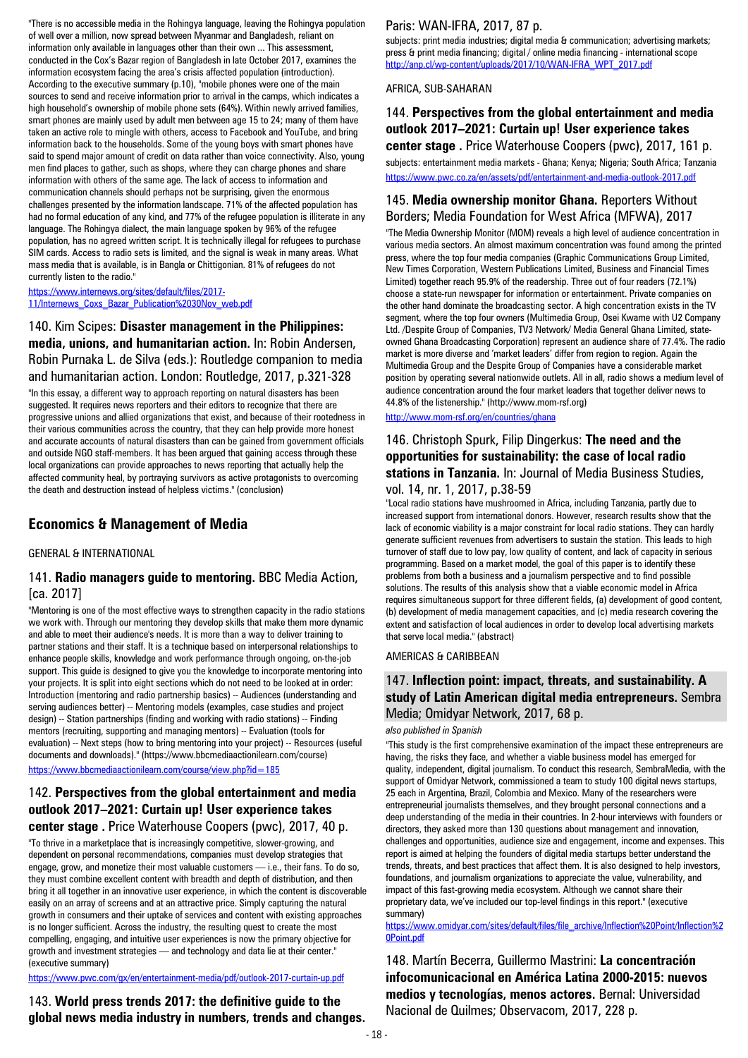"There is no accessible media in the Rohingya language, leaving the Rohingya population of well over a million, now spread between Myanmar and Bangladesh, reliant on information only available in languages other than their own ... This assessment, conducted in the Cox's Bazar region of Bangladesh in late October 2017, examines the information ecosystem facing the area's crisis affected population (introduction). According to the executive summary (p.10), "mobile phones were one of the main sources to send and receive information prior to arrival in the camps, which indicates a high household's ownership of mobile phone sets (64%). Within newly arrived families, smart phones are mainly used by adult men between age 15 to 24; many of them have taken an active role to mingle with others, access to Facebook and YouTube, and bring information back to the households. Some of the young boys with smart phones have said to spend major amount of credit on data rather than voice connectivity. Also, young men find places to gather, such as shops, where they can charge phones and share information with others of the same age. The lack of access to information and communication channels should perhaps not be surprising, given the enormous challenges presented by the information landscape. 71% of the affected population has had no formal education of any kind, and 77% of the refugee population is illiterate in any language. The Rohingya dialect, the main language spoken by 96% of the refugee population, has no agreed written script. It is technically illegal for refugees to purchase SIM cards. Access to radio sets is limited, and the signal is weak in many areas. What mass media that is available, is in Bangla or Chittigonian. 81% of refugees do not currently listen to the radio."

https://www.internews.org/sites/default/files/2017-11/Internews_Coxs_Bazar_Publication%2030Nov_web.pdf

### 140. Kim Scipes: **Disaster management in the Philippines: media, unions, and humanitarian action.** In: Robin Andersen, Robin Purnaka L. de Silva (eds.): Routledge companion to media and humanitarian action. London: Routledge, 2017, p.321-328

"In this essay, a different way to approach reporting on natural disasters has been suggested. It requires news reporters and their editors to recognize that there are progressive unions and allied organizations that exist, and because of their rootedness in their various communities across the country, that they can help provide more honest and accurate accounts of natural disasters than can be gained from government officials and outside NGO staff-members. It has been argued that gaining access through these local organizations can provide approaches to news reporting that actually help the affected community heal, by portraying survivors as active protagonists to overcoming the death and destruction instead of helpless victims." (conclusion)

## Economics & Management of Media

GENERAL & INTERNATIONAL

### 141. **Radio managers guide to mentoring.** BBC Media Action, [ca. 2017]

"Mentoring is one of the most effective ways to strengthen capacity in the radio stations we work with. Through our mentoring they develop skills that make them more dynamic and able to meet their audience's needs. It is more than a way to deliver training to partner stations and their staff. It is a technique based on interpersonal relationships to enhance people skills, knowledge and work performance through ongoing, on-the-job support. This guide is designed to give you the knowledge to incorporate mentoring into your projects. It is split into eight sections which do not need to be looked at in order: Introduction (mentoring and radio partnership basics) -- Audiences (understanding and serving audiences better) -- Mentoring models (examples, case studies and project design) -- Station partnerships (finding and working with radio stations) -- Finding mentors (recruiting, supporting and managing mentors) -- Evaluation (tools for evaluation) -- Next steps (how to bring mentoring into your project) -- Resources (useful documents and downloads)." (https://www.bbcmediaactionilearn.com/course)

https://www.bbcmediaactionilearn.com/course/view.php?id=185

### 142. **Perspectives from the global entertainment and media outlook 2017–2021: Curtain up! User experience takes center stage .** Price Waterhouse Coopers (pwc), 2017, 40 p.

"To thrive in a marketplace that is increasingly competitive, slower-growing, and dependent on personal recommendations, companies must develop strategies that engage, grow, and monetize their most valuable customers — i.e., their fans. To do so, they must combine excellent content with breadth and depth of distribution, and then bring it all together in an innovative user experience, in which the content is discoverable easily on an array of screens and at an attractive price. Simply capturing the natural growth in consumers and their uptake of services and content with existing approaches is no longer sufficient. Across the industry, the resulting quest to create the most compelling, engaging, and intuitive user experiences is now the primary objective for growth and investment strategies — and technology and data lie at their center." (executive summary)

https://www.pwc.com/gx/en/entertainment-media/pdf/outlook-2017-curtain-up.pdf

### 143. **World press trends 2017: the definitive guide to the global news media industry in numbers, trends and changes.** Paris: WAN-IFRA, 2017, 87 p.

subjects: print media industries; digital media & communication; advertising markets; press & print media financing; digital / online media financing - international scope

http://anp.cl/wp-content/uploads/2017/10/WAN-IFRA_WPT_2017.pdf

AFRICA, SUB-SAHARAN

### 144. **Perspectives from the global entertainment and media outlook 2017–2021: Curtain up! User experience takes center stage .** Price Waterhouse Coopers (pwc), 2017, 161 p.

subjects: entertainment media markets - Ghana; Kenya; Nigeria; South Africa; Tanzania

https://www.pwc.co.za/en/assets/pdf/entertainment-and-media-outlook-2017.pdf

### 145. **Media ownership monitor Ghana.** Reporters Without Borders; Media Foundation for West Africa (MFWA), 2017

"The Media Ownership Monitor (MOM) reveals a high level of audience concentration in various media sectors. An almost maximum concentration was found among the printed press, where the top four media companies (Graphic Communications Group Limited, New Times Corporation, Western Publications Limited, Business and Financial Times Limited) together reach 95.9% of the readership. Three out of four readers (72.1%) choose a state-run newspaper for information or entertainment. Private companies on the other hand dominate the broadcasting sector. A high concentration exists in the TV segment, where the top four owners (Multimedia Group, Osei Kwame with U2 Company Ltd. /Despite Group of Companies, TV3 Network/ Media General Ghana Limited, state-owned Ghana Broadcasting Corporation) represent an audience share of 77.4%. The radio market is more diverse and 'market leaders' differ from region to region. Again the Multimedia Group and the Despite Group of Companies have a considerable market position by operating several nationwide outlets. All in all, radio shows a medium level of audience concentration around the four market leaders that together deliver news to 44.8% of the listenership." (http://www.mom-rsf.org)

http://www.mom-rsf.org/en/countries/ghana

### 146. Christoph Spurk, Filip Dingerkus: **The need and the opportunities for sustainability: the case of local radio stations in Tanzania.** In: Journal of Media Business Studies, vol. 14, nr. 1, 2017, p.38-59

"Local radio stations have mushroomed in Africa, including Tanzania, partly due to increased support from international donors. However, research results show that the lack of economic viability is a major constraint for local radio stations. They can hardly generate sufficient revenues from advertisers to sustain the station. This leads to high turnover of staff due to low pay, low quality of content, and lack of capacity in serious programming. Based on a market model, the goal of this paper is to identify these problems from both a business and a journalism perspective and to find possible solutions. The results of this analysis show that a viable economic model in Africa requires simultaneous support for three different fields, (a) development of good content, (b) development of media management capacities, and (c) media research covering the extent and satisfaction of local audiences in order to develop local advertising markets that serve local media." (abstract)

AMERICAS & CARIBBEAN

### 147. **Inflection point: impact, threats, and sustainability. A study of Latin American digital media entrepreneurs.** Sembra Media; Omidyar Network, 2017, 68 p.

*also published in Spanish*

"This study is the first comprehensive examination of the impact these entrepreneurs are having, the risks they face, and whether a viable business model has emerged for quality, independent, digital journalism. To conduct this research, SembraMedia, with the support of Omidyar Network, commissioned a team to study 100 digital news startups, 25 each in Argentina, Brazil, Colombia and Mexico. Many of the researchers were entrepreneurial journalists themselves, and they brought personal connections and a deep understanding of the media in their countries. In 2-hour interviews with founders or directors, they asked more than 130 questions about management and innovation, challenges and opportunities, audience size and engagement, income and expenses. This report is aimed at helping the founders of digital media startups better understand the trends, threats, and best practices that affect them. It is also designed to help investors, foundations, and journalism organizations to appreciate the value, vulnerability, and impact of this fast-growing media ecosystem. Although we cannot share their proprietary data, we've included our top-level findings in this report." (executive summary)

https://www.omidyar.com/sites/default/files/file_archive/Inflection%20Point/Inflection%20Point.pdf

### 148. Martín Becerra, Guillermo Mastrini: **La concentración infocomunicacional en América Latina 2000-2015: nuevos medios y tecnologías, menos actores.** Bernal: Universidad Nacional de Quilmes; Observacom, 2017, 228 p.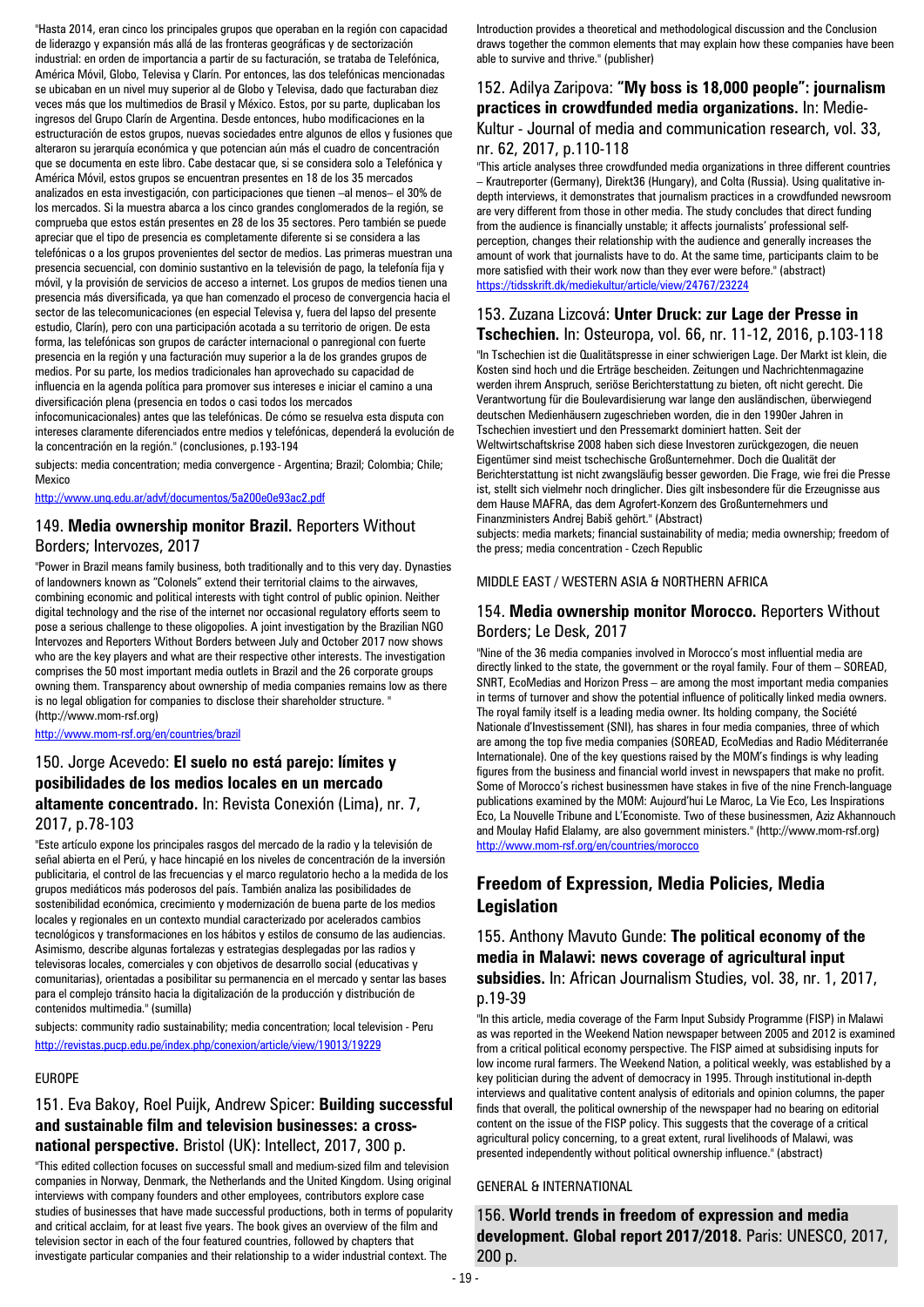"Hasta 2014, eran cinco los principales grupos que operaban en la región con capacidad de liderazgo y expansión más allá de las fronteras geográficas y de sectorización industrial: en orden de importancia a partir de su facturación, se trataba de Telefónica, América Móvil, Globo, Televisa y Clarín. Por entonces, las dos telefónicas mencionadas se ubicaban en un nivel muy superior al de Globo y Televisa, dado que facturaban diez veces más que los multimedios de Brasil y México. Estos, por su parte, duplicaban los ingresos del Grupo Clarín de Argentina. Desde entonces, hubo modificaciones en la estructuración de estos grupos, nuevas sociedades entre algunos de ellos y fusiones que alteraron su jerarquía económica y que potencian aún más el cuadro de concentración que se documenta en este libro. Cabe destacar que, si se considera solo a Telefónica y América Móvil, estos grupos se encuentran presentes en 18 de los 35 mercados analizados en esta investigación, con participaciones que tienen –al menos– el 30% de los mercados. Si la muestra abarca a los cinco grandes conglomerados de la región, se comprueba que estos están presentes en 28 de los 35 sectores. Pero también se puede apreciar que el tipo de presencia es completamente diferente si se considera a las telefónicas o a los grupos provenientes del sector de medios. Las primeras muestran una presencia secuencial, con dominio sustantivo en la televisión de pago, la telefonía fija y móvil, y la provisión de servicios de acceso a internet. Los grupos de medios tienen una presencia más diversificada, ya que han comenzado el proceso de convergencia hacia el sector de las telecomunicaciones (en especial Televisa y, fuera del lapso del presente estudio, Clarín), pero con una participación acotada a su territorio de origen. De esta forma, las telefónicas son grupos de carácter internacional o panregional con fuerte presencia en la región y una facturación muy superior a la de los grandes grupos de medios. Por su parte, los medios tradicionales han aprovechado su capacidad de influencia en la agenda política para promover sus intereses e iniciar el camino a una diversificación plena (presencia en todos o casi todos los mercados infocomunicacionales) antes que las telefónicas. De cómo se resuelva esta disputa con intereses claramente diferenciados entre medios y telefónicas, dependerá la evolución de la concentración en la región." (conclusiones, p.193-194

subjects: media concentration; media convergence - Argentina; Brazil; Colombia; Chile; Mexico

http://www.unq.edu.ar/advf/documentos/5a200e0e93ac2.pdf

### 149. **Media ownership monitor Brazil.** Reporters Without Borders; Intervozes, 2017

"Power in Brazil means family business, both traditionally and to this very day. Dynasties of landowners known as "Colonels" extend their territorial claims to the airwaves, combining economic and political interests with tight control of public opinion. Neither digital technology and the rise of the internet nor occasional regulatory efforts seem to pose a serious challenge to these oligopolies. A joint investigation by the Brazilian NGO Intervozes and Reporters Without Borders between July and October 2017 now shows who are the key players and what are their respective other interests. The investigation comprises the 50 most important media outlets in Brazil and the 26 corporate groups owning them. Transparency about ownership of media companies remains low as there is no legal obligation for companies to disclose their shareholder structure. " (http://www.mom-rsf.org)

http://www.mom-rsf.org/en/countries/brazil

### 150. Jorge Acevedo: **El suelo no está parejo: límites y posibilidades de los medios locales en un mercado altamente concentrado.** In: Revista Conexión (Lima), nr. 7, 2017, p.78-103

"Este artículo expone los principales rasgos del mercado de la radio y la televisión de señal abierta en el Perú, y hace hincapié en los niveles de concentración de la inversión publicitaria, el control de las frecuencias y el marco regulatorio hecho a la medida de los grupos mediáticos más poderosos del país. También analiza las posibilidades de sostenibilidad económica, crecimiento y modernización de buena parte de los medios locales y regionales en un contexto mundial caracterizado por acelerados cambios tecnológicos y transformaciones en los hábitos y estilos de consumo de las audiencias. Asimismo, describe algunas fortalezas y estrategias desplegadas por las radios y televisoras locales, comerciales y con objetivos de desarrollo social (educativas y comunitarias), orientadas a posibilitar su permanencia en el mercado y sentar las bases para el complejo tránsito hacia la digitalización de la producción y distribución de contenidos multimedia." (sumilla)

subjects: community radio sustainability; media concentration; local television - Peru

http://revistas.pucp.edu.pe/index.php/conexion/article/view/19013/19229

EUROPE

### 151. Eva Bakoy, Roel Puijk, Andrew Spicer: **Building successful and sustainable film and television businesses: a cross-national perspective.** Bristol (UK): Intellect, 2017, 300 p.

"This edited collection focuses on successful small and medium-sized film and television companies in Norway, Denmark, the Netherlands and the United Kingdom. Using original interviews with company founders and other employees, contributors explore case studies of businesses that have made successful productions, both in terms of popularity and critical acclaim, for at least five years. The book gives an overview of the film and television sector in each of the four featured countries, followed by chapters that investigate particular companies and their relationship to a wider industrial context. The Introduction provides a theoretical and methodological discussion and the Conclusion draws together the common elements that may explain how these companies have been able to survive and thrive." (publisher)

### 152. Adilya Zaripova: **"My boss is 18,000 people": journalism practices in crowdfunded media organizations.** In: Medie-Kultur - Journal of media and communication research, vol. 33, nr. 62, 2017, p.110-118

"This article analyses three crowdfunded media organizations in three different countries – Krautreporter (Germany), Direkt36 (Hungary), and Colta (Russia). Using qualitative in-depth interviews, it demonstrates that journalism practices in a crowdfunded newsroom are very different from those in other media. The study concludes that direct funding from the audience is financially unstable; it affects journalists' professional self-perception, changes their relationship with the audience and generally increases the amount of work that journalists have to do. At the same time, participants claim to be more satisfied with their work now than they ever were before." (abstract)

https://tidsskrift.dk/mediekultur/article/view/24767/23224

### 153. Zuzana Lizcová: **Unter Druck: zur Lage der Presse in Tschechien.** In: Osteuropa, vol. 66, nr. 11-12, 2016, p.103-118

"In Tschechien ist die Qualitätspresse in einer schwierigen Lage. Der Markt ist klein, die Kosten sind hoch und die Erträge bescheiden. Zeitungen und Nachrichtenmagazine werden ihrem Anspruch, seriöse Berichterstattung zu bieten, oft nicht gerecht. Die Verantwortung für die Boulevardisierung war lange den ausländischen, überwiegend deutschen Medienhäusern zugeschrieben worden, die in den 1990er Jahren in Tschechien investiert und den Pressemarkt dominiert hatten. Seit der Weltwirtschaftskrise 2008 haben sich diese Investoren zurückgezogen, die neuen Eigentümer sind meist tschechische Großunternehmer. Doch die Qualität der Berichterstattung ist nicht zwangsläufig besser geworden. Die Frage, wie frei die Presse ist, stellt sich vielmehr noch dringlicher. Dies gilt insbesondere für die Erzeugnisse aus dem Hause MAFRA, das dem Agrofert-Konzern des Großunternehmers und Finanzministers Andrej Babiš gehört." (Abstract)

subjects: media markets; financial sustainability of media; media ownership; freedom of the press; media concentration - Czech Republic

MIDDLE EAST / WESTERN ASIA & NORTHERN AFRICA

### 154. **Media ownership monitor Morocco.** Reporters Without Borders; Le Desk, 2017

"Nine of the 36 media companies involved in Morocco's most influential media are directly linked to the state, the government or the royal family. Four of them – SOREAD, SNRT, EcoMedias and Horizon Press – are among the most important media companies in terms of turnover and show the potential influence of politically linked media owners. The royal family itself is a leading media owner. Its holding company, the Société Nationale d'Investissement (SNI), has shares in four media companies, three of which are among the top five media companies (SOREAD, EcoMedias and Radio Méditerranée Internationale). One of the key questions raised by the MOM's findings is why leading figures from the business and financial world invest in newspapers that make no profit. Some of Morocco's richest businessmen have stakes in five of the nine French-language publications examined by the MOM: Aujourd'hui Le Maroc, La Vie Eco, Les Inspirations Eco, La Nouvelle Tribune and L'Economiste. Two of these businessmen, Aziz Akhannouch and Moulay Hafid Elalamy, are also government ministers." (http://www.mom-rsf.org)

http://www.mom-rsf.org/en/countries/morocco

## Freedom of Expression, Media Policies, Media Legislation

### 155. Anthony Mavuto Gunde: **The political economy of the media in Malawi: news coverage of agricultural input subsidies.** In: African Journalism Studies, vol. 38, nr. 1, 2017, p.19-39

"In this article, media coverage of the Farm Input Subsidy Programme (FISP) in Malawi as was reported in the Weekend Nation newspaper between 2005 and 2012 is examined from a critical political economy perspective. The FISP aimed at subsidising inputs for low income rural farmers. The Weekend Nation, a political weekly, was established by a key politician during the advent of democracy in 1995. Through institutional in-depth interviews and qualitative content analysis of editorials and opinion columns, the paper finds that overall, the political ownership of the newspaper had no bearing on editorial content on the issue of the FISP policy. This suggests that the coverage of a critical agricultural policy concerning, to a great extent, rural livelihoods of Malawi, was presented independently without political ownership influence." (abstract)

GENERAL & INTERNATIONAL

### 156. **World trends in freedom of expression and media development. Global report 2017/2018.** Paris: UNESCO, 2017, 200 p.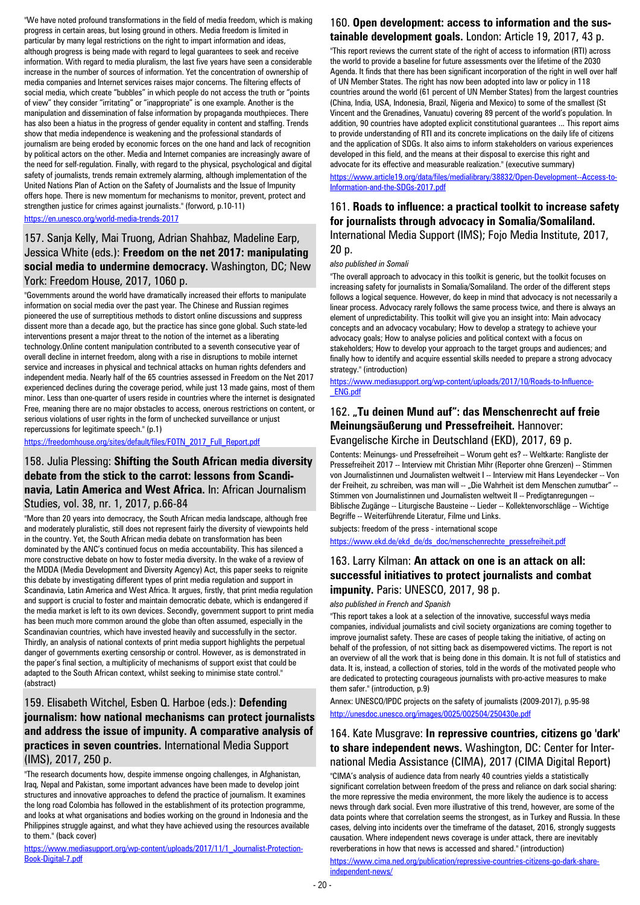"We have noted profound transformations in the field of media freedom, which is making progress in certain areas, but losing ground in others. Media freedom is limited in particular by many legal restrictions on the right to impart information and ideas, although progress is being made with regard to legal guarantees to seek and receive information. With regard to media pluralism, the last five years have seen a considerable increase in the number of sources of information. Yet the concentration of ownership of media companies and Internet services raises major concerns. The filtering effects of social media, which create "bubbles" in which people do not access the truth or "points of view" they consider "irritating" or "inappropriate" is one example. Another is the manipulation and dissemination of false information by propaganda mouthpieces. There has also been a hiatus in the progress of gender equality in content and staffing. Trends show that media independence is weakening and the professional standards of journalism are being eroded by economic forces on the one hand and lack of recognition by political actors on the other. Media and Internet companies are increasingly aware of the need for self-regulation. Finally, with regard to the physical, psychological and digital safety of journalists, trends remain extremely alarming, although implementation of the United Nations Plan of Action on the Safety of Journalists and the Issue of Impunity offers hope. There is new momentum for mechanisms to monitor, prevent, protect and strengthen justice for crimes against journalists." (forword, p.10-11)

https://en.unesco.org/world-media-trends-2017

### 157. Sanja Kelly, Mai Truong, Adrian Shahbaz, Madeline Earp, Jessica White (eds.): **Freedom on the net 2017: manipulating social media to undermine democracy.** Washington, DC; New York: Freedom House, 2017, 1060 p.

"Governments around the world have dramatically increased their efforts to manipulate information on social media over the past year. The Chinese and Russian regimes pioneered the use of surreptitious methods to distort online discussions and suppress dissent more than a decade ago, but the practice has since gone global. Such state-led interventions present a major threat to the notion of the internet as a liberating technology.Online content manipulation contributed to a seventh consecutive year of overall decline in internet freedom, along with a rise in disruptions to mobile internet service and increases in physical and technical attacks on human rights defenders and independent media. Nearly half of the 65 countries assessed in Freedom on the Net 2017 experienced declines during the coverage period, while just 13 made gains, most of them minor. Less than one-quarter of users reside in countries where the internet is designated Free, meaning there are no major obstacles to access, onerous restrictions on content, or serious violations of user rights in the form of unchecked surveillance or unjust repercussions for legitimate speech." (p.1)

https://freedomhouse.org/sites/default/files/FOTN_2017_Full_Report.pdf

### 158. Julia Plessing: **Shifting the South African media diversity debate from the stick to the carrot: lessons from Scandinavia, Latin America and West Africa.** In: African Journalism Studies, vol. 38, nr. 1, 2017, p.66-84

"More than 20 years into democracy, the South African media landscape, although free and moderately pluralistic, still does not represent fairly the diversity of viewpoints held in the country. Yet, the South African media debate on transformation has been dominated by the ANC's continued focus on media accountability. This has silenced a more constructive debate on how to foster media diversity. In the wake of a review of the MDDA (Media Development and Diversity Agency) Act, this paper seeks to reignite this debate by investigating different types of print media regulation and support in Scandinavia, Latin America and West Africa. It argues, firstly, that print media regulation and support is crucial to foster and maintain democratic debate, which is endangered if the media market is left to its own devices. Secondly, government support to print media has been much more common around the globe than often assumed, especially in the Scandinavian countries, which have invested heavily and successfully in the sector. Thirdly, an analysis of national contexts of print media support highlights the perpetual danger of governments exerting censorship or control. However, as is demonstrated in the paper's final section, a multiplicity of mechanisms of support exist that could be adapted to the South African context, whilst seeking to minimise state control." (abstract)

### 159. Elisabeth Witchel, Esben Q. Harboe (eds.): **Defending journalism: how national mechanisms can protect journalists and address the issue of impunity. A comparative analysis of practices in seven countries.** International Media Support (IMS), 2017, 250 p.

"The research documents how, despite immense ongoing challenges, in Afghanistan, Iraq, Nepal and Pakistan, some important advances have been made to develop joint structures and innovative approaches to defend the practice of journalism. It examines the long road Colombia has followed in the establishment of its protection programme, and looks at what organisations and bodies working on the ground in Indonesia and the Philippines struggle against, and what they have achieved using the resources available to them." (back cover)

https://www.mediasupport.org/wp-content/uploads/2017/11/1_Journalist-Protection-Book-Digital-7.pdf

### 160. **Open development: access to information and the sustainable development goals.** London: Article 19, 2017, 43 p.

"This report reviews the current state of the right of access to information (RTI) across the world to provide a baseline for future assessments over the lifetime of the 2030 Agenda. It finds that there has been significant incorporation of the right in well over half of UN Member States. The right has now been adopted into law or policy in 118 countries around the world (61 percent of UN Member States) from the largest countries (China, India, USA, Indonesia, Brazil, Nigeria and Mexico) to some of the smallest (St Vincent and the Grenadines, Vanuatu) covering 89 percent of the world's population. In addition, 90 countries have adopted explicit constitutional guarantees ... This report aims to provide understanding of RTI and its concrete implications on the daily life of citizens and the application of SDGs. It also aims to inform stakeholders on various experiences developed in this field, and the means at their disposal to exercise this right and advocate for its effective and measurable realization." (executive summary)

https://www.article19.org/data/files/medialibrary/38832/Open-Development--Access-to-Information-and-the-SDGs-2017.pdf

### 161. **Roads to influence: a practical toolkit to increase safety for journalists through advocacy in Somalia/Somaliland.** International Media Support (IMS); Fojo Media Institute, 2017, 20 p.

*also published in Somali*

"The overall approach to advocacy in this toolkit is generic, but the toolkit focuses on increasing safety for journalists in Somalia/Somaliland. The order of the different steps follows a logical sequence. However, do keep in mind that advocacy is not necessarily a linear process. Advocacy rarely follows the same process twice, and there is always an element of unpredictability. This toolkit will give you an insight into: Main advocacy concepts and an advocacy vocabulary; How to develop a strategy to achieve your advocacy goals; How to analyse policies and political context with a focus on stakeholders; How to develop your approach to the target groups and audiences; and finally how to identify and acquire essential skills needed to prepare a strong advocacy strategy." (introduction)

https://www.mediasupport.org/wp-content/uploads/2017/10/Roads-to-Influence-_ENG.pdf

### 162. **„Tu deinen Mund auf“: das Menschenrecht auf freie Meinungsäußerung und Pressefreiheit.** Hannover: Evangelische Kirche in Deutschland (EKD), 2017, 69 p.

Contents: Meinungs- und Pressefreiheit – Worum geht es? -- Weltkarte: Rangliste der Pressefreiheit 2017 -- Interview mit Christian Mihr (Reporter ohne Grenzen) -- Stimmen von Journalistinnen und Journalisten weltweit I -- Interview mit Hans Leyendecker -- Von der Freiheit, zu schreiben, was man will -- „Die Wahrheit ist dem Menschen zumutbar“ -- Stimmen von Journalistinnen und Journalisten weltweit II -- Predigtanregungen -- Biblische Zugänge -- Liturgische Bausteine -- Lieder -- Kollektenvorschläge -- Wichtige Begriffe -- Weiterführende Literatur, Filme und Links.

subjects: freedom of the press - international scope

https://www.ekd.de/ekd_de/ds_doc/menschenrechte_pressefreiheit.pdf

### 163. Larry Kilman: **An attack on one is an attack on all: successful initiatives to protect journalists and combat impunity.** Paris: UNESCO, 2017, 98 p.

*also published in French and Spanish*

"This report takes a look at a selection of the innovative, successful ways media companies, individual journalists and civil society organizations are coming together to improve journalist safety. These are cases of people taking the initiative, of acting on behalf of the profession, of not sitting back as disempowered victims. The report is not an overview of all the work that is being done in this domain. It is not full of statistics and data. It is, instead, a collection of stories, told in the words of the motivated people who are dedicated to protecting courageous journalists with pro-active measures to make them safer." (introduction, p.9)

Annex: UNESCO/IPDC projects on the safety of journalists (2009-2017), p.95-98

http://unesdoc.unesco.org/images/0025/002504/250430e.pdf

### 164. Kate Musgrave: **In repressive countries, citizens go 'dark' to share independent news.** Washington, DC: Center for International Media Assistance (CIMA), 2017 (CIMA Digital Report)

"CIMA's analysis of audience data from nearly 40 countries yields a statistically significant correlation between freedom of the press and reliance on dark social sharing: the more repressive the media environment, the more likely the audience is to access news through dark social. Even more illustrative of this trend, however, are some of the data points where that correlation seems the strongest, as in Turkey and Russia. In these cases, delving into incidents over the timeframe of the dataset, 2016, strongly suggests causation. Where independent news coverage is under attack, there are inevitably reverberations in how that news is accessed and shared." (introduction)

https://www.cima.ned.org/publication/repressive-countries-citizens-go-dark-share-independent-news/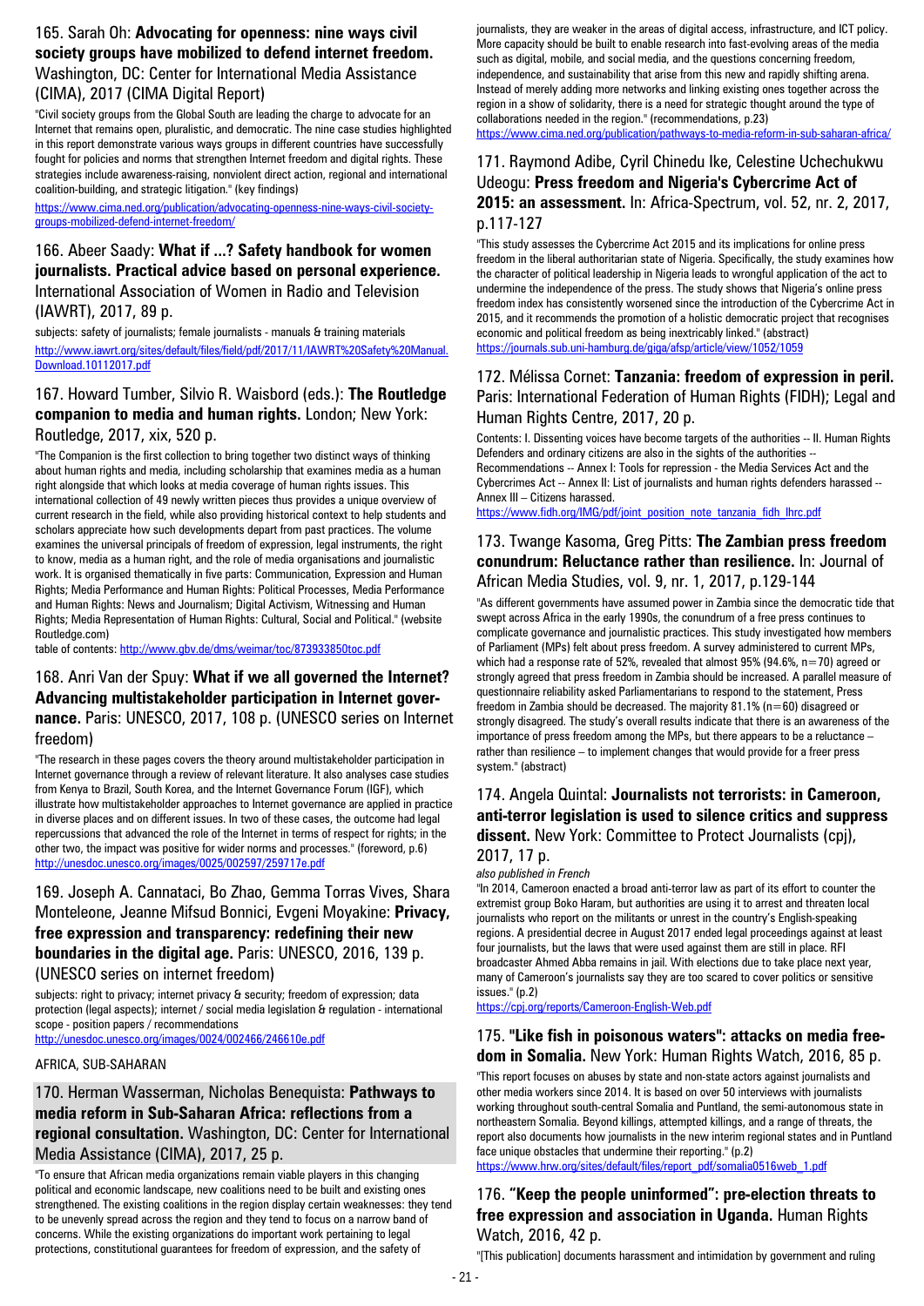## 165. Sarah Oh: **Advocating for openness: nine ways civil society groups have mobilized to defend internet freedom.** Washington, DC: Center for International Media Assistance (CIMA), 2017 (CIMA Digital Report)

"Civil society groups from the Global South are leading the charge to advocate for an Internet that remains open, pluralistic, and democratic. The nine case studies highlighted in this report demonstrate various ways groups in different countries have successfully fought for policies and norms that strengthen Internet freedom and digital rights. These strategies include awareness-raising, nonviolent direct action, regional and international coalition-building, and strategic litigation." (key findings)

https://www.cima.ned.org/publication/advocating-openness-nine-ways-civil-society-groups-mobilized-defend-internet-freedom/

## 166. Abeer Saady: **What if ...? Safety handbook for women journalists. Practical advice based on personal experience.** International Association of Women in Radio and Television (IAWRT), 2017, 89 p.

subjects: safety of journalists; female journalists - manuals & training materials

http://www.iawrt.org/sites/default/files/field/pdf/2017/11/IAWRT%20Safety%20Manual.Download.10112017.pdf

## 167. Howard Tumber, Silvio R. Waisbord (eds.): **The Routledge companion to media and human rights.** London; New York: Routledge, 2017, xix, 520 p.

"The Companion is the first collection to bring together two distinct ways of thinking about human rights and media, including scholarship that examines media as a human right alongside that which looks at media coverage of human rights issues. This international collection of 49 newly written pieces thus provides a unique overview of current research in the field, while also providing historical context to help students and scholars appreciate how such developments depart from past practices. The volume examines the universal principals of freedom of expression, legal instruments, the right to know, media as a human right, and the role of media organisations and journalistic work. It is organised thematically in five parts: Communication, Expression and Human Rights; Media Performance and Human Rights: Political Processes, Media Performance and Human Rights: News and Journalism; Digital Activism, Witnessing and Human Rights; Media Representation of Human Rights: Cultural, Social and Political." (website Routledge.com)

table of contents: http://www.gbv.de/dms/weimar/toc/873933850toc.pdf

## 168. Anri Van der Spuy: **What if we all governed the Internet? Advancing multistakeholder participation in Internet governance.** Paris: UNESCO, 2017, 108 p. (UNESCO series on Internet freedom)

"The research in these pages covers the theory around multistakeholder participation in Internet governance through a review of relevant literature. It also analyses case studies from Kenya to Brazil, South Korea, and the Internet Governance Forum (IGF), which illustrate how multistakeholder approaches to Internet governance are applied in practice in diverse places and on different issues. In two of these cases, the outcome had legal repercussions that advanced the role of the Internet in terms of respect for rights; in the other two, the impact was positive for wider norms and processes." (foreword, p.6)

http://unesdoc.unesco.org/images/0025/002597/259717e.pdf

## 169. Joseph A. Cannataci, Bo Zhao, Gemma Torras Vives, Shara Monteleone, Jeanne Mifsud Bonnici, Evgeni Moyakine: **Privacy, free expression and transparency: redefining their new boundaries in the digital age.** Paris: UNESCO, 2016, 139 p. (UNESCO series on internet freedom)

subjects: right to privacy; internet privacy & security; freedom of expression; data protection (legal aspects); internet / social media legislation & regulation - international scope - position papers / recommendations

http://unesdoc.unesco.org/images/0024/002466/246610e.pdf

# AFRICA, SUB-SAHARAN

## 170. Herman Wasserman, Nicholas Benequista: **Pathways to media reform in Sub-Saharan Africa: reflections from a regional consultation.** Washington, DC: Center for International Media Assistance (CIMA), 2017, 25 p.

"To ensure that African media organizations remain viable players in this changing political and economic landscape, new coalitions need to be built and existing ones strengthened. The existing coalitions in the region display certain weaknesses: they tend to be unevenly spread across the region and they tend to focus on a narrow band of concerns. While the existing organizations do important work pertaining to legal protections, constitutional guarantees for freedom of expression, and the safety of journalists, they are weaker in the areas of digital access, infrastructure, and ICT policy. More capacity should be built to enable research into fast-evolving areas of the media such as digital, mobile, and social media, and the questions concerning freedom, independence, and sustainability that arise from this new and rapidly shifting arena. Instead of merely adding more networks and linking existing ones together across the region in a show of solidarity, there is a need for strategic thought around the type of collaborations needed in the region." (recommendations, p.23)

https://www.cima.ned.org/publication/pathways-to-media-reform-in-sub-saharan-africa/

## 171. Raymond Adibe, Cyril Chinedu Ike, Celestine Uchechukwu Udeogu: **Press freedom and Nigeria's Cybercrime Act of 2015: an assessment.** In: Africa-Spectrum, vol. 52, nr. 2, 2017, p.117-127

"This study assesses the Cybercrime Act 2015 and its implications for online press freedom in the liberal authoritarian state of Nigeria. Specifically, the study examines how the character of political leadership in Nigeria leads to wrongful application of the act to undermine the independence of the press. The study shows that Nigeria's online press freedom index has consistently worsened since the introduction of the Cybercrime Act in 2015, and it recommends the promotion of a holistic democratic project that recognises economic and political freedom as being inextricably linked." (abstract)

https://journals.sub.uni-hamburg.de/giga/afsp/article/view/1052/1059

## 172. Mélissa Cornet: **Tanzania: freedom of expression in peril.** Paris: International Federation of Human Rights (FIDH); Legal and Human Rights Centre, 2017, 20 p.

Contents: I. Dissenting voices have become targets of the authorities -- II. Human Rights Defenders and ordinary citizens are also in the sights of the authorities -- Recommendations -- Annex I: Tools for repression - the Media Services Act and the Cybercrimes Act -- Annex II: List of journalists and human rights defenders harassed -- Annex III – Citizens harassed.

https://www.fidh.org/IMG/pdf/joint_position_note_tanzania_fidh_lhrc.pdf

## 173. Twange Kasoma, Greg Pitts: **The Zambian press freedom conundrum: Reluctance rather than resilience.** In: Journal of African Media Studies, vol. 9, nr. 1, 2017, p.129-144

"As different governments have assumed power in Zambia since the democratic tide that swept across Africa in the early 1990s, the conundrum of a free press continues to complicate governance and journalistic practices. This study investigated how members of Parliament (MPs) felt about press freedom. A survey administered to current MPs, which had a response rate of 52%, revealed that almost 95% (94.6%, n=70) agreed or strongly agreed that press freedom in Zambia should be increased. A parallel measure of questionnaire reliability asked Parliamentarians to respond to the statement, Press freedom in Zambia should be decreased. The majority 81.1% (n=60) disagreed or strongly disagreed. The study's overall results indicate that there is an awareness of the importance of press freedom among the MPs, but there appears to be a reluctance – rather than resilience – to implement changes that would provide for a freer press system." (abstract)

## 174. Angela Quintal: **Journalists not terrorists: in Cameroon, anti-terror legislation is used to silence critics and suppress dissent.** New York: Committee to Protect Journalists (cpj), 2017, 17 p.

*also published in French*

"In 2014, Cameroon enacted a broad anti-terror law as part of its effort to counter the extremist group Boko Haram, but authorities are using it to arrest and threaten local journalists who report on the militants or unrest in the country's English-speaking regions. A presidential decree in August 2017 ended legal proceedings against at least four journalists, but the laws that were used against them are still in place. RFI broadcaster Ahmed Abba remains in jail. With elections due to take place next year, many of Cameroon's journalists say they are too scared to cover politics or sensitive issues." (p.2)

https://cpj.org/reports/Cameroon-English-Web.pdf

## 175. **"Like fish in poisonous waters": attacks on media freedom in Somalia.** New York: Human Rights Watch, 2016, 85 p.

"This report focuses on abuses by state and non-state actors against journalists and other media workers since 2014. It is based on over 50 interviews with journalists working throughout south-central Somalia and Puntland, the semi-autonomous state in northeastern Somalia. Beyond killings, attempted killings, and a range of threats, the report also documents how journalists in the new interim regional states and in Puntland face unique obstacles that undermine their reporting." (p.2)

https://www.hrw.org/sites/default/files/report_pdf/somalia0516web_1.pdf

## 176. **"Keep the people uninformed": pre-election threats to free expression and association in Uganda.** Human Rights Watch, 2016, 42 p.

"[This publication] documents harassment and intimidation by government and ruling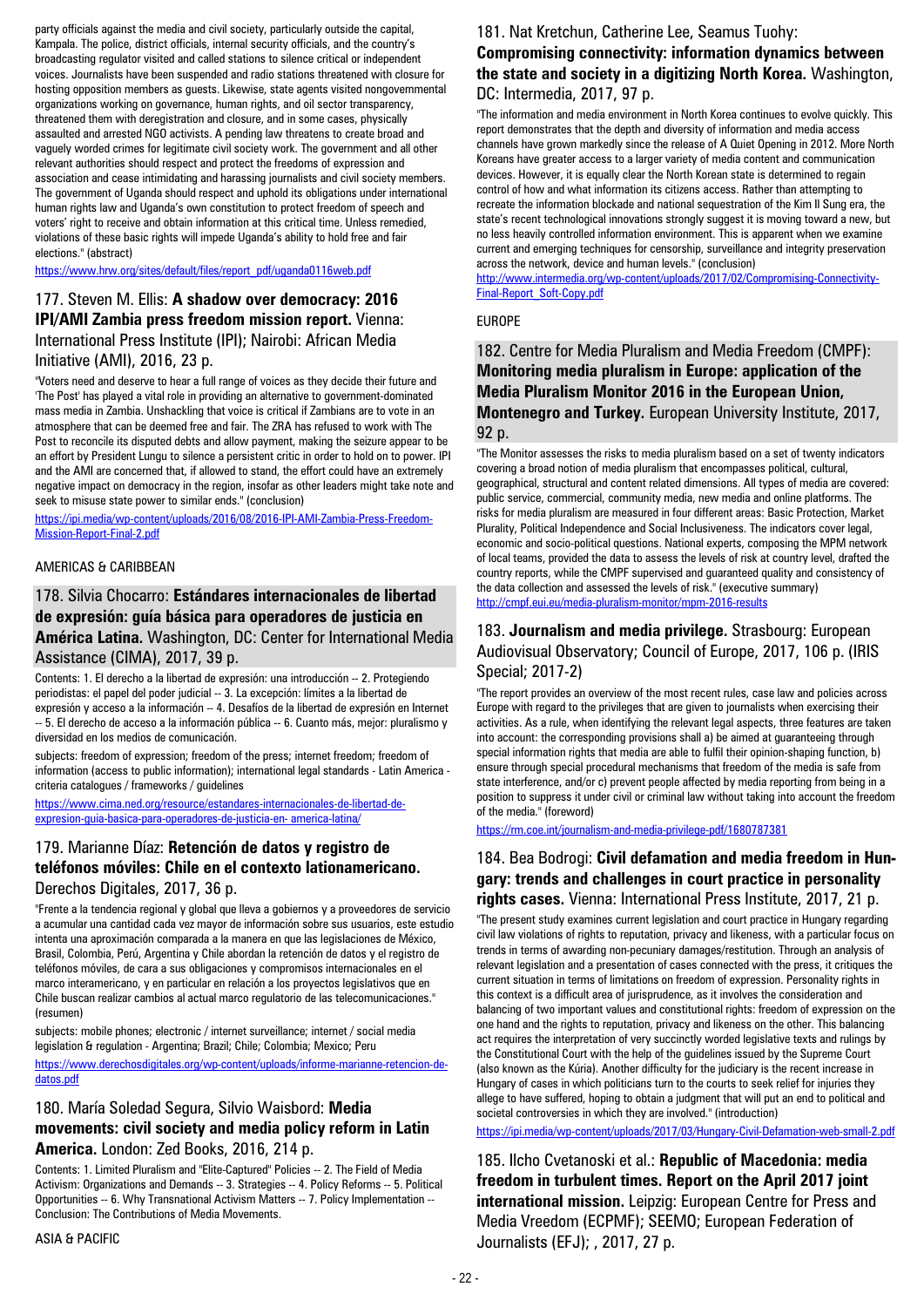party officials against the media and civil society, particularly outside the capital, Kampala. The police, district officials, internal security officials, and the country's broadcasting regulator visited and called stations to silence critical or independent voices. Journalists have been suspended and radio stations threatened with closure for hosting opposition members as guests. Likewise, state agents visited nongovernmental organizations working on governance, human rights, and oil sector transparency, threatened them with deregistration and closure, and in some cases, physically assaulted and arrested NGO activists. A pending law threatens to create broad and vaguely worded crimes for legitimate civil society work. The government and all other relevant authorities should respect and protect the freedoms of expression and association and cease intimidating and harassing journalists and civil society members. The government of Uganda should respect and uphold its obligations under international human rights law and Uganda's own constitution to protect freedom of speech and voters' right to receive and obtain information at this critical time. Unless remedied, violations of these basic rights will impede Uganda's ability to hold free and fair elections." (abstract)

https://www.hrw.org/sites/default/files/report_pdf/uganda0116web.pdf

### 177. Steven M. Ellis: **A shadow over democracy: 2016 IPI/AMI Zambia press freedom mission report.** Vienna: International Press Institute (IPI); Nairobi: African Media Initiative (AMI), 2016, 23 p.

"Voters need and deserve to hear a full range of voices as they decide their future and 'The Post' has played a vital role in providing an alternative to government-dominated mass media in Zambia. Unshackling that voice is critical if Zambians are to vote in an atmosphere that can be deemed free and fair. The ZRA has refused to work with The Post to reconcile its disputed debts and allow payment, making the seizure appear to be an effort by President Lungu to silence a persistent critic in order to hold on to power. IPI and the AMI are concerned that, if allowed to stand, the effort could have an extremely negative impact on democracy in the region, insofar as other leaders might take note and seek to misuse state power to similar ends." (conclusion)

https://ipi.media/wp-content/uploads/2016/08/2016-IPI-AMI-Zambia-Press-Freedom-Mission-Report-Final-2.pdf

## AMERICAS & CARIBBEAN

### 178. Silvia Chocarro: **Estándares internacionales de libertad de expresión: guía básica para operadores de justicia en América Latina.** Washington, DC: Center for International Media Assistance (CIMA), 2017, 39 p.

Contents: 1. El derecho a la libertad de expresión: una introducción -- 2. Protegiendo periodistas: el papel del poder judicial -- 3. La excepción: límites a la libertad de expresión y acceso a la información -- 4. Desafíos de la libertad de expresión en Internet -- 5. El derecho de acceso a la información pública -- 6. Cuanto más, mejor: pluralismo y diversidad en los medios de comunicación.

subjects: freedom of expression; freedom of the press; internet freedom; freedom of information (access to public information); international legal standards - Latin America - criteria catalogues / frameworks / guidelines

https://www.cima.ned.org/resource/estandares-internacionales-de-libertad-de-expresion-guia-basica-para-operadores-de-justicia-en-america-latina/

### 179. Marianne Díaz: **Retención de datos y registro de teléfonos móviles: Chile en el contexto lationamericano.** Derechos Digitales, 2017, 36 p.

"Frente a la tendencia regional y global que lleva a gobiernos y a proveedores de servicio a acumular una cantidad cada vez mayor de información sobre sus usuarios, este estudio intenta una aproximación comparada a la manera en que las legislaciones de México, Brasil, Colombia, Perú, Argentina y Chile abordan la retención de datos y el registro de teléfonos móviles, de cara a sus obligaciones y compromisos internacionales en el marco interamericano, y en particular en relación a los proyectos legislativos que en Chile buscan realizar cambios al actual marco regulatorio de las telecomunicaciones." (resumen)

subjects: mobile phones; electronic / internet surveillance; internet / social media legislation & regulation - Argentina; Brazil; Chile; Colombia; Mexico; Peru

https://www.derechosdigitales.org/wp-content/uploads/informe-marianne-retencion-de-datos.pdf

### 180. María Soledad Segura, Silvio Waisbord: **Media movements: civil society and media policy reform in Latin America.** London: Zed Books, 2016, 214 p.

Contents: 1. Limited Pluralism and "Elite-Captured" Policies -- 2. The Field of Media Activism: Organizations and Demands -- 3. Strategies -- 4. Policy Reforms -- 5. Political Opportunities -- 6. Why Transnational Activism Matters -- 7. Policy Implementation -- Conclusion: The Contributions of Media Movements.

## ASIA & PACIFIC

### 181. Nat Kretchun, Catherine Lee, Seamus Tuohy: **Compromising connectivity: information dynamics between the state and society in a digitizing North Korea.** Washington, DC: Intermedia, 2017, 97 p.

"The information and media environment in North Korea continues to evolve quickly. This report demonstrates that the depth and diversity of information and media access channels have grown markedly since the release of A Quiet Opening in 2012. More North Koreans have greater access to a larger variety of media content and communication devices. However, it is equally clear the North Korean state is determined to regain control of how and what information its citizens access. Rather than attempting to recreate the information blockade and national sequestration of the Kim Il Sung era, the state's recent technological innovations strongly suggest it is moving toward a new, but no less heavily controlled information environment. This is apparent when we examine current and emerging techniques for censorship, surveillance and integrity preservation across the network, device and human levels." (conclusion)

http://www.intermedia.org/wp-content/uploads/2017/02/Compromising-Connectivity-Final-Report_Soft-Copy.pdf

## EUROPE

### 182. Centre for Media Pluralism and Media Freedom (CMPF): **Monitoring media pluralism in Europe: application of the Media Pluralism Monitor 2016 in the European Union, Montenegro and Turkey.** European University Institute, 2017, 92 p.

"The Monitor assesses the risks to media pluralism based on a set of twenty indicators covering a broad notion of media pluralism that encompasses political, cultural, geographical, structural and content related dimensions. All types of media are covered: public service, commercial, community media, new media and online platforms. The risks for media pluralism are measured in four different areas: Basic Protection, Market Plurality, Political Independence and Social Inclusiveness. The indicators cover legal, economic and socio-political questions. National experts, composing the MPM network of local teams, provided the data to assess the levels of risk at country level, drafted the country reports, while the CMPF supervised and guaranteed quality and consistency of the data collection and assessed the levels of risk." (executive summary)

http://cmpf.eui.eu/media-pluralism-monitor/mpm-2016-results

### 183. **Journalism and media privilege.** Strasbourg: European Audiovisual Observatory; Council of Europe, 2017, 106 p. (IRIS Special; 2017-2)

"The report provides an overview of the most recent rules, case law and policies across Europe with regard to the privileges that are given to journalists when exercising their activities. As a rule, when identifying the relevant legal aspects, three features are taken into account: the corresponding provisions shall a) be aimed at guaranteeing through special information rights that media are able to fulfil their opinion-shaping function, b) ensure through special procedural mechanisms that freedom of the media is safe from state interference, and/or c) prevent people affected by media reporting from being in a position to suppress it under civil or criminal law without taking into account the freedom of the media." (foreword)

https://rm.coe.int/journalism-and-media-privilege-pdf/1680787381

### 184. Bea Bodrogi: **Civil defamation and media freedom in Hungary: trends and challenges in court practice in personality rights cases.** Vienna: International Press Institute, 2017, 21 p.

"The present study examines current legislation and court practice in Hungary regarding civil law violations of rights to reputation, privacy and likeness, with a particular focus on trends in terms of awarding non-pecuniary damages/restitution. Through an analysis of relevant legislation and a presentation of cases connected with the press, it critiques the current situation in terms of limitations on freedom of expression. Personality rights in this context is a difficult area of jurisprudence, as it involves the consideration and balancing of two important values and constitutional rights: freedom of expression on the one hand and the rights to reputation, privacy and likeness on the other. This balancing act requires the interpretation of very succinctly worded legislative texts and rulings by the Constitutional Court with the help of the guidelines issued by the Supreme Court (also known as the Kúria). Another difficulty for the judiciary is the recent increase in Hungary of cases in which politicians turn to the courts to seek relief for injuries they allege to have suffered, hoping to obtain a judgment that will put an end to political and societal controversies in which they are involved." (introduction)

https://ipi.media/wp-content/uploads/2017/03/Hungary-Civil-Defamation-web-small-2.pdf

### 185. Ilcho Cvetanoski et al.: **Republic of Macedonia: media freedom in turbulent times. Report on the April 2017 joint international mission.** Leipzig: European Centre for Press and Media Vreedom (ECPMF); SEEMO; European Federation of Journalists (EFJ); , 2017, 27 p.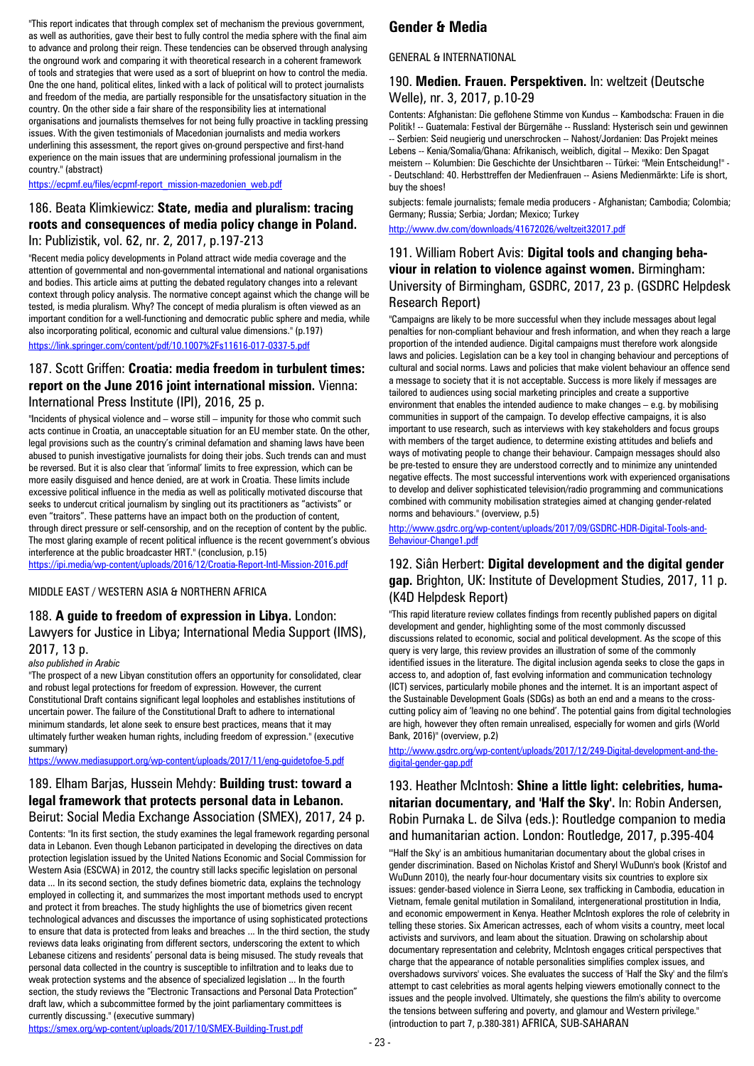"This report indicates that through complex set of mechanism the previous government, as well as authorities, gave their best to fully control the media sphere with the final aim to advance and prolong their reign. These tendencies can be observed through analysing the onground work and comparing it with theoretical research in a coherent framework of tools and strategies that were used as a sort of blueprint on how to control the media. One the one hand, political elites, linked with a lack of political will to protect journalists and freedom of the media, are partially responsible for the unsatisfactory situation in the country. On the other side a fair share of the responsibility lies at international organisations and journalists themselves for not being fully proactive in tackling pressing issues. With the given testimonials of Macedonian journalists and media workers underlining this assessment, the report gives on-ground perspective and first-hand experience on the main issues that are undermining professional journalism in the country." (abstract)

https://ecpmf.eu/files/ecpmf-report_mission-mazedonien_web.pdf

### 186. Beata Klimkiewicz: **State, media and pluralism: tracing roots and consequences of media policy change in Poland.** In: Publizistik, vol. 62, nr. 2, 2017, p.197-213

"Recent media policy developments in Poland attract wide media coverage and the attention of governmental and non-governmental international and national organisations and bodies. This article aims at putting the debated regulatory changes into a relevant context through policy analysis. The normative concept against which the change will be tested, is media pluralism. Why? The concept of media pluralism is often viewed as an important condition for a well-functioning and democratic public sphere and media, while also incorporating political, economic and cultural value dimensions." (p.197)

https://link.springer.com/content/pdf/10.1007%2Fs11616-017-0337-5.pdf

### 187. Scott Griffen: **Croatia: media freedom in turbulent times: report on the June 2016 joint international mission.** Vienna: International Press Institute (IPI), 2016, 25 p.

"Incidents of physical violence and – worse still – impunity for those who commit such acts continue in Croatia, an unacceptable situation for an EU member state. On the other, legal provisions such as the country's criminal defamation and shaming laws have been abused to punish investigative journalists for doing their jobs. Such trends can and must be reversed. But it is also clear that 'informal' limits to free expression, which can be more easily disguised and hence denied, are at work in Croatia. These limits include excessive political influence in the media as well as politically motivated discourse that seeks to undercut critical journalism by singling out its practitioners as "activists" or even "traitors". These patterns have an impact both on the production of content, through direct pressure or self-censorship, and on the reception of content by the public. The most glaring example of recent political influence is the recent government's obvious interference at the public broadcaster HRT." (conclusion, p.15)

https://ipi.media/wp-content/uploads/2016/12/Croatia-Report-Intl-Mission-2016.pdf

MIDDLE EAST / WESTERN ASIA & NORTHERN AFRICA

### 188. **A guide to freedom of expression in Libya.** London: Lawyers for Justice in Libya; International Media Support (IMS), 2017, 13 p.

*also published in Arabic*

"The prospect of a new Libyan constitution offers an opportunity for consolidated, clear and robust legal protections for freedom of expression. However, the current Constitutional Draft contains significant legal loopholes and establishes institutions of uncertain power. The failure of the Constitutional Draft to adhere to international minimum standards, let alone seek to ensure best practices, means that it may ultimately further weaken human rights, including freedom of expression." (executive summary)

https://www.mediasupport.org/wp-content/uploads/2017/11/eng-guidetofoe-5.pdf

### 189. Elham Barjas, Hussein Mehdy: **Building trust: toward a legal framework that protects personal data in Lebanon.** Beirut: Social Media Exchange Association (SMEX), 2017, 24 p.

Contents: "In its first section, the study examines the legal framework regarding personal data in Lebanon. Even though Lebanon participated in developing the directives on data protection legislation issued by the United Nations Economic and Social Commission for Western Asia (ESCWA) in 2012, the country still lacks specific legislation on personal data ... In its second section, the study defines biometric data, explains the technology employed in collecting it, and summarizes the most important methods used to encrypt and protect it from breaches. The study highlights the use of biometrics given recent technological advances and discusses the importance of using sophisticated protections to ensure that data is protected from leaks and breaches ... In the third section, the study reviews data leaks originating from different sectors, underscoring the extent to which Lebanese citizens and residents' personal data is being misused. The study reveals that personal data collected in the country is susceptible to infiltration and to leaks due to weak protection systems and the absence of specialized legislation ... In the fourth section, the study reviews the "Electronic Transactions and Personal Data Protection" draft law, which a subcommittee formed by the joint parliamentary committees is currently discussing." (executive summary)

https://smex.org/wp-content/uploads/2017/10/SMEX-Building-Trust.pdf

## Gender & Media

GENERAL & INTERNATIONAL

### 190. **Medien. Frauen. Perspektiven.** In: weltzeit (Deutsche Welle), nr. 3, 2017, p.10-29

Contents: Afghanistan: Die geflohene Stimme von Kundus -- Kambodscha: Frauen in die Politik! -- Guatemala: Festival der Bürgernähe -- Russland: Hysterisch sein und gewinnen -- Serbien: Seid neugierig und unerschrocken -- Nahost/Jordanien: Das Projekt meines Lebens -- Kenia/Somalia/Ghana: Afrikanisch, weiblich, digital -- Mexiko: Den Spagat meistern -- Kolumbien: Die Geschichte der Unsichtbaren -- Türkei: "Mein Entscheidung!" -- Deutschland: 40. Herbsttreffen der Medienfrauen -- Asiens Medienmärkte: Life is short, buy the shoes!

subjects: female journalists; female media producers - Afghanistan; Cambodia; Colombia; Germany; Russia; Serbia; Jordan; Mexico; Turkey

http://www.dw.com/downloads/41672026/weltzeit32017.pdf

### 191. William Robert Avis: **Digital tools and changing behaviour in relation to violence against women.** Birmingham: University of Birmingham, GSDRC, 2017, 23 p. (GSDRC Helpdesk Research Report)

"Campaigns are likely to be more successful when they include messages about legal penalties for non-compliant behaviour and fresh information, and when they reach a large proportion of the intended audience. Digital campaigns must therefore work alongside laws and policies. Legislation can be a key tool in changing behaviour and perceptions of cultural and social norms. Laws and policies that make violent behaviour an offence send a message to society that it is not acceptable. Success is more likely if messages are tailored to audiences using social marketing principles and create a supportive environment that enables the intended audience to make changes – e.g. by mobilising communities in support of the campaign. To develop effective campaigns, it is also important to use research, such as interviews with key stakeholders and focus groups with members of the target audience, to determine existing attitudes and beliefs and ways of motivating people to change their behaviour. Campaign messages should also be pre-tested to ensure they are understood correctly and to minimize any unintended negative effects. The most successful interventions work with experienced organisations to develop and deliver sophisticated television/radio programming and communications combined with community mobilisation strategies aimed at changing gender-related norms and behaviours." (overview, p.5)

http://www.gsdrc.org/wp-content/uploads/2017/09/GSDRC-HDR-Digital-Tools-and-Behaviour-Change1.pdf

### 192. Siân Herbert: **Digital development and the digital gender gap.** Brighton, UK: Institute of Development Studies, 2017, 11 p. (K4D Helpdesk Report)

"This rapid literature review collates findings from recently published papers on digital development and gender, highlighting some of the most commonly discussed discussions related to economic, social and political development. As the scope of this query is very large, this review provides an illustration of some of the commonly identified issues in the literature. The digital inclusion agenda seeks to close the gaps in access to, and adoption of, fast evolving information and communication technology (ICT) services, particularly mobile phones and the internet. It is an important aspect of the Sustainable Development Goals (SDGs) as both an end and a means to the cross-cutting policy aim of 'leaving no one behind'. The potential gains from digital technologies are high, however they often remain unrealised, especially for women and girls (World Bank, 2016)" (overview, p.2)

http://www.gsdrc.org/wp-content/uploads/2017/12/249-Digital-development-and-the-digital-gender-gap.pdf

### 193. Heather McIntosh: **Shine a little light: celebrities, humanitarian documentary, and 'Half the Sky'.** In: Robin Andersen, Robin Purnaka L. de Silva (eds.): Routledge companion to media and humanitarian action. London: Routledge, 2017, p.395-404

"'Half the Sky' is an ambitious humanitarian documentary about the global crises in gender discrimination. Based on Nicholas Kristof and Sheryl WuDunn's book (Kristof and WuDunn 2010), the nearly four-hour documentary visits six countries to explore six issues: gender-based violence in Sierra Leone, sex trafficking in Cambodia, education in Vietnam, female genital mutilation in Somaliland, intergenerational prostitution in India, and economic empowerment in Kenya. Heather McIntosh explores the role of celebrity in telling these stories. Six American actresses, each of whom visits a country, meet local activists and survivors, and learn about the situation. Drawing on scholarship about documentary representation and celebrity, McIntosh engages critical perspectives that charge that the appearance of notable personalities simplifies complex issues, and overshadows survivors' voices. She evaluates the success of 'Half the Sky' and the film's attempt to cast celebrities as moral agents helping viewers emotionally connect to the issues and the people involved. Ultimately, she questions the film's ability to overcome the tensions between suffering and poverty, and glamour and Western privilege." (introduction to part 7, p.380-381)

AFRICA, SUB-SAHARAN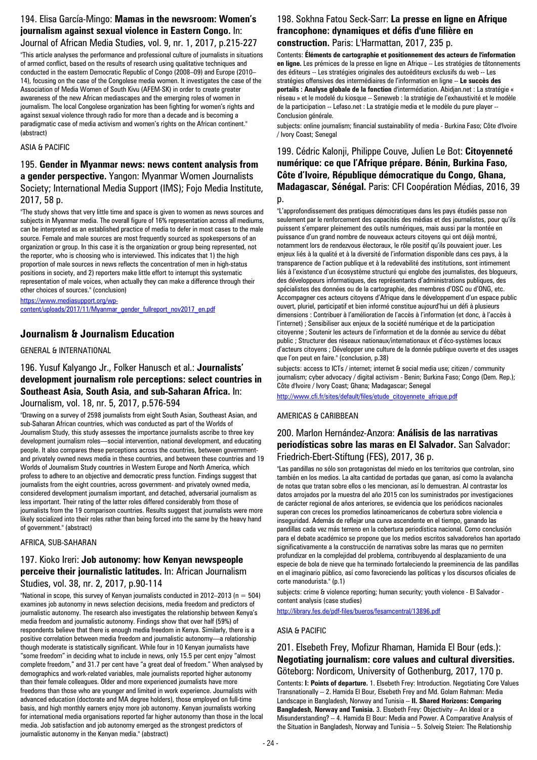### 194. Elisa García-Mingo: **Mamas in the newsroom: Women's journalism against sexual violence in Eastern Congo.** In: Journal of African Media Studies, vol. 9, nr. 1, 2017, p.215-227

"This article analyses the performance and professional culture of journalists in situations of armed conflict, based on the results of research using qualitative techniques and conducted in the eastern Democratic Republic of Congo (2008–09) and Europe (2010–14), focusing on the case of the Congolese media women. It investigates the case of the Association of Media Women of South Kivu (AFEM-SK) in order to create greater awareness of the new African mediascapes and the emerging roles of women in journalism. The local Congolese organization has been fighting for women's rights and against sexual violence through radio for more than a decade and is becoming a paradigmatic case of media activism and women's rights on the African continent." (abstract)

ASIA & PACIFIC

### 195. **Gender in Myanmar news: news content analysis from a gender perspective.** Yangon: Myanmar Women Journalists Society; International Media Support (IMS); Fojo Media Institute, 2017, 58 p.

"The study shows that very little time and space is given to women as news sources and subjects in Myanmar media. The overall figure of 16% representation across all mediums, can be interpreted as an established practice of media to defer in most cases to the male source. Female and male sources are most frequently sourced as spokespersons of an organization or group. In this case it is the organization or group being represented, not the reporter, who is choosing who is interviewed. This indicates that 1) the high proportion of male sources in news reflects the concentration of men in high-status positions in society, and 2) reporters make little effort to interrupt this systematic representation of male voices, when actually they can make a difference through their other choices of sources." (conclusion)

https://www.mediasupport.org/wp-content/uploads/2017/11/Myanmar_gender_fullreport_nov2017_en.pdf

## Journalism & Journalism Education

GENERAL & INTERNATIONAL

### 196. Yusuf Kalyango Jr., Folker Hanusch et al.: **Journalists' development journalism role perceptions: select countries in Southeast Asia, South Asia, and sub-Saharan Africa.** In: Journalism, vol. 18, nr. 5, 2017, p.576-594

"Drawing on a survey of 2598 journalists from eight South Asian, Southeast Asian, and sub-Saharan African countries, which was conducted as part of the Worlds of Journalism Study, this study assesses the importance journalists ascribe to three key development journalism roles—social intervention, national development, and educating people. It also compares these perceptions across the countries, between government- and privately owned news media in these countries, and between these countries and 19 Worlds of Journalism Study countries in Western Europe and North America, which profess to adhere to an objective and democratic press function. Findings suggest that journalists from the eight countries, across government- and privately owned media, considered development journalism important, and detached, adversarial journalism as less important. Their rating of the latter roles differed considerably from those of journalists from the 19 comparison countries. Results suggest that journalists were more likely socialized into their roles rather than being forced into the same by the heavy hand of government." (abstract)

AFRICA, SUB-SAHARAN

### 197. Kioko Ireri: **Job autonomy: how Kenyan newspeople perceive their journalistic latitudes.** In: African Journalism Studies, vol. 38, nr. 2, 2017, p.90-114

"National in scope, this survey of Kenyan journalists conducted in 2012–2013 (n = 504) examines job autonomy in news selection decisions, media freedom and predictors of journalistic autonomy. The research also investigates the relationship between Kenya's media freedom and journalistic autonomy. Findings show that over half (59%) of respondents believe that there is enough media freedom in Kenya. Similarly, there is a positive correlation between media freedom and journalistic autonomy—a relationship though moderate is statistically significant. While four in 10 Kenyan journalists have "some freedom" in deciding what to include in news, only 15.5 per cent enjoy "almost complete freedom," and 31.7 per cent have "a great deal of freedom." When analysed by demographics and work-related variables, male journalists reported higher autonomy than their female colleagues. Older and more experienced journalists have more freedoms than those who are younger and limited in work experience. Journalists with advanced education (doctorate and MA degree holders), those employed on full-time basis, and high monthly earners enjoy more job autonomy. Kenyan journalists working for international media organisations reported far higher autonomy than those in the local media. Job satisfaction and job autonomy emerged as the strongest predictors of journalistic autonomy in the Kenyan media." (abstract)

### 198. Sokhna Fatou Seck-Sarr: **La presse en ligne en Afrique francophone: dynamiques et défis d'une filière en construction.** Paris: L'Harmattan, 2017, 235 p.

Contents: **Éléments de cartographie et positionnement des acteurs de l'information en ligne.** Les prémices de la presse en ligne en Afrique -- Les stratégies de tâtonnements des éditeurs -- Les stratégies originales des autoéditeurs exclusifs du web -- Les stratégies offensives des intermédiaires de l'information en ligne -- **Le succès des portails : Analyse globale de la fonction** d'intermédiation. Abidjan.net : La stratégie « réseau » et le modelé du kiosque -- Seneweb : la stratégie de l'exhaustivité et le modèle de la participation -- Lefaso.net : La stratégie media et le modèle du pure player -- Conclusion générale.

subjects: online journalism; financial sustainability of media - Burkina Faso; Côte d'Ivoire / Ivory Coast; Senegal

### 199. Cédric Kalonji, Philippe Couve, Julien Le Bot: **Citoyenneté numérique: ce que l'Afrique prépare. Bénin, Burkina Faso, Côte d'Ivoire, République démocratique du Congo, Ghana, Madagascar, Sénégal.** Paris: CFI Coopération Médias, 2016, 39 p.

"L'approfondissement des pratiques démocratiques dans les pays étudiés passe non seulement par le renforcement des capacités des médias et des journalistes, pour qu'ils puissent s'emparer pleinement des outils numériques, mais aussi par la montée en puissance d'un grand nombre de nouveaux acteurs citoyens qui ont déjà montré, notamment lors de rendezvous électoraux, le rôle positif qu'ils pouvaient jouer. Les enjeux liés à la qualité et à la diversité de l'information disponible dans ces pays, à la transparence de l'action publique et à la redevabilité des institutions, sont intimement liés à l'existence d'un écosystème structuré qui englobe des journalistes, des blogueurs, des développeurs informatiques, des représentants d'administrations publiques, des spécialistes des données ou de la cartographie, des membres d'OSC ou d'ONG, etc. Accompagner ces acteurs citoyens d'Afrique dans le développement d'un espace public ouvert, pluriel, participatif et bien informé constitue aujourd'hui un défi à plusieurs dimensions : Contribuer à l'amélioration de l'accès à l'information (et donc, à l'accès à l'internet) ; Sensibiliser aux enjeux de la société numérique et de la participation citoyenne ; Soutenir les acteurs de l'information et de la donnée au service du débat public ; Structurer des réseaux nationaux/internationaux et d'éco-systèmes locaux d'acteurs citoyens ; Développer une culture de la donnée publique ouverte et des usages que l'on peut en faire." (conclusion, p.38)

subjects: access to ICTs / internet; internet & social media use; citizen / community journalism; cyber advocacy / digital activism - Benin; Burkina Faso; Congo (Dem. Rep.); Côte d'Ivoire / Ivory Coast; Ghana; Madagascar; Senegal

http://www.cfi.fr/sites/default/files/etude_citoyennete_afrique.pdf

AMERICAS & CARIBBEAN

### 200. Marlon Hernández-Anzora: **Análisis de las narrativas periodísticas sobre las maras en El Salvador.** San Salvador: Friedrich-Ebert-Stiftung (FES), 2017, 36 p.

"Las pandillas no sólo son protagonistas del miedo en los territorios que controlan, sino también en los medios. La alta cantidad de portadas que ganan, así como la avalancha de notas que tratan sobre ellos o les mencionan, así lo demuestran. Al contrastar los datos arrojados por la muestra del año 2015 con los suministrados por investigaciones de carácter regional de años anteriores, se evidencia que los periódicos nacionales superan con creces los promedios latinoamericanos de cobertura sobre violencia e inseguridad. Además de reflejar una curva ascendente en el tiempo, ganando las pandillas cada vez más terreno en la cobertura periodística nacional. Como conclusión para el debate académico se propone que los medios escritos salvadoreños han aportado significativamente a la construcción de narrativas sobre las maras que no permiten profundizar en la complejidad del problema, contribuyendo al desplazamiento de una especie de bola de nieve que ha terminado fortaleciendo la preeminencia de las pandillas en el imaginario público, así como favoreciendo las políticas y los discursos oficiales de corte manodurista." (p.1)

subjects: crime & violence reporting; human security; youth violence - El Salvador - content analysis (case studies)

http://library.fes.de/pdf-files/bueros/fesamcentral/13896.pdf

ASIA & PACIFIC

### 201. Elsebeth Frey, Mofizur Rhaman, Hamida El Bour (eds.): **Negotiating journalism: core values and cultural diversities.** Göteborg: Nordicom, University of Gothenburg, 2017, 170 p.

Contents: **I: Points of departure.** 1. Elsebeth Frey: Introduction. Negotiating Core Values Transnationally -- 2. Hamida El Bour, Elsebeth Frey and Md. Golam Rahman: Media Landscape in Bangladesh, Norway and Tunisia -- **II. Shared Horizons: Comparing Bangladesh, Norway and Tunisia.** 3. Elsebeth Frey: Objectivity – An Ideal or a Misunderstanding? -- 4. Hamida El Bour: Media and Power. A Comparative Analysis of the Situation in Bangladesh, Norway and Tunisia -- 5. Solveig Steien: The Relationship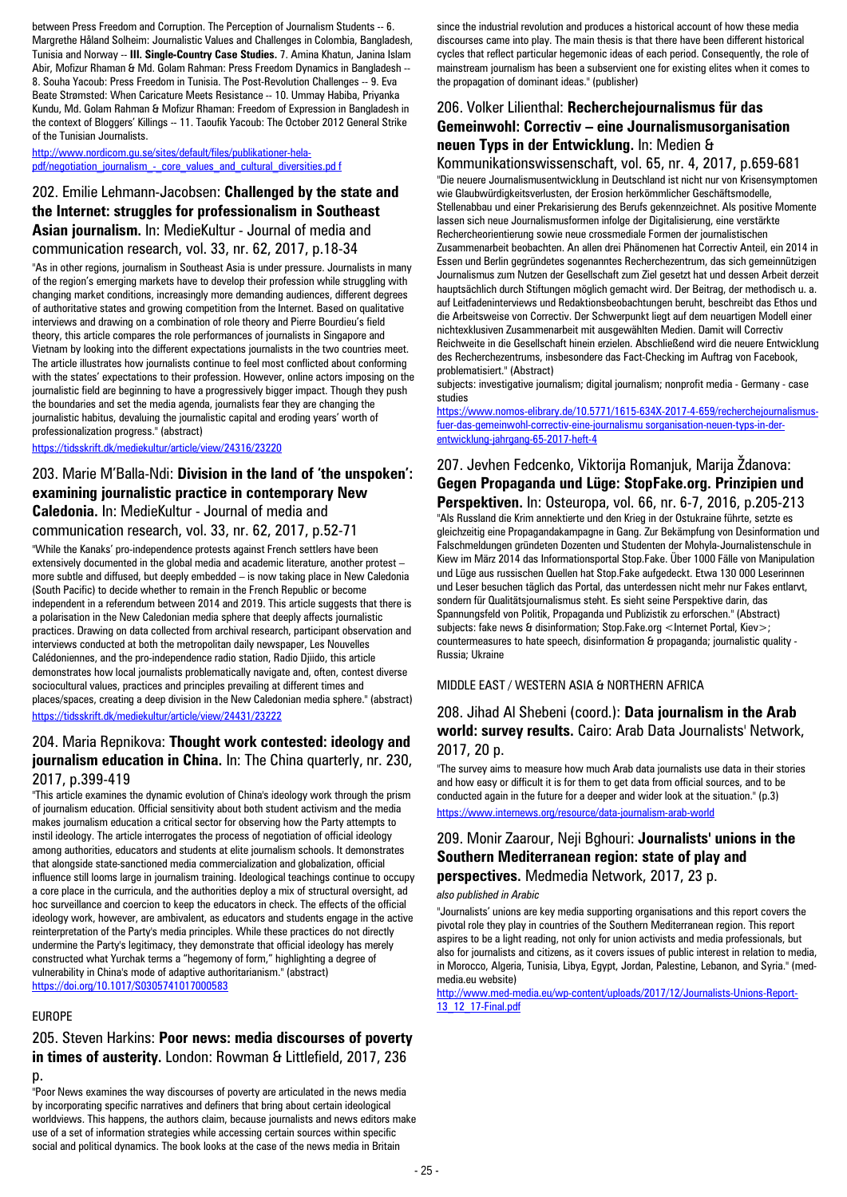between Press Freedom and Corruption. The Perception of Journalism Students -- 6. Margrethe Håland Solheim: Journalistic Values and Challenges in Colombia, Bangladesh, Tunisia and Norway -- **III. Single-Country Case Studies.** 7. Amina Khatun, Janina Islam Abir, Mofizur Rhaman & Md. Golam Rahman: Press Freedom Dynamics in Bangladesh -- 8. Souha Yacoub: Press Freedom in Tunisia. The Post-Revolution Challenges -- 9. Eva Beate Strømsted: When Caricature Meets Resistance -- 10. Ummay Habiba, Priyanka Kundu, Md. Golam Rahman & Mofizur Rhaman: Freedom of Expression in Bangladesh in the context of Bloggers' Killings -- 11. Taoufik Yacoub: The October 2012 General Strike of the Tunisian Journalists.

http://www.nordicom.gu.se/sites/default/files/publikationer-hela-pdf/negotiation_journalism_-_core_values_and_cultural_diversities.pd f

## 202. Emilie Lehmann-Jacobsen: **Challenged by the state and the Internet: struggles for professionalism in Southeast Asian journalism.** In: MedieKultur - Journal of media and communication research, vol. 33, nr. 62, 2017, p.18-34

"As in other regions, journalism in Southeast Asia is under pressure. Journalists in many of the region's emerging markets have to develop their profession while struggling with changing market conditions, increasingly more demanding audiences, different degrees of authoritative states and growing competition from the Internet. Based on qualitative interviews and drawing on a combination of role theory and Pierre Bourdieu's field theory, this article compares the role performances of journalists in Singapore and Vietnam by looking into the different expectations journalists in the two countries meet. The article illustrates how journalists continue to feel most conflicted about conforming with the states' expectations to their profession. However, online actors imposing on the journalistic field are beginning to have a progressively bigger impact. Though they push the boundaries and set the media agenda, journalists fear they are changing the journalistic habitus, devaluing the journalistic capital and eroding years' worth of professionalization progress." (abstract)

https://tidsskrift.dk/mediekultur/article/view/24316/23220

## 203. Marie M'Balla-Ndi: **Division in the land of 'the unspoken': examining journalistic practice in contemporary New Caledonia.** In: MedieKultur - Journal of media and communication research, vol. 33, nr. 62, 2017, p.52-71

"While the Kanaks' pro-independence protests against French settlers have been extensively documented in the global media and academic literature, another protest – more subtle and diffused, but deeply embedded – is now taking place in New Caledonia (South Pacific) to decide whether to remain in the French Republic or become independent in a referendum between 2014 and 2019. This article suggests that there is a polarisation in the New Caledonian media sphere that deeply affects journalistic practices. Drawing on data collected from archival research, participant observation and interviews conducted at both the metropolitan daily newspaper, Les Nouvelles Calédoniennes, and the pro-independence radio station, Radio Djiido, this article demonstrates how local journalists problematically navigate and, often, contest diverse sociocultural values, practices and principles prevailing at different times and places/spaces, creating a deep division in the New Caledonian media sphere." (abstract)

https://tidsskrift.dk/mediekultur/article/view/24431/23222

## 204. Maria Repnikova: **Thought work contested: ideology and journalism education in China.** In: The China quarterly, nr. 230, 2017, p.399-419

"This article examines the dynamic evolution of China's ideology work through the prism of journalism education. Official sensitivity about both student activism and the media makes journalism education a critical sector for observing how the Party attempts to instil ideology. The article interrogates the process of negotiation of official ideology among authorities, educators and students at elite journalism schools. It demonstrates that alongside state-sanctioned media commercialization and globalization, official influence still looms large in journalism training. Ideological teachings continue to occupy a core place in the curricula, and the authorities deploy a mix of structural oversight, ad hoc surveillance and coercion to keep the educators in check. The effects of the official ideology work, however, are ambivalent, as educators and students engage in the active reinterpretation of the Party's media principles. While these practices do not directly undermine the Party's legitimacy, they demonstrate that official ideology has merely constructed what Yurchak terms a "hegemony of form," highlighting a degree of vulnerability in China's mode of adaptive authoritarianism." (abstract)

https://doi.org/10.1017/S0305741017000583

EUROPE

## 205. Steven Harkins: **Poor news: media discourses of poverty in times of austerity.** London: Rowman & Littlefield, 2017, 236 p.

"Poor News examines the way discourses of poverty are articulated in the news media by incorporating specific narratives and definers that bring about certain ideological worldviews. This happens, the authors claim, because journalists and news editors make use of a set of information strategies while accessing certain sources within specific social and political dynamics. The book looks at the case of the news media in Britain since the industrial revolution and produces a historical account of how these media discourses came into play. The main thesis is that there have been different historical cycles that reflect particular hegemonic ideas of each period. Consequently, the role of mainstream journalism has been a subservient one for existing elites when it comes to the propagation of dominant ideas." (publisher)

## 206. Volker Lilienthal: **Recherchejournalismus für das Gemeinwohl: Correctiv – eine Journalismusorganisation neuen Typs in der Entwicklung.** In: Medien & Kommunikationswissenschaft, vol. 65, nr. 4, 2017, p.659-681

"Die neuere Journalismusentwicklung in Deutschland ist nicht nur von Krisensymptomen wie Glaubwürdigkeitsverlusten, der Erosion herkömmlicher Geschäftsmodelle, Stellenabbau und einer Prekarisierung des Berufs gekennzeichnet. Als positive Momente lassen sich neue Journalismusformen infolge der Digitalisierung, eine verstärkte Rechercheorientierung sowie neue crossmediale Formen der journalistischen Zusammenarbeit beobachten. An allen drei Phänomenen hat Correctiv Anteil, ein 2014 in Essen und Berlin gegründetes sogenanntes Recherchezentrum, das sich gemeinnützigen Journalismus zum Nutzen der Gesellschaft zum Ziel gesetzt hat und dessen Arbeit derzeit hauptsächlich durch Stiftungen möglich gemacht wird. Der Beitrag, der methodisch u. a. auf Leitfadeninterviews und Redaktionsbeobachtungen beruht, beschreibt das Ethos und die Arbeitsweise von Correctiv. Der Schwerpunkt liegt auf dem neuartigen Modell einer nichtexklusiven Zusammenarbeit mit ausgewählten Medien. Damit will Correctiv Reichweite in die Gesellschaft hinein erzielen. Abschließend wird die neuere Entwicklung des Recherchezentrums, insbesondere das Fact-Checking im Auftrag von Facebook, problematisiert." (Abstract)

subjects: investigative journalism; digital journalism; nonprofit media - Germany - case studies

https://www.nomos-elibrary.de/10.5771/1615-634X-2017-4-659/recherchejournalismus-fuer-das-gemeinwohl-correctiv-eine-journalismu sorganisation-neuen-typs-in-der-entwicklung-jahrgang-65-2017-heft-4

## 207. Jevhen Fedcenko, Viktorija Romanjuk, Marija Ždanova: **Gegen Propaganda und Lüge: StopFake.org. Prinzipien und Perspektiven.** In: Osteuropa, vol. 66, nr. 6-7, 2016, p.205-213

"Als Russland die Krim annektierte und den Krieg in der Ostukraine führte, setzte es gleichzeitig eine Propagandakampagne in Gang. Zur Bekämpfung von Desinformation und Falschmeldungen gründeten Dozenten und Studenten der Mohyla-Journalistenschule in Kiew im März 2014 das Informationsportal Stop.Fake. Über 1000 Fälle von Manipulation und Lüge aus russischen Quellen hat Stop.Fake aufgedeckt. Etwa 130 000 Leserinnen und Leser besuchen täglich das Portal, das unterdessen nicht mehr nur Fakes entlarvt, sondern für Qualitätsjournalismus steht. Es sieht seine Perspektive darin, das Spannungsfeld von Politik, Propaganda und Publizistik zu erforschen." (Abstract)

subjects: fake news & disinformation; Stop.Fake.org <Internet Portal, Kiev>; countermeasures to hate speech, disinformation & propaganda; journalistic quality - Russia; Ukraine

MIDDLE EAST / WESTERN ASIA & NORTHERN AFRICA

## 208. Jihad Al Shebeni (coord.): **Data journalism in the Arab world: survey results.** Cairo: Arab Data Journalists' Network, 2017, 20 p.

"The survey aims to measure how much Arab data journalists use data in their stories and how easy or difficult it is for them to get data from official sources, and to be conducted again in the future for a deeper and wider look at the situation." (p.3)

https://www.internews.org/resource/data-journalism-arab-world

## 209. Monir Zaarour, Neji Bghouri: **Journalists' unions in the Southern Mediterranean region: state of play and perspectives.** Medmedia Network, 2017, 23 p.

*also published in Arabic*

"Journalists' unions are key media supporting organisations and this report covers the pivotal role they play in countries of the Southern Mediterranean region. This report aspires to be a light reading, not only for union activists and media professionals, but also for journalists and citizens, as it covers issues of public interest in relation to media, in Morocco, Algeria, Tunisia, Libya, Egypt, Jordan, Palestine, Lebanon, and Syria." (med-media.eu website)

http://www.med-media.eu/wp-content/uploads/2017/12/Journalists-Unions-Report-13_12_17-Final.pdf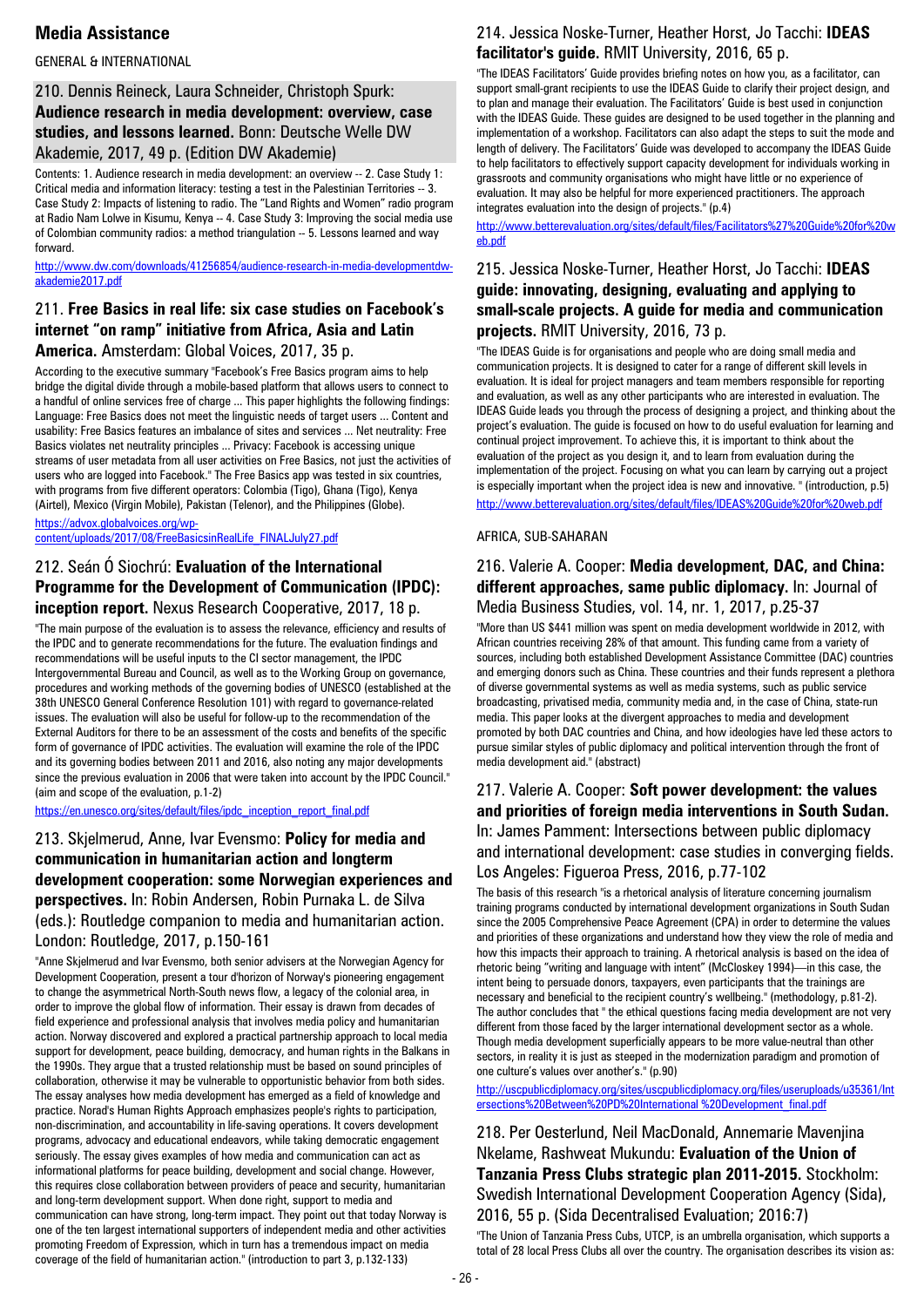# Media Assistance

GENERAL & INTERNATIONAL

## 210. Dennis Reineck, Laura Schneider, Christoph Spurk: **Audience research in media development: overview, case studies, and lessons learned.** Bonn: Deutsche Welle DW Akademie, 2017, 49 p. (Edition DW Akademie)

Contents: 1. Audience research in media development: an overview -- 2. Case Study 1: Critical media and information literacy: testing a test in the Palestinian Territories -- 3. Case Study 2: Impacts of listening to radio. The "Land Rights and Women" radio program at Radio Nam Lolwe in Kisumu, Kenya -- 4. Case Study 3: Improving the social media use of Colombian community radios: a method triangulation -- 5. Lessons learned and way forward.

http://www.dw.com/downloads/41256854/audience-research-in-media-developmentdw-akademie2017.pdf

## 211. **Free Basics in real life: six case studies on Facebook's internet "on ramp" initiative from Africa, Asia and Latin America.** Amsterdam: Global Voices, 2017, 35 p.

According to the executive summary "Facebook's Free Basics program aims to help bridge the digital divide through a mobile-based platform that allows users to connect to a handful of online services free of charge ... This paper highlights the following findings: Language: Free Basics does not meet the linguistic needs of target users ... Content and usability: Free Basics features an imbalance of sites and services ... Net neutrality: Free Basics violates net neutrality principles ... Privacy: Facebook is accessing unique streams of user metadata from all user activities on Free Basics, not just the activities of users who are logged into Facebook." The Free Basics app was tested in six countries, with programs from five different operators: Colombia (Tigo), Ghana (Tigo), Kenya (Airtel), Mexico (Virgin Mobile), Pakistan (Telenor), and the Philippines (Globe).

https://advox.globalvoices.org/wp-content/uploads/2017/08/FreeBasicsinRealLife_FINALJuly27.pdf

## 212. Seán Ó Siochrú: **Evaluation of the International Programme for the Development of Communication (IPDC): inception report.** Nexus Research Cooperative, 2017, 18 p.

"The main purpose of the evaluation is to assess the relevance, efficiency and results of the IPDC and to generate recommendations for the future. The evaluation findings and recommendations will be useful inputs to the CI sector management, the IPDC Intergovernmental Bureau and Council, as well as to the Working Group on governance, procedures and working methods of the governing bodies of UNESCO (established at the 38th UNESCO General Conference Resolution 101) with regard to governance-related issues. The evaluation will also be useful for follow-up to the recommendation of the External Auditors for there to be an assessment of the costs and benefits of the specific form of governance of IPDC activities. The evaluation will examine the role of the IPDC and its governing bodies between 2011 and 2016, also noting any major developments since the previous evaluation in 2006 that were taken into account by the IPDC Council." (aim and scope of the evaluation, p.1-2)

https://en.unesco.org/sites/default/files/ipdc_inception_report_final.pdf

## 213. Skjelmerud, Anne, Ivar Evensmo: **Policy for media and communication in humanitarian action and longterm development cooperation: some Norwegian experiences and perspectives.** In: Robin Andersen, Robin Purnaka L. de Silva (eds.): Routledge companion to media and humanitarian action. London: Routledge, 2017, p.150-161

"Anne Skjelmerud and Ivar Evensmo, both senior advisers at the Norwegian Agency for Development Cooperation, present a tour d'horizon of Norway's pioneering engagement to change the asymmetrical North-South news flow, a legacy of the colonial area, in order to improve the global flow of information. Their essay is drawn from decades of field experience and professional analysis that involves media policy and humanitarian action. Norway discovered and explored a practical partnership approach to local media support for development, peace building, democracy, and human rights in the Balkans in the 1990s. They argue that a trusted relationship must be based on sound principles of collaboration, otherwise it may be vulnerable to opportunistic behavior from both sides. The essay analyses how media development has emerged as a field of knowledge and practice. Norad's Human Rights Approach emphasizes people's rights to participation, non-discrimination, and accountability in life-saving operations. It covers development programs, advocacy and educational endeavors, while taking democratic engagement seriously. The essay gives examples of how media and communication can act as informational platforms for peace building, development and social change. However, this requires close collaboration between providers of peace and security, humanitarian and long-term development support. When done right, support to media and communication can have strong, long-term impact. They point out that today Norway is one of the ten largest international supporters of independent media and other activities promoting Freedom of Expression, which in turn has a tremendous impact on media coverage of the field of humanitarian action." (introduction to part 3, p.132-133)

## 214. Jessica Noske-Turner, Heather Horst, Jo Tacchi: **IDEAS facilitator's guide.** RMIT University, 2016, 65 p.

"The IDEAS Facilitators' Guide provides briefing notes on how you, as a facilitator, can support small-grant recipients to use the IDEAS Guide to clarify their project design, and to plan and manage their evaluation. The Facilitators' Guide is best used in conjunction with the IDEAS Guide. These guides are designed to be used together in the planning and implementation of a workshop. Facilitators can also adapt the steps to suit the mode and length of delivery. The Facilitators' Guide was developed to accompany the IDEAS Guide to help facilitators to effectively support capacity development for individuals working in grassroots and community organisations who might have little or no experience of evaluation. It may also be helpful for more experienced practitioners. The approach integrates evaluation into the design of projects." (p.4)

http://www.betterevaluation.org/sites/default/files/Facilitators%27%20Guide%20for%20web.pdf

## 215. Jessica Noske-Turner, Heather Horst, Jo Tacchi: **IDEAS guide: innovating, designing, evaluating and applying to small-scale projects. A guide for media and communication projects.** RMIT University, 2016, 73 p.

"The IDEAS Guide is for organisations and people who are doing small media and communication projects. It is designed to cater for a range of different skill levels in evaluation. It is ideal for project managers and team members responsible for reporting and evaluation, as well as any other participants who are interested in evaluation. The IDEAS Guide leads you through the process of designing a project, and thinking about the project's evaluation. The guide is focused on how to do useful evaluation for learning and continual project improvement. To achieve this, it is important to think about the evaluation of the project as you design it, and to learn from evaluation during the implementation of the project. Focusing on what you can learn by carrying out a project is especially important when the project idea is new and innovative. " (introduction, p.5)

http://www.betterevaluation.org/sites/default/files/IDEAS%20Guide%20for%20web.pdf

AFRICA, SUB-SAHARAN

## 216. Valerie A. Cooper: **Media development, DAC, and China: different approaches, same public diplomacy.** In: Journal of Media Business Studies, vol. 14, nr. 1, 2017, p.25-37

"More than US $441 million was spent on media development worldwide in 2012, with African countries receiving 28% of that amount. This funding came from a variety of sources, including both established Development Assistance Committee (DAC) countries and emerging donors such as China. These countries and their funds represent a plethora of diverse governmental systems as well as media systems, such as public service broadcasting, privatised media, community media and, in the case of China, state-run media. This paper looks at the divergent approaches to media and development promoted by both DAC countries and China, and how ideologies have led these actors to pursue similar styles of public diplomacy and political intervention through the front of media development aid." (abstract)

## 217. Valerie A. Cooper: **Soft power development: the values and priorities of foreign media interventions in South Sudan.** In: James Pamment: Intersections between public diplomacy and international development: case studies in converging fields. Los Angeles: Figueroa Press, 2016, p.77-102

The basis of this research "is a rhetorical analysis of literature concerning journalism training programs conducted by international development organizations in South Sudan since the 2005 Comprehensive Peace Agreement (CPA) in order to determine the values and priorities of these organizations and understand how they view the role of media and how this impacts their approach to training. A rhetorical analysis is based on the idea of rhetoric being "writing and language with intent" (McCloskey 1994)—in this case, the intent being to persuade donors, taxpayers, even participants that the trainings are necessary and beneficial to the recipient country's wellbeing." (methodology, p.81-2). The author concludes that " the ethical questions facing media development are not very different from those faced by the larger international development sector as a whole. Though media development superficially appears to be more value-neutral than other sectors, in reality it is just as steeped in the modernization paradigm and promotion of one culture's values over another's." (p.90)

http://uscpublicdiplomacy.org/sites/uscpublicdiplomacy.org/files/useruploads/u35361/Intersections%20Between%20PD%20International %20Development_final.pdf

## 218. Per Oesterlund, Neil MacDonald, Annemarie Mavenjina Nkelame, Rashweat Mukundu: **Evaluation of the Union of Tanzania Press Clubs strategic plan 2011-2015.** Stockholm: Swedish International Development Cooperation Agency (Sida), 2016, 55 p. (Sida Decentralised Evaluation; 2016:7)

"The Union of Tanzania Press Cubs, UTCP, is an umbrella organisation, which supports a total of 28 local Press Clubs all over the country. The organisation describes its vision as: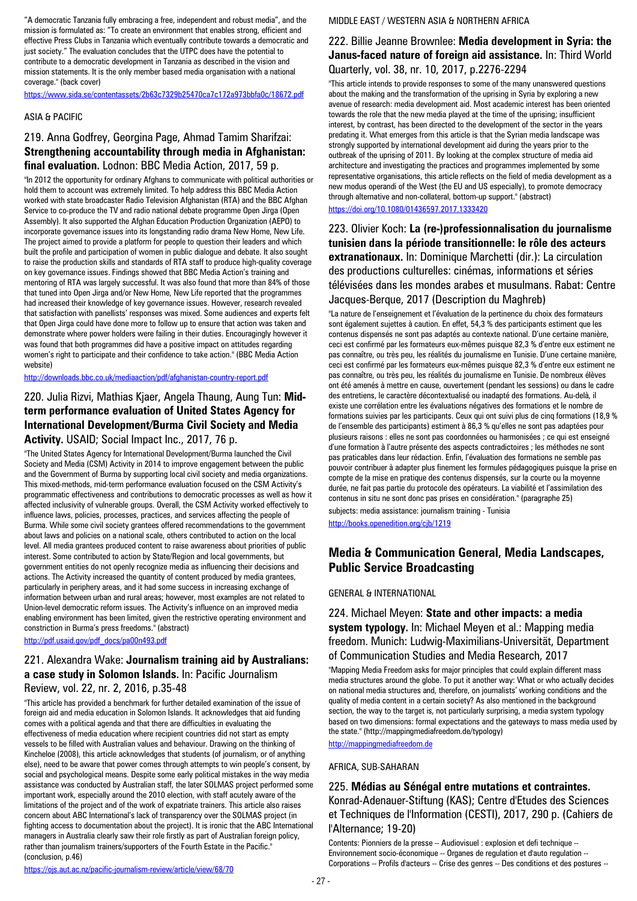"A democratic Tanzania fully embracing a free, independent and robust media", and the mission is formulated as: "To create an environment that enables strong, efficient and effective Press Clubs in Tanzania which eventually contribute towards a democratic and just society." The evaluation concludes that the UTPC does have the potential to contribute to a democratic development in Tanzania as described in the vision and mission statements. It is the only member based media organisation with a national coverage." (back cover)

https://www.sida.se/contentassets/2b63c7329b25470ca7c172a973bbfa0c/18672.pdf

ASIA & PACIFIC

## 219. Anna Godfrey, Georgina Page, Ahmad Tamim Sharifzai: **Strengthening accountability through media in Afghanistan: final evaluation.** Lodnon: BBC Media Action, 2017, 59 p.

"In 2012 the opportunity for ordinary Afghans to communicate with political authorities or hold them to account was extremely limited. To help address this BBC Media Action worked with state broadcaster Radio Television Afghanistan (RTA) and the BBC Afghan Service to co-produce the TV and radio national debate programme Open Jirga (Open Assembly). It also supported the Afghan Education Production Organization (AEPO) to incorporate governance issues into its longstanding radio drama New Home, New Life. The project aimed to provide a platform for people to question their leaders and which built the profile and participation of women in public dialogue and debate. It also sought to raise the production skills and standards of RTA staff to produce high-quality coverage on key governance issues. Findings showed that BBC Media Action's training and mentoring of RTA was largely successful. It was also found that more than 84% of those that tuned into Open Jirga and/or New Home, New Life reported that the programmes had increased their knowledge of key governance issues. However, research revealed that satisfaction with panellists' responses was mixed. Some audiences and experts felt that Open Jirga could have done more to follow up to ensure that action was taken and demonstrate where power holders were failing in their duties. Encouragingly however it was found that both programmes did have a positive impact on attitudes regarding women's right to participate and their confidence to take action." (BBC Media Action website)

http://downloads.bbc.co.uk/mediaaction/pdf/afghanistan-country-report.pdf

## 220. Julia Rizvi, Mathias Kjaer, Angela Thaung, Aung Tun: **Mid-term performance evaluation of United States Agency for International Development/Burma Civil Society and Media Activity.** USAID; Social Impact Inc., 2017, 76 p.

"The United States Agency for International Development/Burma launched the Civil Society and Media (CSM) Activity in 2014 to improve engagement between the public and the Government of Burma by supporting local civil society and media organizations. This mixed-methods, mid-term performance evaluation focused on the CSM Activity's programmatic effectiveness and contributions to democratic processes as well as how it affected inclusivity of vulnerable groups. Overall, the CSM Activity worked effectively to influence laws, policies, processes, practices, and services affecting the people of Burma. While some civil society grantees offered recommendations to the government about laws and policies on a national scale, others contributed to action on the local level. All media grantees produced content to raise awareness about priorities of public interest. Some contributed to action by State/Region and local governments, but government entities do not openly recognize media as influencing their decisions and actions. The Activity increased the quantity of content produced by media grantees, particularly in periphery areas, and it had some success in increasing exchange of information between urban and rural areas; however, most examples are not related to Union-level democratic reform issues. The Activity's influence on an improved media enabling environment has been limited, given the restrictive operating environment and constriction in Burma's press freedoms." (abstract)

http://pdf.usaid.gov/pdf_docs/pa00n493.pdf

## 221. Alexandra Wake: **Journalism training aid by Australians: a case study in Solomon Islands.** In: Pacific Journalism Review, vol. 22, nr. 2, 2016, p.35-48

"This article has provided a benchmark for further detailed examination of the issue of foreign aid and media education in Solomon Islands. It acknowledges that aid funding comes with a political agenda and that there are difficulties in evaluating the effectiveness of media education where recipient countries did not start as empty vessels to be filled with Australian values and behaviour. Drawing on the thinking of Kincheloe (2008), this article acknowledges that students (of journalism, or of anything else), need to be aware that power comes through attempts to win people's consent, by social and psychological means. Despite some early political mistakes in the way media assistance was conducted by Australian staff, the later SOLMAS project performed some important work, especially around the 2010 election, with staff acutely aware of the limitations of the project and of the work of expatriate trainers. This article also raises concern about ABC International's lack of transparency over the SOLMAS project (in fighting access to documentation about the project). It is ironic that the ABC International managers in Australia clearly saw their role firstly as part of Australian foreign policy, rather than journalism trainers/supporters of the Fourth Estate in the Pacific." (conclusion, p.46)

https://ojs.aut.ac.nz/pacific-journalism-review/article/view/68/70

MIDDLE EAST / WESTERN ASIA & NORTHERN AFRICA

## 222. Billie Jeanne Brownlee: **Media development in Syria: the Janus-faced nature of foreign aid assistance.** In: Third World Quarterly, vol. 38, nr. 10, 2017, p.2276-2294

"This article intends to provide responses to some of the many unanswered questions about the making and the transformation of the uprising in Syria by exploring a new avenue of research: media development aid. Most academic interest has been oriented towards the role that the new media played at the time of the uprising; insufficient interest, by contrast, has been directed to the development of the sector in the years predating it. What emerges from this article is that the Syrian media landscape was strongly supported by international development aid during the years prior to the outbreak of the uprising of 2011. By looking at the complex structure of media aid architecture and investigating the practices and programmes implemented by some representative organisations, this article reflects on the field of media development as a new modus operandi of the West (the EU and US especially), to promote democracy through alternative and non-collateral, bottom-up support." (abstract)

https://doi.org/10.1080/01436597.2017.1333420

## 223. Olivier Koch: **La (re-)professionnalisation du journalisme tunisien dans la période transitionnelle: le rôle des acteurs extranationaux.** In: Dominique Marchetti (dir.): La circulation des productions culturelles: cinémas, informations et séries télévisées dans les mondes arabes et musulmans. Rabat: Centre Jacques-Berque, 2017 (Description du Maghreb)

"La nature de l'enseignement et l'évaluation de la pertinence du choix des formateurs sont également sujettes à caution. En effet, 54,3 % des participants estiment que les contenus dispensés ne sont pas adaptés au contexte national. D'une certaine manière, ceci est confirmé par les formateurs eux-mêmes puisque 82,3 % d'entre eux estiment ne pas connaître, ou très peu, les réalités du journalisme en Tunisie. D'une certaine manière, ceci est confirmé par les formateurs eux-mêmes puisque 82,3 % d'entre eux estiment ne pas connaître, ou très peu, les réalités du journalisme en Tunisie. De nombreux élèves ont été amenés à mettre en cause, ouvertement (pendant les sessions) ou dans le cadre des entretiens, le caractère décontextualisé ou inadapté des formations. Au-delà, il existe une corrélation entre les évaluations négatives des formations et le nombre de formations suivies par les participants. Ceux qui ont suivi plus de cinq formations (18,9 % de l'ensemble des participants) estiment à 86,3 % qu'elles ne sont pas adaptées pour plusieurs raisons : elles ne sont pas coordonnées ou harmonisées ; ce qui est enseigné d'une formation à l'autre présente des aspects contradictoires ; les méthodes ne sont pas praticables dans leur rédaction. Enfin, l'évaluation des formations ne semble pas pouvoir contribuer à adapter plus finement les formules pédagogiques puisque la prise en compte de la mise en pratique des contenus dispensés, sur la courte ou la moyenne durée, ne fait pas partie du protocole des opérateurs. La viabilité et l'assimilation des contenus in situ ne sont donc pas prises en considération." (paragraphe 25)

subjects: media assistance: journalism training - Tunisia

http://books.openedition.org/cjb/1219

# Media & Communication General, Media Landscapes, Public Service Broadcasting

GENERAL & INTERNATIONAL

## 224. Michael Meyen: **State and other impacts: a media system typology.** In: Michael Meyen et al.: Mapping media freedom. Munich: Ludwig-Maximilians-Universität, Department of Communication Studies and Media Research, 2017

"Mapping Media Freedom asks for major principles that could explain different mass media structures around the globe. To put it another way: What or who actually decides on national media structures and, therefore, on journalists' working conditions and the quality of media content in a certain society? As also mentioned in the background section, the way to the target is, not particularly surprising, a media system typology based on two dimensions: formal expectations and the gateways to mass media used by the state." (http://mappingmediafreedom.de/typology)

http://mappingmediafreedom.de

AFRICA, SUB-SAHARAN

## 225. **Médias au Sénégal entre mutations et contraintes.** Konrad-Adenauer-Stiftung (KAS); Centre d'Etudes des Sciences et Techniques de l'Information (CESTI), 2017, 290 p. (Cahiers de l'Alternance; 19-20)

Contents: Pionniers de la presse -- Audiovisuel : explosion et defi technique -- Environnement socio-économique -- Organes de regulation et d'auto regulation -- Corporations -- Profils d'acteurs -- Crise des genres -- Des conditions et des postures --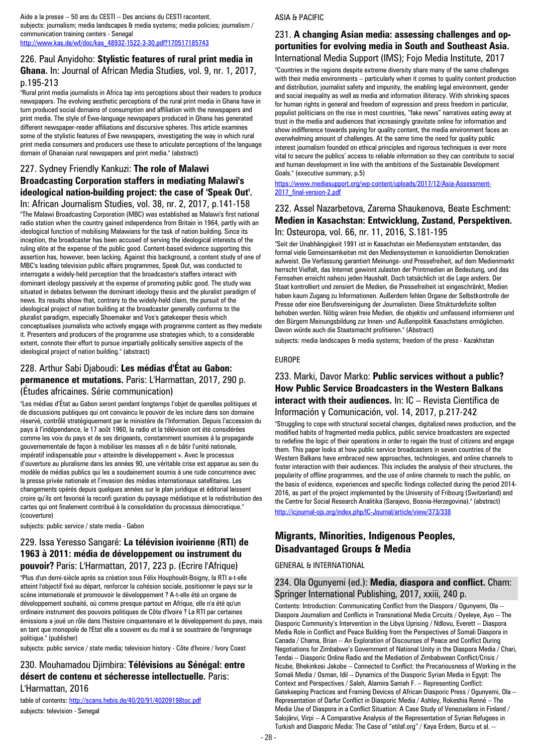Aide a la presse -- 50 ans du CESTI -- Des anciens du CESTI racontent.
subjects: journalism; media landscapes & media systems; media policies; journalism / communication training centers - Senegal
http://www.kas.de/wf/doc/kas_48932-1522-3-30.pdf?170517185743

### 226. Paul Anyidoho: **Stylistic features of rural print media in Ghana.** In: Journal of African Media Studies, vol. 9, nr. 1, 2017, p.195-213

"Rural print media journalists in Africa tap into perceptions about their readers to produce newspapers. The evolving aesthetic perceptions of the rural print media in Ghana have in turn produced social domains of consumption and affiliation with the newspapers and print media. The style of Ewe-language newspapers produced in Ghana has generated different newspaper-reader affiliations and discursive spheres. This article examines some of the stylistic features of Ewe newspapers, investigating the way in which rural print media consumers and producers use these to articulate perceptions of the language domain of Ghanaian rural newspapers and print media." (abstract)

### 227. Sydney Friendly Kankuzi: **The role of Malawi Broadcasting Corporation staffers in mediating Malawi's ideological nation-building project: the case of 'Speak Out'.** In: African Journalism Studies, vol. 38, nr. 2, 2017, p.141-158

"The Malawi Broadcasting Corporation (MBC) was established as Malawi's first national radio station when the country gained independence from Britain in 1964, partly with an ideological function of mobilising Malawians for the task of nation building. Since its inception, the broadcaster has been accused of serving the ideological interests of the ruling elite at the expense of the public good. Content-based evidence supporting this assertion has, however, been lacking. Against this background, a content study of one of MBC's leading television public affairs programmes, Speak Out, was conducted to interrogate a widely-held perception that the broadcaster's staffers interact with dominant ideology passively at the expense of promoting public good. The study was situated in debates between the dominant ideology thesis and the pluralist paradigm of news. Its results show that, contrary to the widely-held claim, the pursuit of the ideological project of nation building at the broadcaster generally conforms to the pluralist paradigm, especially Shoemaker and Vos's gatekeeper thesis which conceptualises journalists who actively engage with programme content as they mediate it. Presenters and producers of the programme use strategies which, to a considerable extent, connote their effort to pursue impartially politically sensitive aspects of the ideological project of nation building." (abstract)

### 228. Arthur Sabi Djaboudi: **Les médias d'État au Gabon: permanence et mutations.** Paris: L'Harmattan, 2017, 290 p. (Études africaines. Série communication)

"Les médias d'État au Gabon seront pendant longtemps l'objet de querelles politiques et de discussions publiques qui ont convaincu le pouvoir de les inclure dans son domaine réservé, contrôlé stratégiquement par le ministère de l'Information. Depuis l'accession du pays à l'indépendance, le 17 août 1960, la radio et la télévision ont été considérées comme les voix du pays et de ses dirigeants, constamment soumises à la propagande gouvernementale de façon à mobiliser les masses afi n de bâtir l'unité nationale, impératif indispensable pour « atteindre le développement ». Avec le processus d'ouverture au pluralisme dans les années 90, une véritable crise est apparue au sein du modèle de médias publics qui les a soudainement soumis à une rude concurrence avec la presse privée nationale et l'invasion des médias internationaux satellitaires. Les changements opérés depuis quelques années sur le plan juridique et éditorial laissent croire qu'ils ont favorisé la reconfi guration du paysage médiatique et la redistribution des cartes qui ont finalement contribué à la consolidation du processus démocratique." (couverture)

subjects: public service / state media - Gabon

### 229. Issa Yeresso Sangaré: **La télévision ivoirienne (RTI) de 1963 à 2011: média de développement ou instrument du pouvoir?** Paris: L'Harmattan, 2017, 223 p. (Ecrire l'Afrique)

"Plus d'un demi-siècle après sa création sous Félix Houphouët-Boigny, la RTI a-t-elle atteint l'objectif fixé au départ, renforcer la cohésion sociale, positionner le pays sur la scène internationale et promouvoir le développement ? A-t-elle été un organe de développement souhaité, où comme presque partout en Afrique, elle n'a été qu'un ordinaire instrument des pouvoirs politiques de Côte d'Ivoire ? La RTI par certaines émissions a joué un rôle dans l'histoire cinquantenaire et le développement du pays, mais en tant que monopole de l'Etat elle a souvent eu du mal à se soustraire de l'engrenage politique." (publisher)

subjects: public service / state media; television history - Côte d'Ivoire / Ivory Coast

### 230. Mouhamadou Djimbira: **Télévisions au Sénégal: entre désert de contenu et sécheresse intellectuelle.** Paris: L'Harmattan, 2016

table of contents: http://scans.hebis.de/40/20/91/40209198toc.pdf
subjects: television - Senegal

ASIA & PACIFIC

### 231. **A changing Asian media: assessing challenges and opportunities for evolving media in South and Southeast Asia.** International Media Support (IMS); Fojo Media Institute, 2017

"Countries in the regions despite extreme diversity share many of the same challenges with their media environments – particularly when it comes to quality content production and distribution, journalist safety and impunity, the enabling legal environment, gender and social inequality as well as media and information illiteracy. With shrinking spaces for human rights in general and freedom of expression and press freedom in particular, populist politicians on the rise in most countries, "fake news" narratives eating away at trust in the media and audiences that increasingly gravitate online for information and show indifference towards paying for quality content, the media environment faces an overwhelming amount of challenges. At the same time the need for quality public interest journalism founded on ethical principles and rigorous techniques is ever more vital to secure the publics' access to reliable information so they can contribute to social and human development in line with the ambitions of the Sustainable Development Goals." (executive summary, p.5)

https://www.mediasupport.org/wp-content/uploads/2017/12/Asia-Assessment-2017_final-version-2.pdf

### 232. Assel Nazarbetova, Zarema Shaukenova, Beate Eschment: **Medien in Kasachstan: Entwicklung, Zustand, Perspektiven.** In: Osteuropa, vol. 66, nr. 11, 2016, S.181-195

"Seit der Unabhängigkeit 1991 ist in Kasachstan ein Mediensystem entstanden, das formal viele Gemeinsamkeiten mit den Mediensystemen in konsolidierten Demokratien aufweist. Die Verfassung garantiert Meinungs- und Pressefreiheit, auf dem Medienmarkt herrscht Vielfalt, das Internet gewinnt zulasten der Printmedien an Bedeutung, und das Fernsehen erreicht nahezu jeden Haushalt. Doch tatsächlich ist die Lage anders. Der Staat kontrolliert und zensiert die Medien, die Pressefreiheit ist eingeschränkt, Medien haben kaum Zugang zu Informationen. Außerdem fehlen Organe der Selbstkontrolle der Presse oder eine Berufsvereinigung der Journalisten. Diese Strukturdefizite sollten behoben werden. Nötig wären freie Medien, die objektiv und umfassend informieren und den Bürgern Meinungsbildung zur Innen- und Außenpolitik Kasachstans ermöglichen. Davon würde auch die Staatsmacht profitieren." (Abstract)

subjects: media landscapes & media systems; freedom of the press - Kazakhstan

EUROPE

### 233. Marki, Davor Marko: **Public services without a public? How Public Service Broadcasters in the Western Balkans interact with their audiences.** In: IC – Revista Científica de Información y Comunicación, vol. 14, 2017, p.217-242

"Struggling to cope with structural societal changes, digitalized news production, and the modified habits of fragmented media publics, public service broadcasters are expected to redefine the logic of their operations in order to regain the trust of citizens and engage them. This paper looks at how public service broadcasters in seven countries of the Western Balkans have embraced new approaches, technologies, and online channels to foster interaction with their audiences. This includes the analysis of their structures, the popularity of offline programmes, and the use of online channels to reach the public, on the basis of evidence, experiences and specific findings collected during the period 2014-2016, as part of the project implemented by the University of Fribourg (Switzerland) and the Centre for Social Research Analitika (Sarajevo, Bosnia-Herzegovina)." (abstract)

http://icjournal-ojs.org/index.php/IC-Journal/article/view/373/338

## Migrants, Minorities, Indigenous Peoples, Disadvantaged Groups & Media

GENERAL & INTERNATIONAL

### 234. Ola Ogunyemi (ed.): **Media, diaspora and conflict.** Cham: Springer International Publishing, 2017, xxiii, 240 p.

Contents: Introduction: Communicating Conflict from the Diaspora / Ogunyemi, Ola -- Diaspora Journalism and Conflicts in Transnational Media Circuits / Oyeleye, Ayo -- The Diasporic Community's Intervention in the Libya Uprising / Ndlovu, Everett -- Diaspora Media Role in Conflict and Peace Building from the Perspectives of Somali Diaspora in Canada / Chama, Brian -- An Exploration of Discourses of Peace and Conflict During Negotiations for Zimbabwe's Government of National Unity in the Diaspora Media / Chari, Tendai -- Diasporic Online Radio and the Mediation of Zimbabwean Conflict/Crisis / Ncube, Bhekinkosi Jakobe -- Connected to Conflict: the Precariousness of Working in the Somali Media / Osman, Idil -- Dynamics of the Diasporic Syrian Media in Egypt: The Context and Perspectives / Saleh, Alamira Samah F. -- Representing Conflict: Gatekeeping Practices and Framing Devices of African Diasporic Press / Ogunyemi, Ola -- Representation of Darfur Conflict in Diasporic Media / Ashley, Rokeshia Renné -- The Media Use of Diaspora in a Conflict Situation: A Case Study of Venezuelans in Finland / Salojärvi, Virpi -- A Comparative Analysis of the Representation of Syrian Refugees in Turkish and Diasporic Media: The Case of "etilaf.org" / Kaya Erdem, Burcu et al. --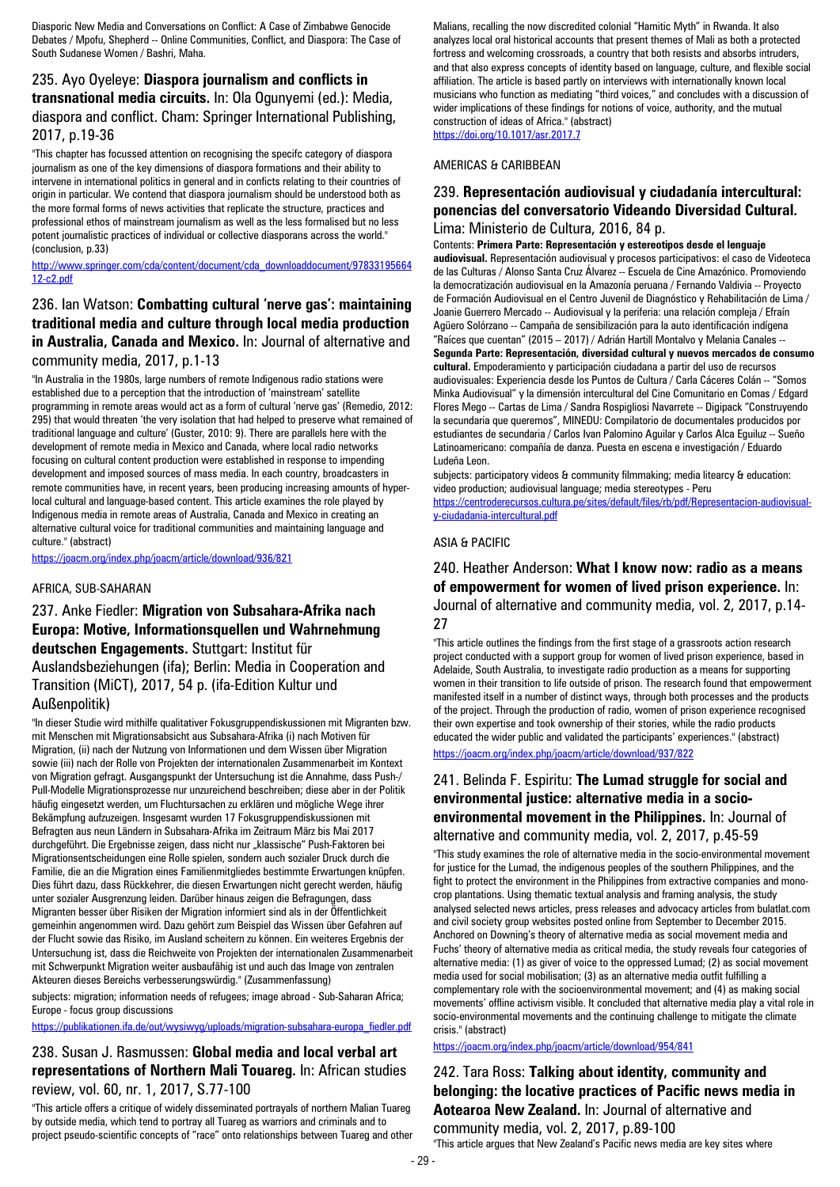Diasporic New Media and Conversations on Conflict: A Case of Zimbabwe Genocide Debates / Mpofu, Shepherd -- Online Communities, Conflict, and Diaspora: The Case of South Sudanese Women / Bashri, Maha.

### 235. Ayo Oyeleye: **Diaspora journalism and conflicts in transnational media circuits.** In: Ola Ogunyemi (ed.): Media, diaspora and conflict. Cham: Springer International Publishing, 2017, p.19-36

"This chapter has focussed attention on recognising the specifc category of diaspora journalism as one of the key dimensions of diaspora formations and their ability to intervene in international politics in general and in conficts relating to their countries of origin in particular. We contend that diaspora journalism should be understood both as the more formal forms of news activities that replicate the structure, practices and professional ethos of mainstream journalism as well as the less formalised but no less potent journalistic practices of individual or collective diasporans across the world." (conclusion, p.33)

http://www.springer.com/cda/content/document/cda_downloaddocument/9783319566412-c2.pdf

### 236. Ian Watson: **Combatting cultural 'nerve gas': maintaining traditional media and culture through local media production in Australia, Canada and Mexico.** In: Journal of alternative and community media, 2017, p.1-13

"In Australia in the 1980s, large numbers of remote Indigenous radio stations were established due to a perception that the introduction of 'mainstream' satellite programming in remote areas would act as a form of cultural 'nerve gas' (Remedio, 2012: 295) that would threaten 'the very isolation that had helped to preserve what remained of traditional language and culture' (Guster, 2010: 9). There are parallels here with the development of remote media in Mexico and Canada, where local radio networks focusing on cultural content production were established in response to impending development and imposed sources of mass media. In each country, broadcasters in remote communities have, in recent years, been producing increasing amounts of hyper-local cultural and language-based content. This article examines the role played by Indigenous media in remote areas of Australia, Canada and Mexico in creating an alternative cultural voice for traditional communities and maintaining language and culture." (abstract)

https://joacm.org/index.php/joacm/article/download/936/821

AFRICA, SUB-SAHARAN

### 237. Anke Fiedler: **Migration von Subsahara-Afrika nach Europa: Motive, Informationsquellen und Wahrnehmung deutschen Engagements.** Stuttgart: Institut für Auslandsbeziehungen (ifa); Berlin: Media in Cooperation and Transition (MiCT), 2017, 54 p. (ifa-Edition Kultur und Außenpolitik)

"In dieser Studie wird mithilfe qualitativer Fokusgruppendiskussionen mit Migranten bzw. mit Menschen mit Migrationsabsicht aus Subsahara-Afrika (i) nach Motiven für Migration, (ii) nach der Nutzung von Informationen und dem Wissen über Migration sowie (iii) nach der Rolle von Projekten der internationalen Zusammenarbeit im Kontext von Migration gefragt. Ausgangspunkt der Untersuchung ist die Annahme, dass Push-/ Pull-Modelle Migrationsprozesse nur unzureichend beschreiben; diese aber in der Politik häufig eingesetzt werden, um Fluchtursachen zu erklären und mögliche Wege ihrer Bekämpfung aufzuzeigen. Insgesamt wurden 17 Fokusgruppendiskussionen mit Befragten aus neun Ländern in Subsahara-Afrika im Zeitraum März bis Mai 2017 durchgeführt. Die Ergebnisse zeigen, dass nicht nur „klassische" Push-Faktoren bei Migrationsentscheidungen eine Rolle spielen, sondern auch sozialer Druck durch die Familie, die an die Migration eines Familienmitgliedes bestimmte Erwartungen knüpfen. Dies führt dazu, dass Rückkehrer, die diesen Erwartungen nicht gerecht werden, häufig unter sozialer Ausgrenzung leiden. Darüber hinaus zeigen die Befragungen, dass Migranten besser über Risiken der Migration informiert sind als in der Öffentlichkeit gemeinhin angenommen wird. Dazu gehört zum Beispiel das Wissen über Gefahren auf der Flucht sowie das Risiko, im Ausland scheitern zu können. Ein weiteres Ergebnis der Untersuchung ist, dass die Reichweite von Projekten der internationalen Zusammenarbeit mit Schwerpunkt Migration weiter ausbaufähig ist und auch das Image von zentralen Akteuren dieses Bereichs verbesserungswürdig." (Zusammenfassung)

subjects: migration; information needs of refugees; image abroad - Sub-Saharan Africa; Europe - focus group discussions

https://publikationen.ifa.de/out/wysiwyg/uploads/migration-subsahara-europa_fiedler.pdf

### 238. Susan J. Rasmussen: **Global media and local verbal art representations of Northern Mali Touareg.** In: African studies review, vol. 60, nr. 1, 2017, S.77-100

"This article offers a critique of widely disseminated portrayals of northern Malian Tuareg by outside media, which tend to portray all Tuareg as warriors and criminals and to project pseudo-scientific concepts of "race" onto relationships between Tuareg and other Malians, recalling the now discredited colonial "Hamitic Myth" in Rwanda. It also analyzes local oral historical accounts that present themes of Mali as both a protected fortress and welcoming crossroads, a country that both resists and absorbs intruders, and that also express concepts of identity based on language, culture, and flexible social affiliation. The article is based partly on interviews with internationally known local musicians who function as mediating "third voices," and concludes with a discussion of wider implications of these findings for notions of voice, authority, and the mutual construction of ideas of Africa." (abstract)

https://doi.org/10.1017/asr.2017.7

AMERICAS & CARIBBEAN

### 239. **Representación audiovisual y ciudadanía intercultural: ponencias del conversatorio Videando Diversidad Cultural.** Lima: Ministerio de Cultura, 2016, 84 p.

Contents: **Primera Parte: Representación y estereotipos desde el lenguaje audiovisual.** Representación audiovisual y procesos participativos: el caso de Videoteca de las Culturas / Alonso Santa Cruz Álvarez -- Escuela de Cine Amazónico. Promoviendo la democratización audiovisual en la Amazonía peruana / Fernando Valdivia -- Proyecto de Formación Audiovisual en el Centro Juvenil de Diagnóstico y Rehabilitación de Lima / Joanie Guerrero Mercado -- Audiovisual y la periferia: una relación compleja / Efraín Agüero Solórzano -- Campaña de sensibilización para la auto identificación indígena "Raíces que cuentan" (2015 – 2017) / Adrián Hartill Montalvo y Melania Canales -- **Segunda Parte: Representación, diversidad cultural y nuevos mercados de consumo cultural.** Empoderamiento y participación ciudadana a partir del uso de recursos audiovisuales: Experiencia desde los Puntos de Cultura / Carla Cáceres Colán -- "Somos Minka Audiovisual" y la dimensión intercultural del Cine Comunitario en Comas / Edgard Flores Mego -- Cartas de Lima / Sandra Rospigliosi Navarrete -- Digipack "Construyendo la secundaria que queremos", MINEDU: Compilatorio de documentales producidos por estudiantes de secundaria / Carlos Ivan Palomino Aguilar y Carlos Alca Eguiluz -- Sueño Latinoamericano: compañía de danza. Puesta en escena e investigación / Eduardo Ludeña Leon.

subjects: participatory videos & community filmmaking; media litearcy & education: video production; audiovisual language; media stereotypes - Peru

https://centroderecursos.cultura.pe/sites/default/files/rb/pdf/Representacion-audiovisual-y-ciudadania-intercultural.pdf

ASIA & PACIFIC

### 240. Heather Anderson: **What I know now: radio as a means of empowerment for women of lived prison experience.** In: Journal of alternative and community media, vol. 2, 2017, p.14-27

"This article outlines the findings from the first stage of a grassroots action research project conducted with a support group for women of lived prison experience, based in Adelaide, South Australia, to investigate radio production as a means for supporting women in their transition to life outside of prison. The research found that empowerment manifested itself in a number of distinct ways, through both processes and the products of the project. Through the production of radio, women of prison experience recognised their own expertise and took ownership of their stories, while the radio products educated the wider public and validated the participants' experiences." (abstract)

https://joacm.org/index.php/joacm/article/download/937/822

### 241. Belinda F. Espiritu: **The Lumad struggle for social and environmental justice: alternative media in a socio-environmental movement in the Philippines.** In: Journal of alternative and community media, vol. 2, 2017, p.45-59

"This study examines the role of alternative media in the socio-environmental movement for justice for the Lumad, the indigenous peoples of the southern Philippines, and the fight to protect the environment in the Philippines from extractive companies and mono-crop plantations. Using thematic textual analysis and framing analysis, the study analysed selected news articles, press releases and advocacy articles from bulatlat.com and civil society group websites posted online from September to December 2015. Anchored on Downing's theory of alternative media as social movement media and Fuchs' theory of alternative media as critical media, the study reveals four categories of alternative media: (1) as giver of voice to the oppressed Lumad; (2) as social movement media used for social mobilisation; (3) as an alternative media outfit fulfilling a complementary role with the socioenvironmental movement; and (4) as making social movements' offline activism visible. It concluded that alternative media play a vital role in socio-environmental movements and the continuing challenge to mitigate the climate crisis." (abstract)

https://joacm.org/index.php/joacm/article/download/954/841

### 242. Tara Ross: **Talking about identity, community and belonging: the locative practices of Pacific news media in Aotearoa New Zealand.** In: Journal of alternative and community media, vol. 2, 2017, p.89-100

"This article argues that New Zealand's Pacific news media are key sites where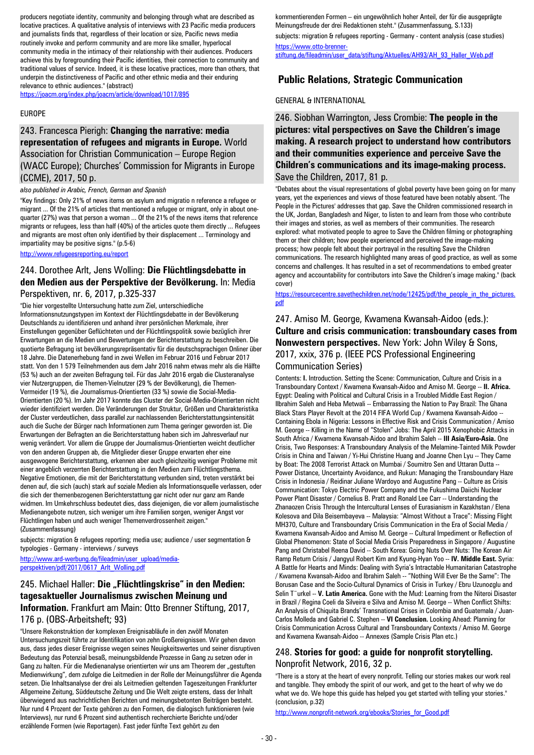producers negotiate identity, community and belonging through what are described as locative practices. A qualitative analysis of interviews with 23 Pacific media producers and journalists finds that, regardless of their location or size, Pacific news media routinely invoke and perform community and are more like smaller, hyperlocal community media in the intimacy of their relationship with their audiences. Producers achieve this by foregrounding their Pacific identities, their connection to community and traditional values of service. Indeed, it is these locative practices, more than others, that underpin the distinctiveness of Pacific and other ethnic media and their enduring relevance to ethnic audiences." (abstract)

https://joacm.org/index.php/joacm/article/download/1017/895

EUROPE

### 243. Francesca Pierigh: **Changing the narrative: media representation of refugees and migrants in Europe.** World Association for Christian Communication – Europe Region (WACC Europe); Churches' Commission for Migrants in Europe (CCME), 2017, 50 p.

*also published in Arabic, French, German and Spanish*

"Key findings: Only 21% of news items on asylum and migratio n reference a refugee or migrant ... Of the 21% of articles that mentioned a refugee or migrant, only in about one-quarter (27%) was that person a woman ... Of the 21% of the news items that reference migrants or refugees, less than half (40%) of the articles quote them directly ... Refugees and migrants are most often only identified by their displacement ... Terminology and impartiality may be positive signs." (p.5-6)

http://www.refugeesreporting.eu/report

### 244. Dorothee Arlt, Jens Wolling: **Die Flüchtlingsdebatte in den Medien aus der Perspektive der Bevölkerung.** In: Media Perspektiven, nr. 6, 2017, p.325-337

"Die hier vorgestellte Untersuchung hatte zum Ziel, unterschiedliche Informationsnutzungstypen im Kontext der Flüchtlingsdebatte in der Bevölkerung Deutschlands zu identifizieren und anhand ihrer persönlichen Merkmale, ihrer Einstellungen gegenüber Geflüchteten und der Flüchtlingspolitik sowie bezüglich ihrer Erwartungen an die Medien und Bewertungen der Berichterstattung zu beschreiben. Die quotierte Befragung ist bevölkerungsrepräsentativ für die deutschsprachigen Onliner über 18 Jahre. Die Datenerhebung fand in zwei Wellen im Februar 2016 und Februar 2017 statt. Von den 1 579 Teilnehmenden aus dem Jahr 2016 nahm etwas mehr als die Hälfte (53 %) auch an der zweiten Befragung teil. Für das Jahr 2016 ergab die Clusteranalyse vier Nutzergruppen, die Themen-Vielnutzer (29 % der Bevölkerung), die Themen-Vermeider (19 %), die Journalismus-Orientierten (33 %) sowie die Social-Media-Orientierten (20 %). Im Jahr 2017 konnte das Cluster der Social-Media-Orientierten nicht wieder identifiziert werden. Die Veränderungen der Struktur, Größen und Charakteristika der Cluster verdeutlichen, dass parallel zur nachlassenden Berichterstattungsintensität auch die Suche der Bürger nach Informationen zum Thema geringer geworden ist. Die Erwartungen der Befragten an die Berichterstattung haben sich im Jahresverlauf nur wenig verändert. Vor allem die Gruppe der Journalismus-Orientierten weicht deutlicher von den anderen Gruppen ab, die Mitglieder dieser Gruppe erwarten eher eine ausgewogene Berichterstattung, erkennen aber auch gleichzeitig weniger Probleme mit einer angeblich verzerrten Berichterstattung in den Medien zum Flüchtlingsthema. Negative Emotionen, die mit der Berichterstattung verbunden sind, treten verstärkt bei denen auf, die sich (auch) stark auf soziale Medien als Informationsquelle verlassen, oder die sich der themenbezogenen Berichterstattung gar nicht oder nur ganz am Rande widmen. Im Umkehrschluss bedeutet dies, dass diejenigen, die vor allem journalistische Medienangebote nutzen, sich weniger um ihre Familien sorgen, weniger Angst vor Flüchtlingen haben und auch weniger Themenverdrossenheit zeigen." (Zusammenfassung)

subjects: migration & refugees reporting; media use; audience / user segmentation & typologies - Germany - interviews / surveys

http://www.ard-werbung.de/fileadmin/user_upload/media-perspektiven/pdf/2017/0617_Arlt_Wolling.pdf

### 245. Michael Haller: **Die „Flüchtlingskrise" in den Medien: tagesaktueller Journalismus zwischen Meinung und Information.** Frankfurt am Main: Otto Brenner Stiftung, 2017, 176 p. (OBS-Arbeitsheft; 93)

"Unsere Rekonstruktion der komplexen Ereignisabläufe in den zwölf Monaten Untersuchungszeit führte zur Identifikation von zehn Großereignissen. Wir gehen davon aus, dass jedes dieser Ereignisse wegen seines Neuigkeitswertes und seiner disruptiven Bedeutung das Potenzial besaß, meinungsbildende Prozesse in Gang zu setzen oder in Gang zu halten. Für die Medienanalyse orientierten wir uns am Theorem der „gestuften Medienwirkung", dem zufolge die Leitmedien in der Rolle der Meinungsführer die Agenda setzen. Die Inhaltsanalyse der drei als Leitmedien geltenden Tageszeitungen Frankfurter Allgemeine Zeitung, Süddeutsche Zeitung und Die Welt zeigte erstens, dass der Inhalt überwiegend aus nachrichtlichen Berichten und meinungsbetonten Beiträgen besteht. Nur rund 4 Prozent der Texte gehören zu den Formen, die dialogisch funktionieren (wie Interviews), nur rund 6 Prozent sind authentisch recherchierte Berichte und/oder erzählende Formen (wie Reportagen). Fast jeder fünfte Text gehört zu den kommentierenden Formen – ein ungewöhnlich hoher Anteil, der für die ausgeprägte Meinungsfreude der drei Redaktionen steht." (Zusammenfassung, S.133)

subjects: migration & refugees reporting - Germany - content analysis (case studies)

https://www.otto-brenner-stiftung.de/fileadmin/user_data/stiftung/Aktuelles/AH93/AH_93_Haller_Web.pdf

## Public Relations, Strategic Communication

GENERAL & INTERNATIONAL

### 246. Siobhan Warrington, Jess Crombie: **The people in the pictures: vital perspectives on Save the Children's image making. A research project to understand how contributors and their communities experience and perceive Save the Children's communications and its image-making process.** Save the Children, 2017, 81 p.

"Debates about the visual representations of global poverty have been going on for many years, yet the experiences and views of those featured have been notably absent. 'The People in the Pictures' addresses that gap. Save the Children commissioned research in the UK, Jordan, Bangladesh and Niger, to listen to and learn from those who contribute their images and stories, as well as members of their communities. The research explored: what motivated people to agree to Save the Children filming or photographing them or their children; how people experienced and perceived the image-making process; how people felt about their portrayal in the resulting Save the Children communications. The research highlighted many areas of good practice, as well as some concerns and challenges. It has resulted in a set of recommendations to embed greater agency and accountability for contributors into Save the Children's image making." (back cover)

https://resourcecentre.savethechildren.net/node/12425/pdf/the_people_in_the_pictures.pdf

### 247. Amiso M. George, Kwamena Kwansah-Aidoo (eds.): **Culture and crisis communication: transboundary cases from Nonwestern perspectives.** New York: John Wiley & Sons, 2017, xxix, 376 p. (IEEE PCS Professional Engineering Communication Series)

Contents: **I.** Introduction. Setting the Scene: Communication, Culture and Crisis in a Transboundary Context / Kwamena Kwansah-Aidoo and Amiso M. George -- **II. Africa.** Egypt: Dealing with Political and Cultural Crisis in a Troubled Middle East Region / Ilbrahim Saleh and Heba Metwali -- Embarrassing the Nation to Pay Brazil: The Ghana Black Stars Player Revolt at the 2014 FIFA World Cup / Kwamena Kwansah-Aidoo -- Containing Ebola in Nigeria: Lessons in Effective Risk and Crisis Communication / Amiso M. George -- Killing in the Name of "Stolen" Jobs: The April 2015 Xenophobic Attacks in South Africa / Kwamena Kwansah-Aidoo and Ibrahim Saleh -- **III Asia/Euro-Asia.** One Crisis, Two Responses: A Transboundary Analysis of the Melamine-Tainted Milk Powder Crisis in China and Taiwan / Yi-Hui Christine Huang and Joanne Chen Lyu -- They Came by Boat: The 2008 Terrorist Attack on Mumbai / Soumitro Sen and Uttaran Dutta -- Power Distance, Uncertainty Avoidance, and Rukun: Managing the Transboundary Haze Crisis in Indonesia / Reidinar Juliane Wardoyo and Augustine Pang -- Culture as Crisis Communication: Tokyo Electric Power Company and the Fukushima Daiichi Nuclear Power Plant Disaster / Cornelius B. Pratt and Ronald Lee Carr -- Understanding the Zhanaozen Crisis Through the Intercultural Lenses of Eurasianism in Kazakhstan / Elena Kolesova and Dila Beisembayeva -- Malaysia: "Almost Without a Trace": Missing Flight MH370, Culture and Transboundary Crisis Communication in the Era of Social Media / Kwamena Kwansah-Aidoo and Amiso M. George -- Cultural Impediment or Reflection of Global Phenomenon: State of Social Media Crisis Preparedness in Singapore / Augustine Pang and Christabel Reena David -- South Korea: Going Nuts Over Nuts: The Korean Air Ramp Return Crisis / Jangyul Robert Kim and Kyung-Hyan Yoo -- **IV. Middle East.** Syria: A Battle for Hearts and Minds: Dealing with Syria's Intractable Humanitarian Catastrophe / Kwamena Kwansah-Aidoo and Ibrahim Saleh -- "Nothing Will Ever Be the Same": The Borusan Case and the Socio-Cultural Dynamics of Crisis in Turkey / Ebru Uzunoɕglu and Selin T¨urkel -- **V. Latin America.** Gone with the Mud: Learning from the Niteroi Disaster in Brazil / Regina Coeli da Silveira e Silva and Amiso M. George -- When Conflict Shifts: An Analysis of Chiquita Brands' Transnational Crises in Colombia and Guatemala / Juan-Carlos Molleda and Gabriel C. Stephen -- **VI Conclusion.** Looking Ahead: Planning for Crisis Communication Across Cultural and Transboundary Contexts / Amiso M. George and Kwamena Kwansah-Aidoo -- Annexes (Sample Crisis Plan etc.)

### 248. **Stories for good: a guide for nonprofit storytelling.** Nonprofit Network, 2016, 32 p.

"There is a story at the heart of every nonprofit. Telling our stories makes our work real and tangible. They embody the spirit of our work, and get to the heart of why we do what we do. We hope this guide has helped you get started with telling your stories." (conclusion, p.32)

http://www.nonprofit-network.org/ebooks/Stories_for_Good.pdf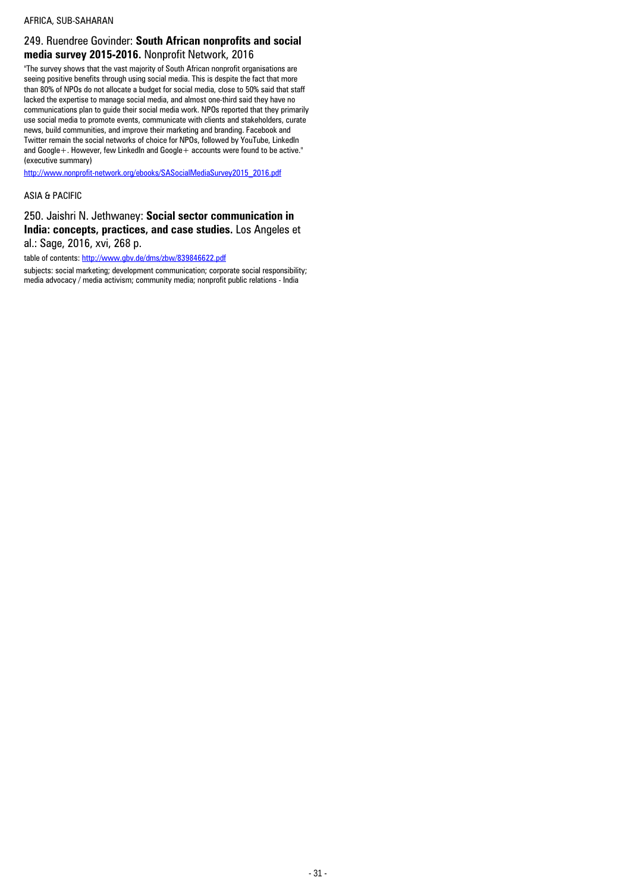AFRICA, SUB-SAHARAN

### 249. Ruendree Govinder: **South African nonprofits and social media survey 2015-2016.** Nonprofit Network, 2016

"The survey shows that the vast majority of South African nonprofit organisations are seeing positive benefits through using social media. This is despite the fact that more than 80% of NPOs do not allocate a budget for social media, close to 50% said that staff lacked the expertise to manage social media, and almost one-third said they have no communications plan to guide their social media work. NPOs reported that they primarily use social media to promote events, communicate with clients and stakeholders, curate news, build communities, and improve their marketing and branding. Facebook and Twitter remain the social networks of choice for NPOs, followed by YouTube, LinkedIn and Google+. However, few LinkedIn and Google+ accounts were found to be active." (executive summary)

http://www.nonprofit-network.org/ebooks/SASocialMediaSurvey2015_2016.pdf

ASIA & PACIFIC

### 250. Jaishri N. Jethwaney: **Social sector communication in India: concepts, practices, and case studies.** Los Angeles et al.: Sage, 2016, xvi, 268 p.

table of contents: http://www.gbv.de/dms/zbw/839846622.pdf

subjects: social marketing; development communication; corporate social responsibility; media advocacy / media activism; community media; nonprofit public relations - India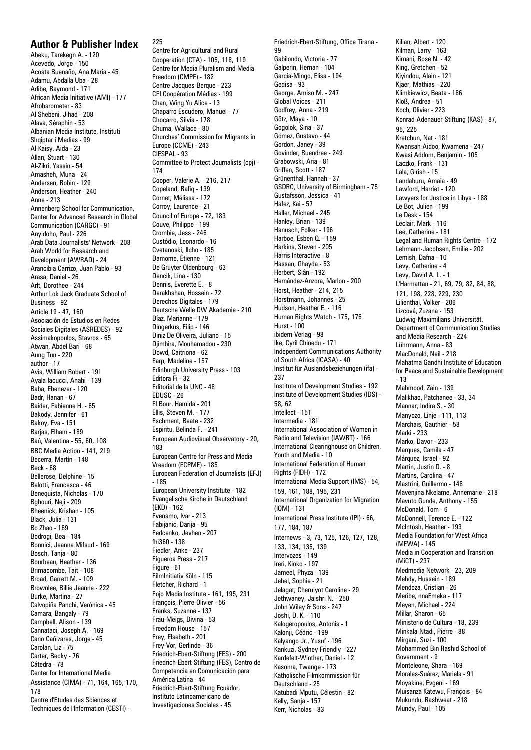## Author & Publisher Index

Abeku, Tarekegn A. - 120
Acevedo, Jorge - 150
Acosta Buenaño, Ana María - 45
Adamu, Abdalla Uba - 28
Adibe, Raymond - 171
African Media Initiative (AMI) - 177
Afrobarometer - 83
Al Shebeni, Jihad - 208
Alava, Séraphin - 53
Albanian Media Institute, Instituti Shqiptar i Medias - 99
Al-Kaisy, Aida - 23
Allan, Stuart - 130
Al-Zikri, Yassin - 54
Amasheh, Muna - 24
Andersen, Robin - 129
Anderson, Heather - 240
Anne - 213
Annenberg School for Communication, Center for Advanced Research in Global Communication (CARGC) - 91
Anyidoho, Paul - 226
Arab Data Journalists' Network - 208
Arab World for Research and Development (AWRAD) - 24
Arancibia Carrizo, Juan Pablo - 93
Arasa, Daniel - 26
Arlt, Dorothee - 215
Arthur Lok Jack Graduate School of Business - 92
Article 19 - 47, 160
Asociación de Estudios en Redes Sociales Digitales (ASREDES) - 92
Assimakopoulos, Stavros - 65
Atwan, Abdel Bari - 68
Aung Tun - 220
author - 17
Avis, William Robert - 191
Ayala Iacucci, Anahi - 139
Baba, Ebenezer - 120
Badr, Hanan - 67
Baider, Fabienne H. - 65
Bakody, Jennifer - 61
Bakoy, Eva - 151
Barjas, Elham - 189
Baú, Valentina - 55, 60, 108
BBC Media Action - 141, 219
Becerra, Martín - 148
Beck - 68
Bellerose, Delphine - 15
Belotti, Francesca - 46
Benequista, Nicholas - 170
Bghouri, Neji - 209
Bheenick, Krishan - 105
Black, Julia - 131
Bo Zhao - 169
Bodrogi, Bea - 184
Bonnici, Jeanne Mifsud - 169
Bosch, Tanja - 80
Bourbeau, Heather - 136
Brimacombe, Tait - 108
Broad, Garrett M. - 109
Brownlee, Billie Jeanne - 222
Burke, Martina - 27
Calvopiña Panchi, Verónica - 45
Camara, Bangaly - 79
Campbell, Alison - 139
Cannataci, Joseph A. - 169
Cano Cañizares, Jorge - 45
Carolan, Liz - 75
Carter, Becky - 76
Cátedra - 78
Center for International Media Assistance (CIMA) - 71, 164, 165, 170, 178
Centre d'Etudes des Sciences et Techniques de l'Information (CESTI) - 225
Centre for Agricultural and Rural Cooperation (CTA) - 105, 118, 119
Centre for Media Pluralism and Media Freedom (CMPF) - 182
Centre Jacques-Berque - 223
CFI Coopération Médias - 199
Chan, Wing Yu Alice - 13
Chaparro Escudero, Manuel - 77
Chocarro, Silvia - 178
Chuma, Wallace - 80
Churches' Commission for Migrants in Europe (CCME) - 243
CIESPAL - 93
Committee to Protect Journalists (cpj) - 174
Cooper, Valerie A. - 216, 217
Copeland, Rafiq - 139
Cornet, Mélissa - 172
Corroy, Laurence - 21
Council of Europe - 72, 183
Couve, Philippe - 199
Crombie, Jess - 246
Custódio, Leonardo - 16
Cvetanoski, Ilcho - 185
Damome, Étienne - 121
De Gruyter Oldenbourg - 63
Dencik, Lina - 130
Dennis, Everette E. - 8
Derakhshan, Hossein - 72
Derechos Digitales - 179
Deutsche Welle DW Akademie - 210
Díaz, Marianne - 179
Dingerkus, Filip - 146
Diniz De Oliveira, Juliano - 15
Djimbira, Mouhamadou - 230
Dowd, Caitriona - 62
Earp, Madeline - 157
Edinburgh University Press - 103
Editora Fi - 32
Editorial de la UNC - 48
EDUSC - 26
El Bour, Hamida - 201
Ellis, Steven M. - 177
Eschment, Beate - 232
Espiritu, Belinda F. - 241
European Audiovisual Observatory - 20, 183
European Centre for Press and Media Vreedom (ECPMF) - 185
European Federation of Journalists (EFJ) - 185
European University Institute - 182
Evangelische Kirche in Deutschland (EKD) - 162
Evensmo, Ivar - 213
Fabijanic, Darija - 95
Fedcenko, Jevhen - 207
fhi360 - 138
Fiedler, Anke - 237
Figueroa Press - 217
Figure - 61
FilmInitiativ Köln - 115
Fletcher, Richard - 1
Fojo Media Institute - 161, 195, 231
François, Pierre-Olivier - 56
Franks, Suzanne - 137
Frau-Meigs, Divina - 53
Freedom House - 157
Frey, Elsebeth - 201
Frey-Vor, Gerlinde - 36
Friedrich-Ebert-Stiftung (FES) - 200
Friedrich-Ebert-Stiftung (FES), Centro de Competencia en Comunicación para América Latina - 44
Friedrich-Ebert-Stiftung Ecuador, Instituto Latinoamericano de Investigaciones Sociales - 45
Friedrich-Ebert-Stiftung, Office Tirana - 99
Gabilondo, Victoria - 77
Galperin, Hernan - 104
García-Mingo, Elisa - 194
Gedisa - 93
George, Amiso M. - 247
Global Voices - 211
Godfrey, Anna - 219
Götz, Maya - 10
Gogolok, Sina - 37
Gómez, Gustavo - 44
Gordon, Janey - 39
Govinder, Ruendree - 249
Grabowski, Aria - 81
Griffen, Scott - 187
Grünenthal, Hannah - 37
GSDRC, University of Birmingham - 75
Gustafsson, Jessica - 41
Hafez, Kai - 57
Haller, Michael - 245
Hanley, Brian - 139
Hanusch, Folker - 196
Harboe, Esben Q. - 159
Harkins, Steven - 205
Harris Interactive - 8
Hassan, Ghayda - 53
Herbert, Siân - 192
Hernández-Anzora, Marlon - 200
Horst, Heather - 214, 215
Horstmann, Johannes - 25
Hudson, Heather E. - 116
Human Rights Watch - 175, 176
Hurst - 100
ibidem-Verlag - 98
Ike, Cyril Chinedu - 171
Independent Communications Authority of South Africa (ICASA) - 40
Institut für Auslandsbeziehungen (ifa) - 237
Institute of Development Studies - 192
Institute of Development Studies (IDS) - 58, 62
Intellect - 151
Intermedia - 181
International Association of Women in Radio and Television (IAWRT) - 166
International Clearinghouse on Children, Youth and Media - 10
International Federation of Human Rights (FIDH) - 172
International Media Support (IMS) - 54, 159, 161, 188, 195, 231
International Organization for Migration (IOM) - 131
International Press Institute (IPI) - 66, 177, 184, 187
Internews - 3, 73, 125, 126, 127, 128, 133, 134, 135, 139
Intervozes - 149
Ireri, Kioko - 197
Jameel, Phyza - 139
Jehel, Sophie - 21
Jelagat, Cheruiyot Caroline - 29
Jethwaney, Jaishri N. - 250
John Wiley & Sons - 247
Joshi, D. K. - 110
Kalogeropoulos, Antonis - 1
Kalonji, Cédric - 199
Kalyango Jr., Yusuf - 196
Kankuzi, Sydney Friendly - 227
Kardefelt-Winther, Daniel - 12
Kasoma, Twange - 173
Katholische Filmkommission für Deutschland - 25
Katubadi Mputu, Célestin - 82
Kelly, Sanja - 157
Kerr, Nicholas - 83
Kilian, Albert - 120
Kilman, Larry - 163
Kimani, Rose N. - 42
King, Gretchen - 52
Kiyindou, Alain - 121
Kjaer, Mathias - 220
Klimkiewicz, Beata - 186
Kloß, Andrea - 51
Koch, Olivier - 223
Konrad-Adenauer-Stiftung (KAS) - 87, 95, 225
Kretchun, Nat - 181
Kwansah-Aidoo, Kwamena - 247
Kwasi Addom, Benjamin - 105
Laczko, Frank - 131
Lala, Girish - 15
Landaburu, Amaia - 49
Lawford, Harriet - 120
Lawyers for Justice in Libya - 188
Le Bot, Julien - 199
Le Desk - 154
Leclair, Mark - 116
Lee, Catherine - 181
Legal and Human Rights Centre - 172
Lehmann-Jacobsen, Emilie - 202
Lemish, Dafna - 10
Levy, Catherine - 4
Levy, David A. L. - 1
L'Harmattan - 21, 69, 79, 82, 84, 88, 121, 198, 228, 229, 230
Lilienthal, Volker - 206
Lizcová, Zuzana - 153
Ludwig-Maximilians-Universität, Department of Communication Studies and Media Research - 224
Lührmann, Anna - 83
MacDonald, Neil - 218
Mahatma Gandhi Institute of Education for Peace and Sustainable Development - 13
Mahmood, Zain - 139
Malikhao, Patchanee - 33, 34
Mannar, Indira S. - 30
Manyozo, Linje - 111, 113
Marchais, Gauthier - 58
Marki - 233
Marko, Davor - 233
Marques, Camila - 47
Márquez, Israel - 92
Martin, Justin D. - 8
Martins, Carolina - 47
Mastrini, Guillermo - 148
Mavenjina Nkelame, Annemarie - 218
Mavuto Gunde, Anthony - 155
McDonald, Tom - 6
McDonnell, Terence E. - 122
McIntosh, Heather - 193
Media Foundation for West Africa (MFWA) - 145
Media in Cooperation and Transition (MiCT) - 237
Medmedia Network - 23, 209
Mehdy, Hussein - 189
Mendoza, Cristian - 26
Meribe, nnaEmeka - 117
Meyen, Michael - 224
Millar, Sharon - 65
Ministerio de Cultura - 18, 239
Minkala-Ntadi, Pierre - 88
Mirgani, Suzi - 100
Mohammed Bin Rashid School of Government - 9
Monteleone, Shara - 169
Morales-Suárez, Mariela - 91
Moyakine, Evgeni - 169
Muisanza Katewu, François - 84
Mukundu, Rashweat - 218
Mundy, Paul - 105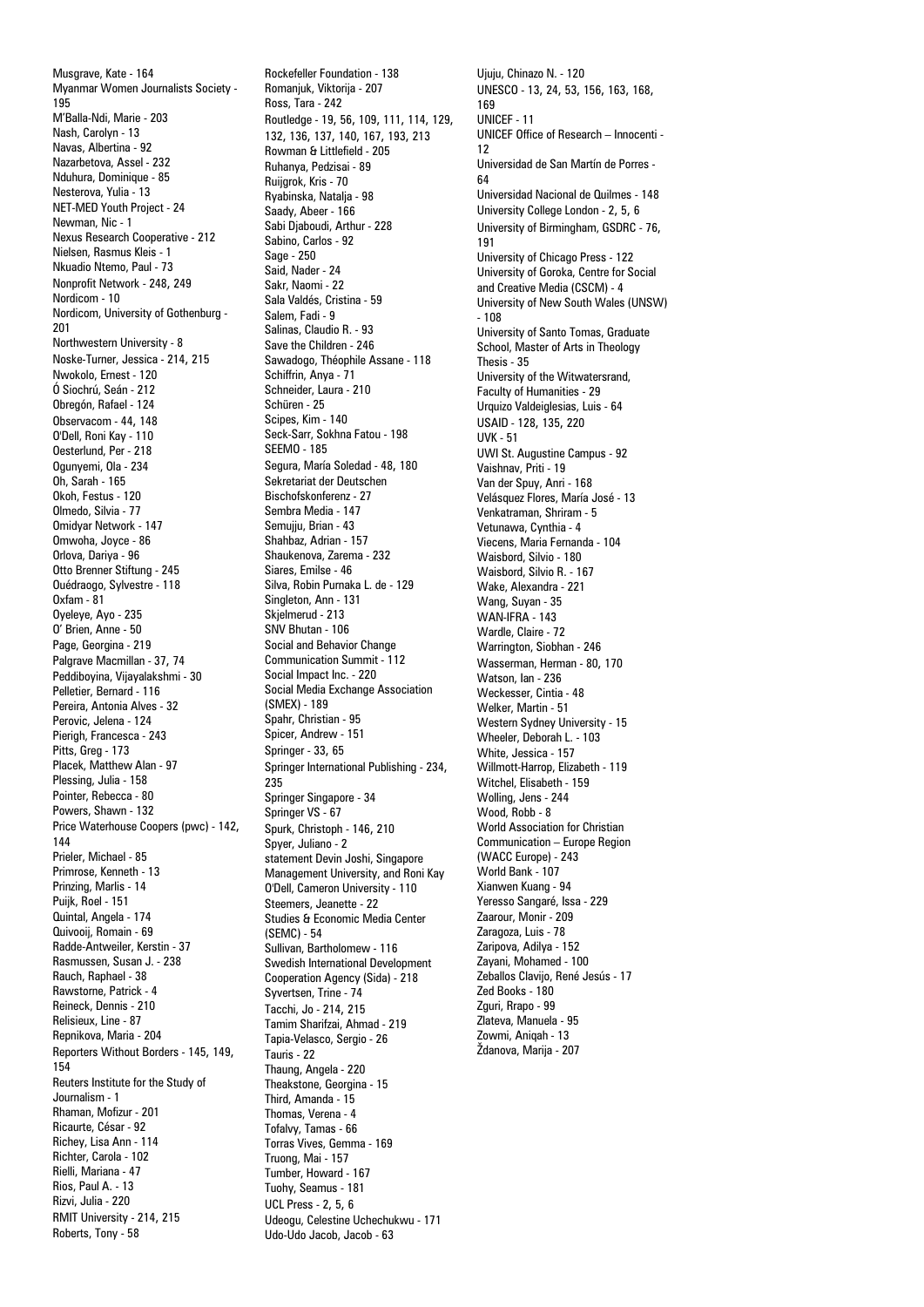Musgrave, Kate - 164
Myanmar Women Journalists Society - 195
M'Balla-Ndi, Marie - 203
Nash, Carolyn - 13
Navas, Albertina - 92
Nazarbetova, Assel - 232
Nduhura, Dominique - 85
Nesterova, Yulia - 13
NET-MED Youth Project - 24
Newman, Nic - 1
Nexus Research Cooperative - 212
Nielsen, Rasmus Kleis - 1
Nkuadio Ntemo, Paul - 73
Nonprofit Network - 248, 249
Nordicom - 10
Nordicom, University of Gothenburg - 201
Northwestern University - 8
Noske-Turner, Jessica - 214, 215
Nwokolo, Ernest - 120
Ó Siochrú, Seán - 212
Obregón, Rafael - 124
Observacom - 44, 148
O'Dell, Roni Kay - 110
Oesterlund, Per - 218
Ogunyemi, Ola - 234
Oh, Sarah - 165
Okoh, Festus - 120
Olmedo, Silvia - 77
Omidyar Network - 147
Omwoha, Joyce - 86
Orlova, Dariya - 96
Otto Brenner Stiftung - 245
Ouédraogo, Sylvestre - 118
Oxfam - 81
Oyeleye, Ayo - 235
O' Brien, Anne - 50
Page, Georgina - 219
Palgrave Macmillan - 37, 74
Peddiboyina, Vijayalakshmi - 30
Pelletier, Bernard - 116
Pereira, Antonia Alves - 32
Perovic, Jelena - 124
Pierigh, Francesca - 243
Pitts, Greg - 173
Placek, Matthew Alan - 97
Plessing, Julia - 158
Pointer, Rebecca - 80
Powers, Shawn - 132
Price Waterhouse Coopers (pwc) - 142, 144
Prieler, Michael - 85
Primrose, Kenneth - 13
Prinzing, Marlis - 14
Puijk, Roel - 151
Quintal, Angela - 174
Quivooij, Romain - 69
Radde-Antweiler, Kerstin - 37
Rasmussen, Susan J. - 238
Rauch, Raphael - 38
Rawstorne, Patrick - 4
Reineck, Dennis - 210
Relisieux, Line - 87
Repnikova, Maria - 204
Reporters Without Borders - 145, 149, 154
Reuters Institute for the Study of Journalism - 1
Rhaman, Mofizur - 201
Ricaurte, César - 92
Richey, Lisa Ann - 114
Richter, Carola - 102
Rielli, Mariana - 47
Rios, Paul A. - 13
Rizvi, Julia - 220
RMIT University - 214, 215
Roberts, Tony - 58
Rockefeller Foundation - 138
Romanjuk, Viktorija - 207
Ross, Tara - 242
Routledge - 19, 56, 109, 111, 114, 129, 132, 136, 137, 140, 167, 193, 213
Rowman & Littlefield - 205
Ruhanya, Pedzisai - 89
Ruijgrok, Kris - 70
Ryabinska, Natalja - 98
Saady, Abeer - 166
Sabi Djaboudi, Arthur - 228
Sabino, Carlos - 92
Sage - 250
Said, Nader - 24
Sakr, Naomi - 22
Sala Valdés, Cristina - 59
Salem, Fadi - 9
Salinas, Claudio R. - 93
Save the Children - 246
Sawadogo, Théophile Assane - 118
Schiffrin, Anya - 71
Schneider, Laura - 210
Schüren - 25
Scipes, Kim - 140
Seck-Sarr, Sokhna Fatou - 198
SEEMO - 185
Segura, María Soledad - 48, 180
Sekretariat der Deutschen Bischofskonferenz - 27
Sembra Media - 147
Semujju, Brian - 43
Shahbaz, Adrian - 157
Shaukenova, Zarema - 232
Siares, Emilse - 46
Silva, Robin Purnaka L. de - 129
Singleton, Ann - 131
Skjelmerud - 213
SNV Bhutan - 106
Social and Behavior Change Communication Summit - 112
Social Impact Inc. - 220
Social Media Exchange Association (SMEX) - 189
Spahr, Christian - 95
Spicer, Andrew - 151
Springer - 33, 65
Springer International Publishing - 234, 235
Springer Singapore - 34
Springer VS - 67
Spurk, Christoph - 146, 210
Spyer, Juliano - 2
statement Devin Joshi, Singapore Management University, and Roni Kay O'Dell, Cameron University - 110
Steemers, Jeanette - 22
Studies & Economic Media Center (SEMC) - 54
Sullivan, Bartholomew - 116
Swedish International Development Cooperation Agency (Sida) - 218
Syvertsen, Trine - 74
Tacchi, Jo - 214, 215
Tamim Sharifzai, Ahmad - 219
Tapia-Velasco, Sergio - 26
Tauris - 22
Thaung, Angela - 220
Theakstone, Georgina - 15
Third, Amanda - 15
Thomas, Verena - 4
Tofalvy, Tamas - 66
Torras Vives, Gemma - 169
Truong, Mai - 157
Tumber, Howard - 167
Tuohy, Seamus - 181
UCL Press - 2, 5, 6
Udeogu, Celestine Uchechukwu - 171
Udo-Udo Jacob, Jacob - 63
Ujuju, Chinazo N. - 120
UNESCO - 13, 24, 53, 156, 163, 168, 169
UNICEF - 11
UNICEF Office of Research – Innocenti - 12
Universidad de San Martín de Porres - 64
Universidad Nacional de Quilmes - 148
University College London - 2, 5, 6
University of Birmingham, GSDRC - 76, 191
University of Chicago Press - 122
University of Goroka, Centre for Social and Creative Media (CSCM) - 4
University of New South Wales (UNSW) - 108
University of Santo Tomas, Graduate School, Master of Arts in Theology Thesis - 35
University of the Witwatersrand, Faculty of Humanities - 29
Urquizo Valdeiglesias, Luis - 64
USAID - 128, 135, 220
UVK - 51
UWI St. Augustine Campus - 92
Vaishnav, Priti - 19
Van der Spuy, Anri - 168
Velásquez Flores, María José - 13
Venkatraman, Shriram - 5
Vetunawa, Cynthia - 4
Viecens, Maria Fernanda - 104
Waisbord, Silvio - 180
Waisbord, Silvio R. - 167
Wake, Alexandra - 221
Wang, Suyan - 35
WAN-IFRA - 143
Wardle, Claire - 72
Warrington, Siobhan - 246
Wasserman, Herman - 80, 170
Watson, Ian - 236
Weckesser, Cintia - 48
Welker, Martin - 51
Western Sydney University - 15
Wheeler, Deborah L. - 103
White, Jessica - 157
Willmott-Harrop, Elizabeth - 119
Witchel, Elisabeth - 159
Wolling, Jens - 244
Wood, Robb - 8
World Association for Christian Communication – Europe Region (WACC Europe) - 243
World Bank - 107
Xianwen Kuang - 94
Yeresso Sangaré, Issa - 229
Zaarour, Monir - 209
Zaragoza, Luis - 78
Zaripova, Adilya - 152
Zayani, Mohamed - 100
Zeballos Clavijo, René Jesús - 17
Zed Books - 180
Zguri, Rrapo - 99
Zlateva, Manuela - 95
Zowmi, Aniqah - 13
Ždanova, Marija - 207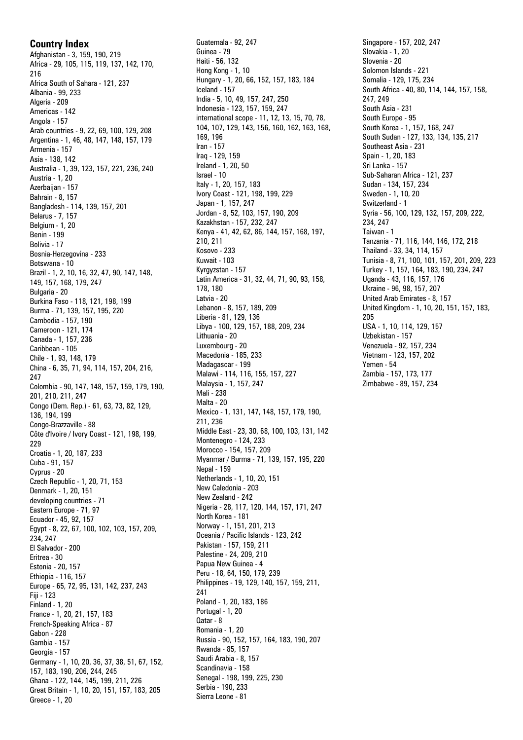## Country Index

Afghanistan - 3, 159, 190, 219
Africa - 29, 105, 115, 119, 137, 142, 170, 216
Africa South of Sahara - 121, 237
Albania - 99, 233
Algeria - 209
Americas - 142
Angola - 157
Arab countries - 9, 22, 69, 100, 129, 208
Argentina - 1, 46, 48, 147, 148, 157, 179
Armenia - 157
Asia - 138, 142
Australia - 1, 39, 123, 157, 221, 236, 240
Austria - 1, 20
Azerbaijan - 157
Bahrain - 8, 157
Bangladesh - 114, 139, 157, 201
Belarus - 7, 157
Belgium - 1, 20
Benin - 199
Bolivia - 17
Bosnia-Herzegovina - 233
Botswana - 10
Brazil - 1, 2, 10, 16, 32, 47, 90, 147, 148, 149, 157, 168, 179, 247
Bulgaria - 20
Burkina Faso - 118, 121, 198, 199
Burma - 71, 139, 157, 195, 220
Cambodia - 157, 190
Cameroon - 121, 174
Canada - 1, 157, 236
Caribbean - 105
Chile - 1, 93, 148, 179
China - 6, 35, 71, 94, 114, 157, 204, 216, 247
Colombia - 90, 147, 148, 157, 159, 179, 190, 201, 210, 211, 247
Congo (Dem. Rep.) - 61, 63, 73, 82, 129, 136, 194, 199
Congo-Brazzaville - 88
Côte d'Ivoire / Ivory Coast - 121, 198, 199, 229
Croatia - 1, 20, 187, 233
Cuba - 91, 157
Cyprus - 20
Czech Republic - 1, 20, 71, 153
Denmark - 1, 20, 151
developing countries - 71
Eastern Europe - 71, 97
Ecuador - 45, 92, 157
Egypt - 8, 22, 67, 100, 102, 103, 157, 209, 234, 247
El Salvador - 200
Eritrea - 30
Estonia - 20, 157
Ethiopia - 116, 157
Europe - 65, 72, 95, 131, 142, 237, 243
Fiji - 123
Finland - 1, 20
France - 1, 20, 21, 157, 183
French-Speaking Africa - 87
Gabon - 228
Gambia - 157
Georgia - 157
Germany - 1, 10, 20, 36, 37, 38, 51, 67, 152, 157, 183, 190, 206, 244, 245
Ghana - 122, 144, 145, 199, 211, 226
Great Britain - 1, 10, 20, 151, 157, 183, 205
Greece - 1, 20
Guatemala - 92, 247
Guinea - 79
Haiti - 56, 132
Hong Kong - 1, 10
Hungary - 1, 20, 66, 152, 157, 183, 184
Iceland - 157
India - 5, 10, 49, 157, 247, 250
Indonesia - 123, 157, 159, 247
international scope - 11, 12, 13, 15, 70, 78, 104, 107, 129, 143, 156, 160, 162, 163, 168, 169, 196
Iran - 157
Iraq - 129, 159
Ireland - 1, 20, 50
Israel - 10
Italy - 1, 20, 157, 183
Ivory Coast - 121, 198, 199, 229
Japan - 1, 157, 247
Jordan - 8, 52, 103, 157, 190, 209
Kazakhstan - 157, 232, 247
Kenya - 41, 42, 62, 86, 144, 157, 168, 197, 210, 211
Kosovo - 233
Kuwait - 103
Kyrgyzstan - 157
Latin America - 31, 32, 44, 71, 90, 93, 158, 178, 180
Latvia - 20
Lebanon - 8, 157, 189, 209
Liberia - 81, 129, 136
Libya - 100, 129, 157, 188, 209, 234
Lithuania - 20
Luxembourg - 20
Macedonia - 185, 233
Madagascar - 199
Malawi - 114, 116, 155, 157, 227
Malaysia - 1, 157, 247
Mali - 238
Malta - 20
Mexico - 1, 131, 147, 148, 157, 179, 190, 211, 236
Middle East - 23, 30, 68, 100, 103, 131, 142
Montenegro - 124, 233
Morocco - 154, 157, 209
Myanmar / Burma - 71, 139, 157, 195, 220
Nepal - 159
Netherlands - 1, 10, 20, 151
New Caledonia - 203
New Zealand - 242
Nigeria - 28, 117, 120, 144, 157, 171, 247
North Korea - 181
Norway - 1, 151, 201, 213
Oceania / Pacific Islands - 123, 242
Pakistan - 157, 159, 211
Palestine - 24, 209, 210
Papua New Guinea - 4
Peru - 18, 64, 150, 179, 239
Philippines - 19, 129, 140, 157, 159, 211, 241
Poland - 1, 20, 183, 186
Portugal - 1, 20
Qatar - 8
Romania - 1, 20
Russia - 90, 152, 157, 164, 183, 190, 207
Rwanda - 85, 157
Saudi Arabia - 8, 157
Scandinavia - 158
Senegal - 198, 199, 225, 230
Serbia - 190, 233
Sierra Leone - 81
Singapore - 157, 202, 247
Slovakia - 1, 20
Slovenia - 20
Solomon Islands - 221
Somalia - 129, 175, 234
South Africa - 40, 80, 114, 144, 157, 158, 247, 249
South Asia - 231
South Europe - 95
South Korea - 1, 157, 168, 247
South Sudan - 127, 133, 134, 135, 217
Southeast Asia - 231
Spain - 1, 20, 183
Sri Lanka - 157
Sub-Saharan Africa - 121, 237
Sudan - 134, 157, 234
Sweden - 1, 10, 20
Switzerland - 1
Syria - 56, 100, 129, 132, 157, 209, 222, 234, 247
Taiwan - 1
Tanzania - 71, 116, 144, 146, 172, 218
Thailand - 33, 34, 114, 157
Tunisia - 8, 71, 100, 101, 157, 201, 209, 223
Turkey - 1, 157, 164, 183, 190, 234, 247
Uganda - 43, 116, 157, 176
Ukraine - 96, 98, 157, 207
United Arab Emirates - 8, 157
United Kingdom - 1, 10, 20, 151, 157, 183, 205
USA - 1, 10, 114, 129, 157
Uzbekistan - 157
Venezuela - 92, 157, 234
Vietnam - 123, 157, 202
Yemen - 54
Zambia - 157, 173, 177
Zimbabwe - 89, 157, 234